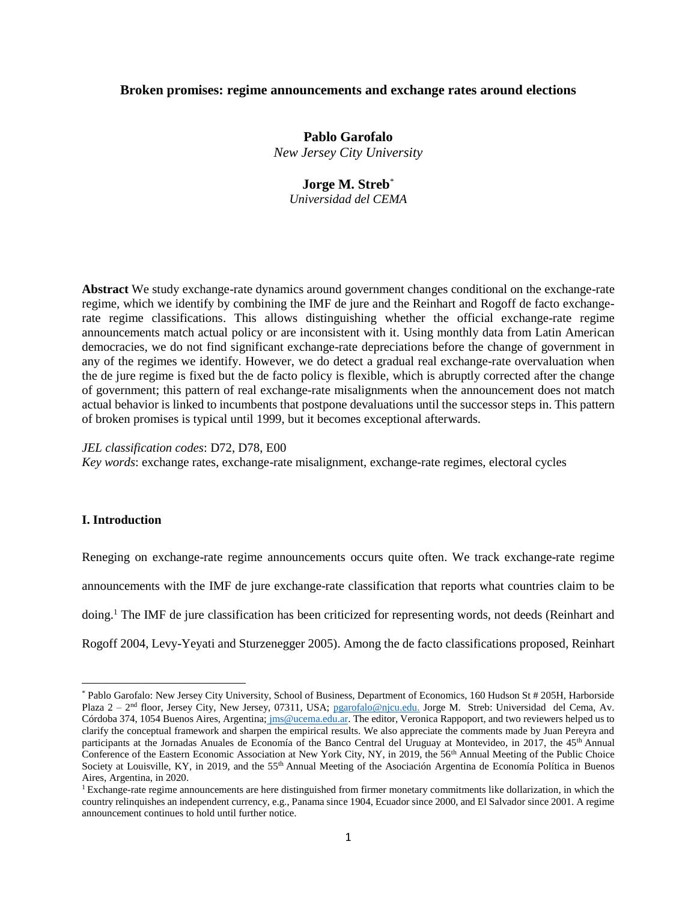# Broken promises: regime announcements and exchange rates around elections

**Pablo Garofalo**
*New Jersey City University*

**Jorge M. Streb**[*]
*Universidad del CEMA*

**Abstract** We study exchange-rate dynamics around government changes conditional on the exchange-rate regime, which we identify by combining the IMF de jure and the Reinhart and Rogoff de facto exchange-rate regime classifications. This allows distinguishing whether the official exchange-rate regime announcements match actual policy or are inconsistent with it. Using monthly data from Latin American democracies, we do not find significant exchange-rate depreciations before the change of government in any of the regimes we identify. However, we do detect a gradual real exchange-rate overvaluation when the de jure regime is fixed but the de facto policy is flexible, which is abruptly corrected after the change of government; this pattern of real exchange-rate misalignments when the announcement does not match actual behavior is linked to incumbents that postpone devaluations until the successor steps in. This pattern of broken promises is typical until 1999, but it becomes exceptional afterwards.

*JEL classification codes*: D72, D78, E00
*Key words*: exchange rates, exchange-rate misalignment, exchange-rate regimes, electoral cycles

## I. Introduction

Reneging on exchange-rate regime announcements occurs quite often. We track exchange-rate regime announcements with the IMF de jure exchange-rate classification that reports what countries claim to be doing.[1] The IMF de jure classification has been criticized for representing words, not deeds (Reinhart and Rogoff 2004, Levy-Yeyati and Sturzenegger 2005). Among the de facto classifications proposed, Reinhart

---

[*] Pablo Garofalo: New Jersey City University, School of Business, Department of Economics, 160 Hudson St # 205H, Harborside Plaza 2 – 2nd floor, Jersey City, New Jersey, 07311, USA; pgarofalo@njcu.edu. Jorge M. Streb: Universidad del Cema, Av. Córdoba 374, 1054 Buenos Aires, Argentina; jms@ucema.edu.ar. The editor, Veronica Rappoport, and two reviewers helped us to clarify the conceptual framework and sharpen the empirical results. We also appreciate the comments made by Juan Pereyra and participants at the Jornadas Anuales de Economía of the Banco Central del Uruguay at Montevideo, in 2017, the 45th Annual Conference of the Eastern Economic Association at New York City, NY, in 2019, the 56th Annual Meeting of the Public Choice Society at Louisville, KY, in 2019, and the 55th Annual Meeting of the Asociación Argentina de Economía Política in Buenos Aires, Argentina, in 2020.

[1] Exchange-rate regime announcements are here distinguished from firmer monetary commitments like dollarization, in which the country relinquishes an independent currency, e.g., Panama since 1904, Ecuador since 2000, and El Salvador since 2001. A regime announcement continues to hold until further notice.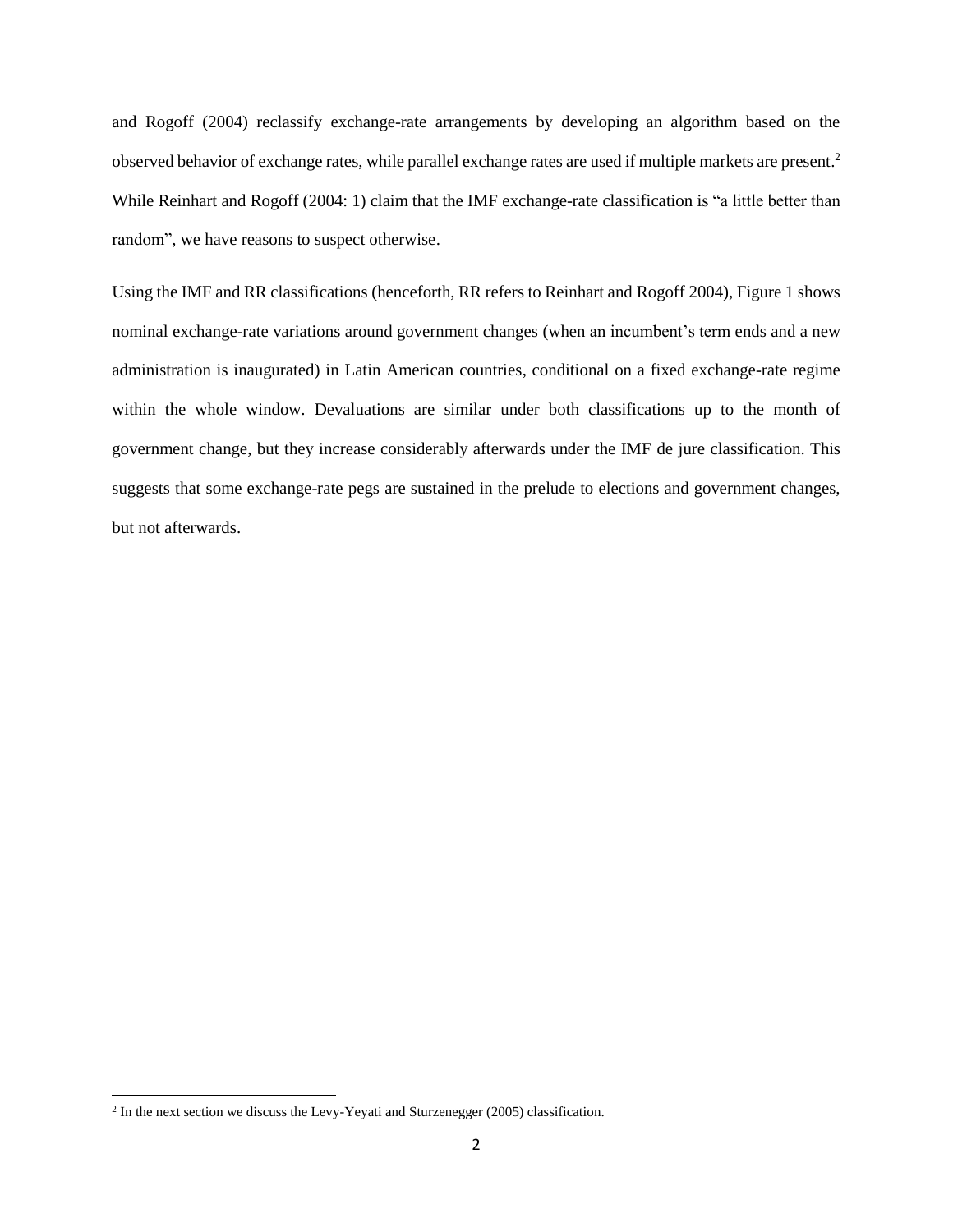and Rogoff (2004) reclassify exchange-rate arrangements by developing an algorithm based on the observed behavior of exchange rates, while parallel exchange rates are used if multiple markets are present.[2] While Reinhart and Rogoff (2004: 1) claim that the IMF exchange-rate classification is "a little better than random", we have reasons to suspect otherwise.

Using the IMF and RR classifications (henceforth, RR refers to Reinhart and Rogoff 2004), Figure 1 shows nominal exchange-rate variations around government changes (when an incumbent's term ends and a new administration is inaugurated) in Latin American countries, conditional on a fixed exchange-rate regime within the whole window. Devaluations are similar under both classifications up to the month of government change, but they increase considerably afterwards under the IMF de jure classification. This suggests that some exchange-rate pegs are sustained in the prelude to elections and government changes, but not afterwards.

[2] In the next section we discuss the Levy-Yeyati and Sturzenegger (2005) classification.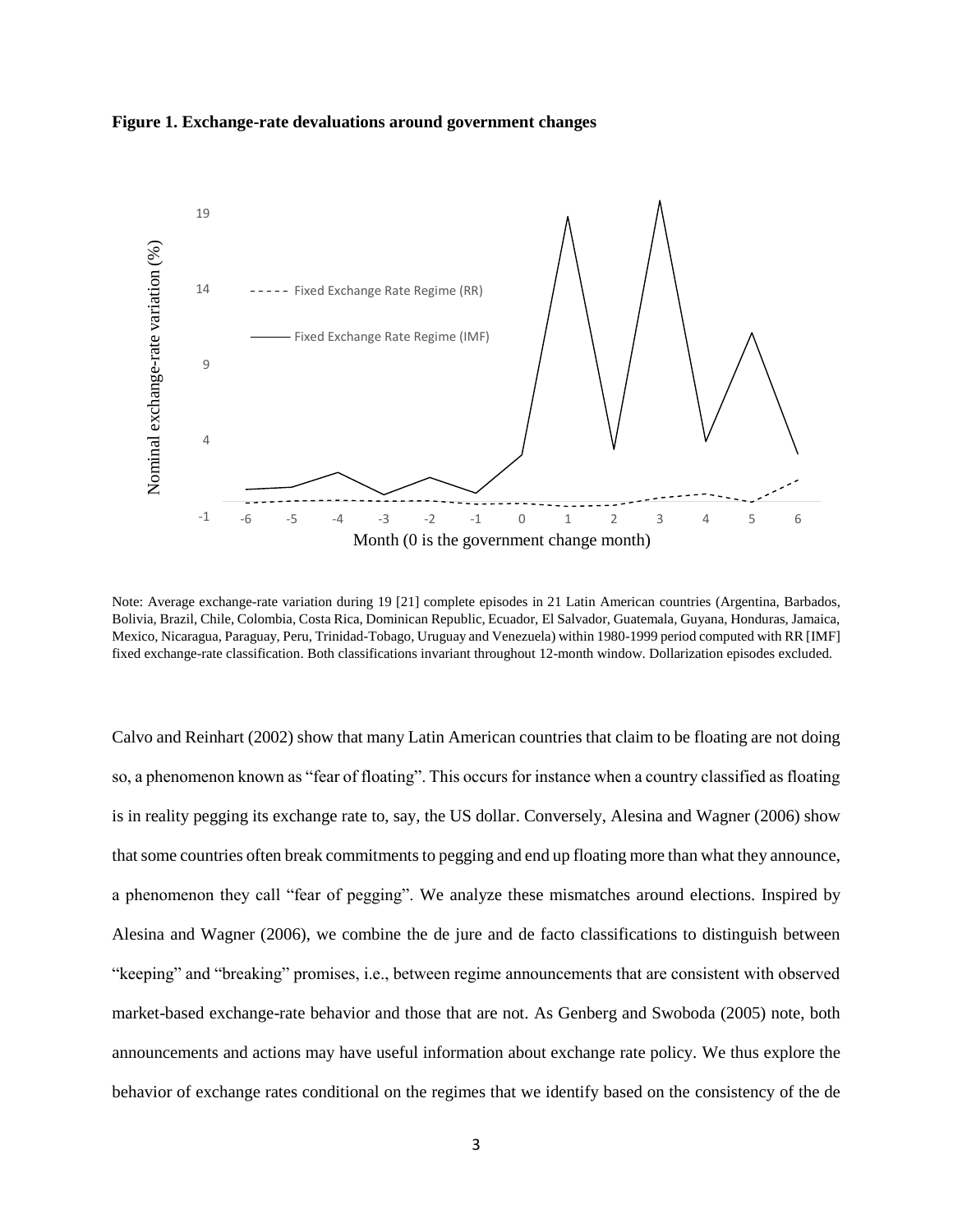**Figure 1. Exchange-rate devaluations around government changes**

Note: Average exchange-rate variation during 19 [21] complete episodes in 21 Latin American countries (Argentina, Barbados, Bolivia, Brazil, Chile, Colombia, Costa Rica, Dominican Republic, Ecuador, El Salvador, Guatemala, Guyana, Honduras, Jamaica, Mexico, Nicaragua, Paraguay, Peru, Trinidad-Tobago, Uruguay and Venezuela) within 1980-1999 period computed with RR [IMF] fixed exchange-rate classification. Both classifications invariant throughout 12-month window. Dollarization episodes excluded.

Calvo and Reinhart (2002) show that many Latin American countries that claim to be floating are not doing so, a phenomenon known as "fear of floating". This occurs for instance when a country classified as floating is in reality pegging its exchange rate to, say, the US dollar. Conversely, Alesina and Wagner (2006) show that some countries often break commitments to pegging and end up floating more than what they announce, a phenomenon they call "fear of pegging". We analyze these mismatches around elections. Inspired by Alesina and Wagner (2006), we combine the de jure and de facto classifications to distinguish between "keeping" and "breaking" promises, i.e., between regime announcements that are consistent with observed market-based exchange-rate behavior and those that are not. As Genberg and Swoboda (2005) note, both announcements and actions may have useful information about exchange rate policy. We thus explore the behavior of exchange rates conditional on the regimes that we identify based on the consistency of the de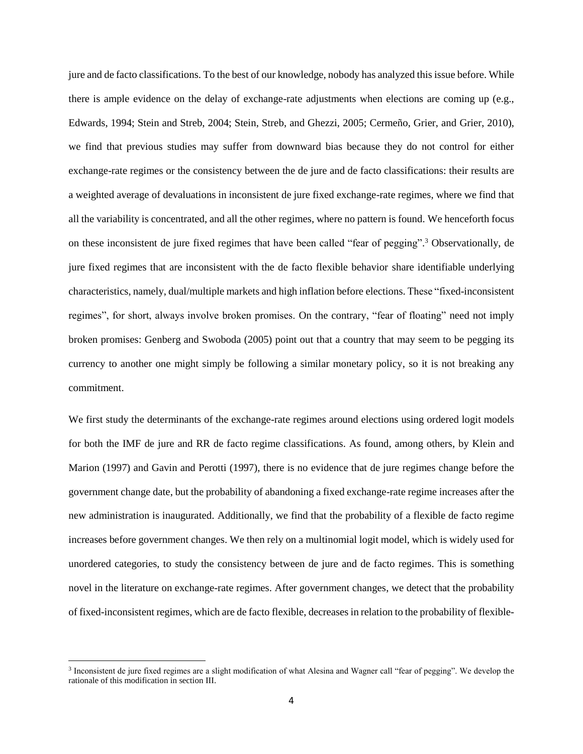jure and de facto classifications. To the best of our knowledge, nobody has analyzed this issue before. While there is ample evidence on the delay of exchange-rate adjustments when elections are coming up (e.g., Edwards, 1994; Stein and Streb, 2004; Stein, Streb, and Ghezzi, 2005; Cermeño, Grier, and Grier, 2010), we find that previous studies may suffer from downward bias because they do not control for either exchange-rate regimes or the consistency between the de jure and de facto classifications: their results are a weighted average of devaluations in inconsistent de jure fixed exchange-rate regimes, where we find that all the variability is concentrated, and all the other regimes, where no pattern is found. We henceforth focus on these inconsistent de jure fixed regimes that have been called "fear of pegging".[3] Observationally, de jure fixed regimes that are inconsistent with the de facto flexible behavior share identifiable underlying characteristics, namely, dual/multiple markets and high inflation before elections. These "fixed-inconsistent regimes", for short, always involve broken promises. On the contrary, "fear of floating" need not imply broken promises: Genberg and Swoboda (2005) point out that a country that may seem to be pegging its currency to another one might simply be following a similar monetary policy, so it is not breaking any commitment.

We first study the determinants of the exchange-rate regimes around elections using ordered logit models for both the IMF de jure and RR de facto regime classifications. As found, among others, by Klein and Marion (1997) and Gavin and Perotti (1997), there is no evidence that de jure regimes change before the government change date, but the probability of abandoning a fixed exchange-rate regime increases after the new administration is inaugurated. Additionally, we find that the probability of a flexible de facto regime increases before government changes. We then rely on a multinomial logit model, which is widely used for unordered categories, to study the consistency between de jure and de facto regimes. This is something novel in the literature on exchange-rate regimes. After government changes, we detect that the probability of fixed-inconsistent regimes, which are de facto flexible, decreases in relation to the probability of flexible-

[3] Inconsistent de jure fixed regimes are a slight modification of what Alesina and Wagner call "fear of pegging". We develop the rationale of this modification in section III.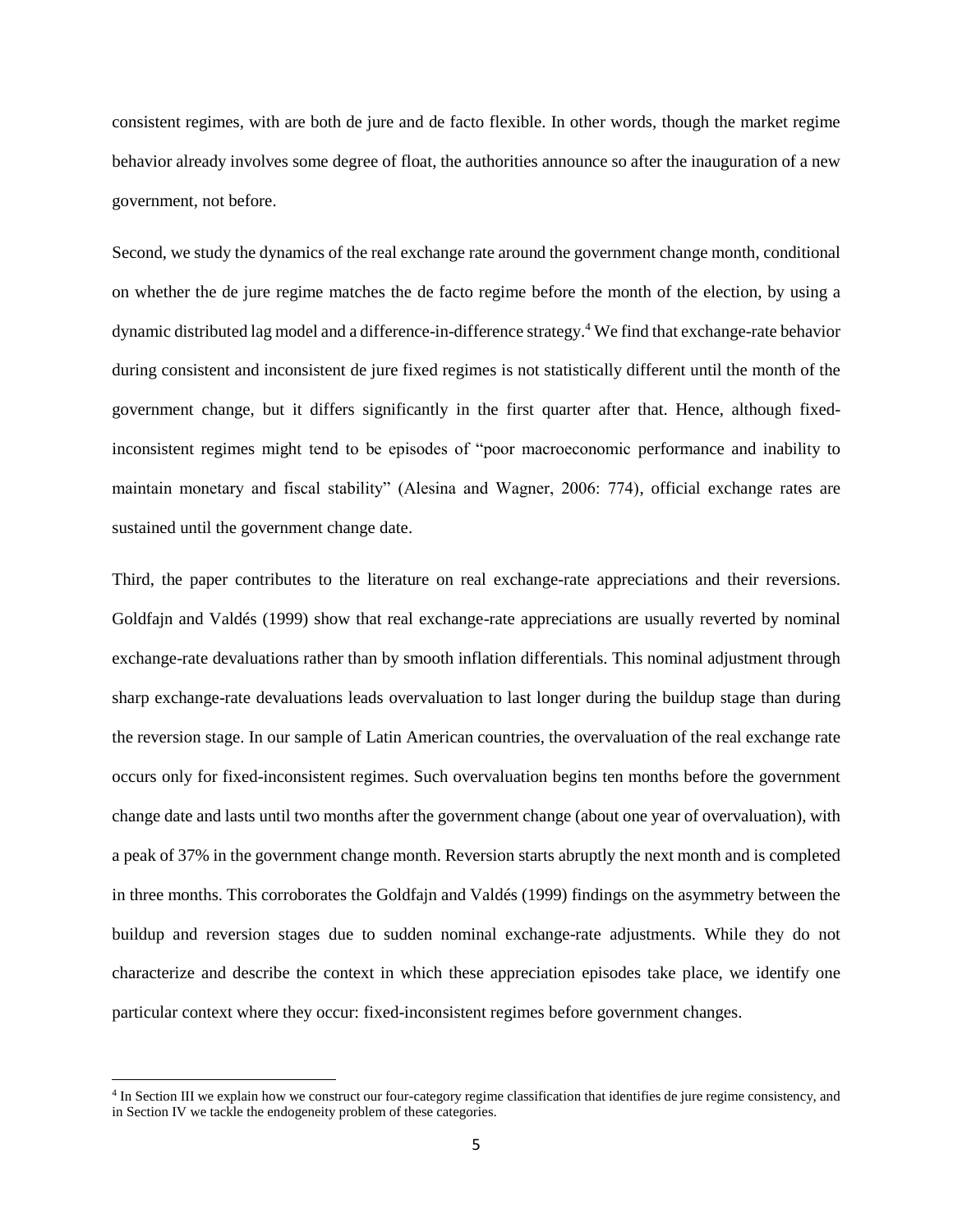consistent regimes, with are both de jure and de facto flexible. In other words, though the market regime behavior already involves some degree of float, the authorities announce so after the inauguration of a new government, not before.

Second, we study the dynamics of the real exchange rate around the government change month, conditional on whether the de jure regime matches the de facto regime before the month of the election, by using a dynamic distributed lag model and a difference-in-difference strategy.[4] We find that exchange-rate behavior during consistent and inconsistent de jure fixed regimes is not statistically different until the month of the government change, but it differs significantly in the first quarter after that. Hence, although fixed-inconsistent regimes might tend to be episodes of "poor macroeconomic performance and inability to maintain monetary and fiscal stability" (Alesina and Wagner, 2006: 774), official exchange rates are sustained until the government change date.

Third, the paper contributes to the literature on real exchange-rate appreciations and their reversions. Goldfajn and Valdés (1999) show that real exchange-rate appreciations are usually reverted by nominal exchange-rate devaluations rather than by smooth inflation differentials. This nominal adjustment through sharp exchange-rate devaluations leads overvaluation to last longer during the buildup stage than during the reversion stage. In our sample of Latin American countries, the overvaluation of the real exchange rate occurs only for fixed-inconsistent regimes. Such overvaluation begins ten months before the government change date and lasts until two months after the government change (about one year of overvaluation), with a peak of 37% in the government change month. Reversion starts abruptly the next month and is completed in three months. This corroborates the Goldfajn and Valdés (1999) findings on the asymmetry between the buildup and reversion stages due to sudden nominal exchange-rate adjustments. While they do not characterize and describe the context in which these appreciation episodes take place, we identify one particular context where they occur: fixed-inconsistent regimes before government changes.

[4] In Section III we explain how we construct our four-category regime classification that identifies de jure regime consistency, and in Section IV we tackle the endogeneity problem of these categories.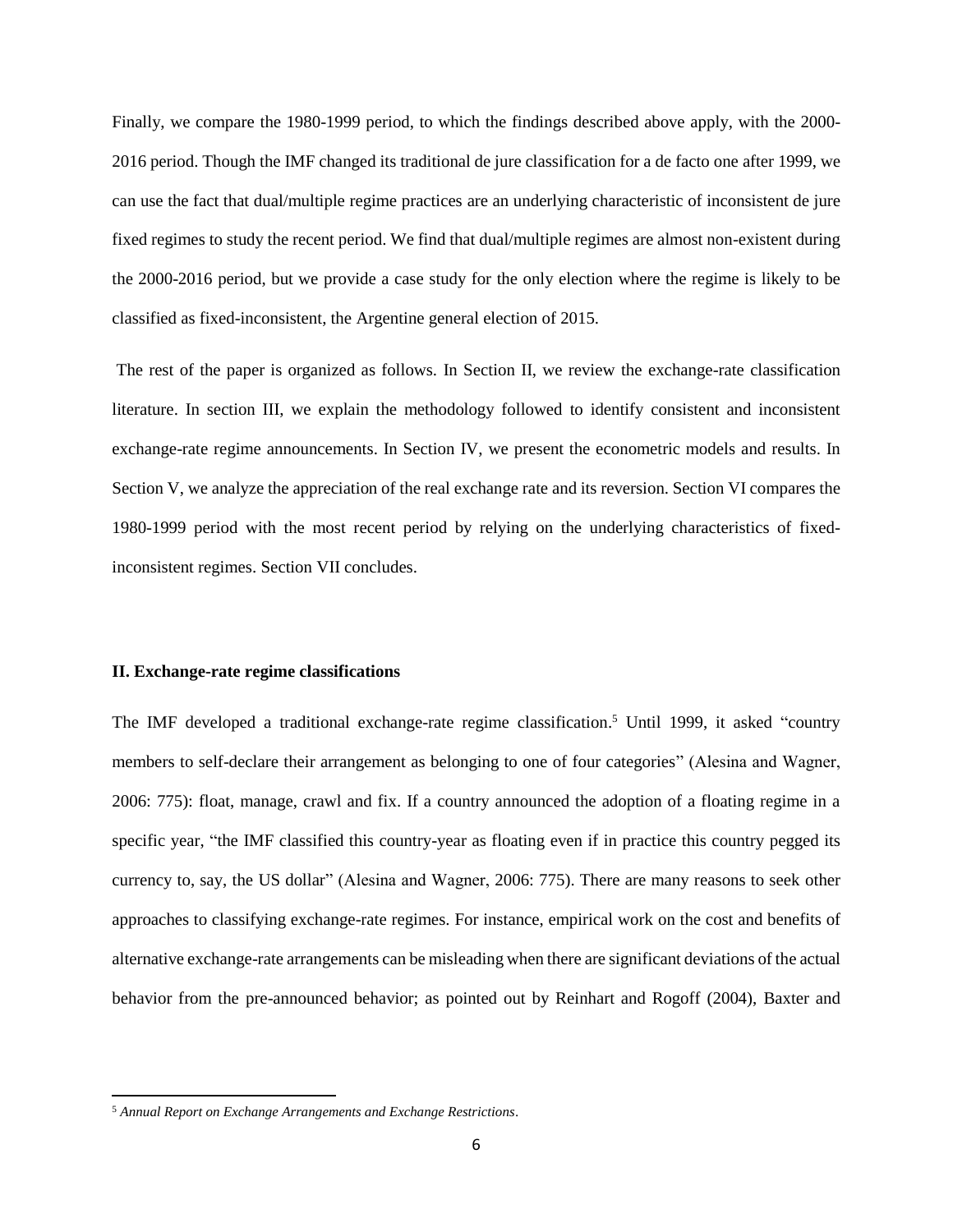Finally, we compare the 1980-1999 period, to which the findings described above apply, with the 2000-2016 period. Though the IMF changed its traditional de jure classification for a de facto one after 1999, we can use the fact that dual/multiple regime practices are an underlying characteristic of inconsistent de jure fixed regimes to study the recent period. We find that dual/multiple regimes are almost non-existent during the 2000-2016 period, but we provide a case study for the only election where the regime is likely to be classified as fixed-inconsistent, the Argentine general election of 2015.

The rest of the paper is organized as follows. In Section II, we review the exchange-rate classification literature. In section III, we explain the methodology followed to identify consistent and inconsistent exchange-rate regime announcements. In Section IV, we present the econometric models and results. In Section V, we analyze the appreciation of the real exchange rate and its reversion. Section VI compares the 1980-1999 period with the most recent period by relying on the underlying characteristics of fixed-inconsistent regimes. Section VII concludes.

**II. Exchange-rate regime classifications**

The IMF developed a traditional exchange-rate regime classification.[5] Until 1999, it asked "country members to self-declare their arrangement as belonging to one of four categories" (Alesina and Wagner, 2006: 775): float, manage, crawl and fix. If a country announced the adoption of a floating regime in a specific year, "the IMF classified this country-year as floating even if in practice this country pegged its currency to, say, the US dollar" (Alesina and Wagner, 2006: 775). There are many reasons to seek other approaches to classifying exchange-rate regimes. For instance, empirical work on the cost and benefits of alternative exchange-rate arrangements can be misleading when there are significant deviations of the actual behavior from the pre-announced behavior; as pointed out by Reinhart and Rogoff (2004), Baxter and

[5] *Annual Report on Exchange Arrangements and Exchange Restrictions*.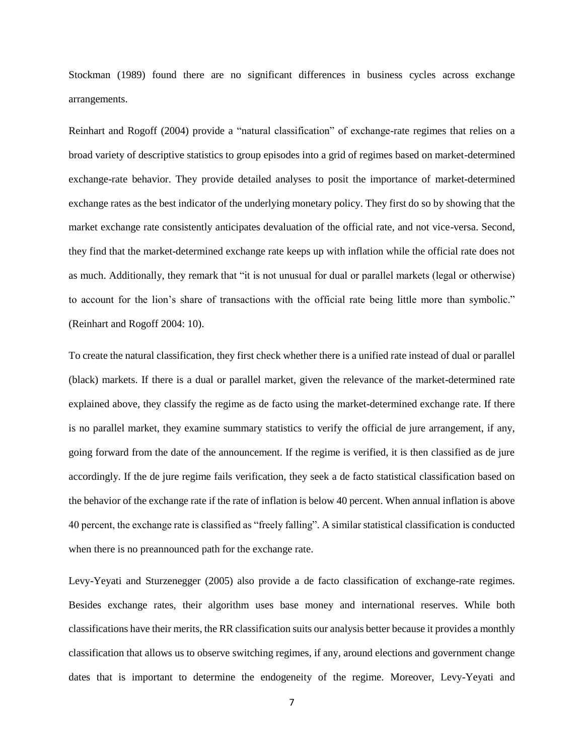Stockman (1989) found there are no significant differences in business cycles across exchange arrangements.

Reinhart and Rogoff (2004) provide a "natural classification" of exchange-rate regimes that relies on a broad variety of descriptive statistics to group episodes into a grid of regimes based on market-determined exchange-rate behavior. They provide detailed analyses to posit the importance of market-determined exchange rates as the best indicator of the underlying monetary policy. They first do so by showing that the market exchange rate consistently anticipates devaluation of the official rate, and not vice-versa. Second, they find that the market-determined exchange rate keeps up with inflation while the official rate does not as much. Additionally, they remark that "it is not unusual for dual or parallel markets (legal or otherwise) to account for the lion's share of transactions with the official rate being little more than symbolic." (Reinhart and Rogoff 2004: 10).

To create the natural classification, they first check whether there is a unified rate instead of dual or parallel (black) markets. If there is a dual or parallel market, given the relevance of the market-determined rate explained above, they classify the regime as de facto using the market-determined exchange rate. If there is no parallel market, they examine summary statistics to verify the official de jure arrangement, if any, going forward from the date of the announcement. If the regime is verified, it is then classified as de jure accordingly. If the de jure regime fails verification, they seek a de facto statistical classification based on the behavior of the exchange rate if the rate of inflation is below 40 percent. When annual inflation is above 40 percent, the exchange rate is classified as "freely falling". A similar statistical classification is conducted when there is no preannounced path for the exchange rate.

Levy-Yeyati and Sturzenegger (2005) also provide a de facto classification of exchange-rate regimes. Besides exchange rates, their algorithm uses base money and international reserves. While both classifications have their merits, the RR classification suits our analysis better because it provides a monthly classification that allows us to observe switching regimes, if any, around elections and government change dates that is important to determine the endogeneity of the regime. Moreover, Levy-Yeyati and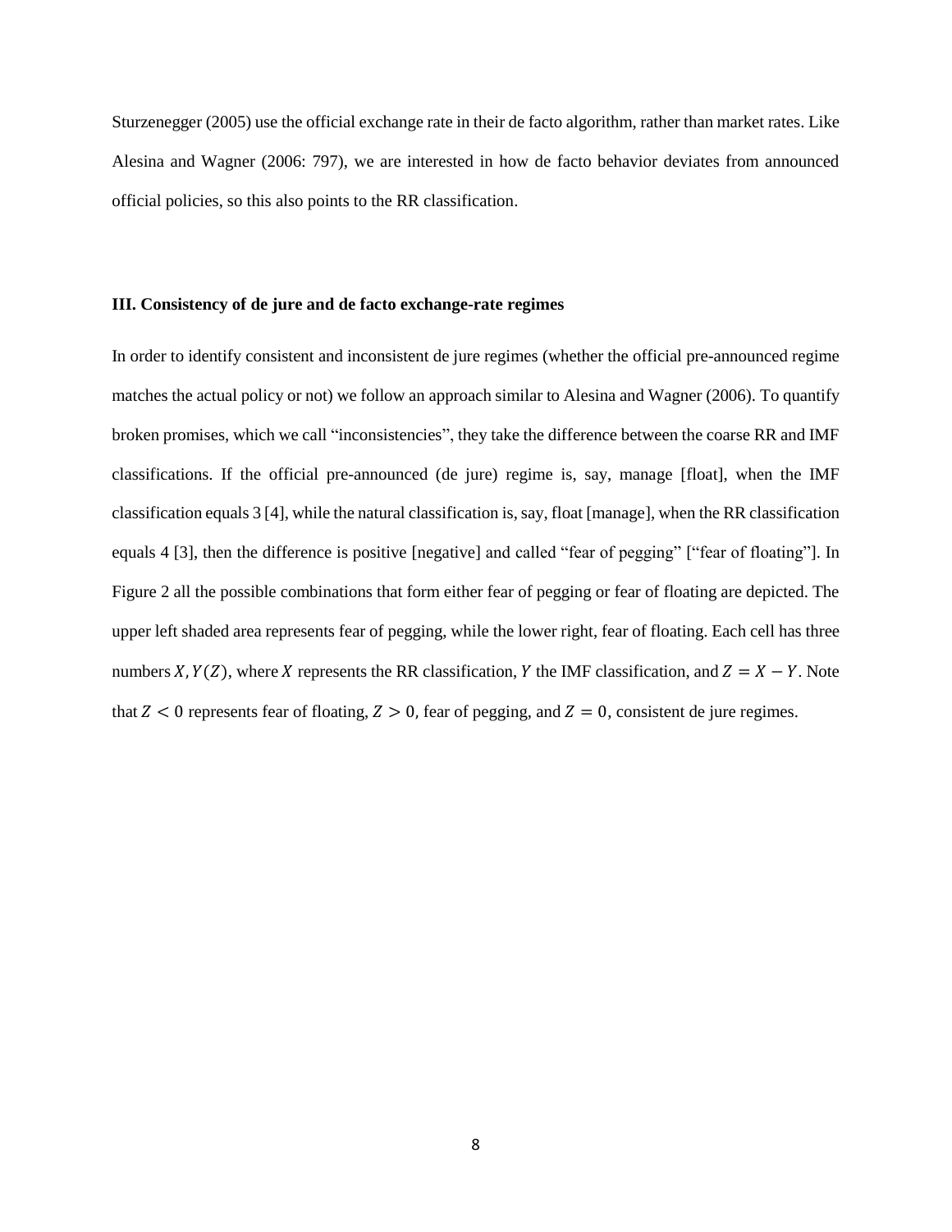Sturzenegger (2005) use the official exchange rate in their de facto algorithm, rather than market rates. Like Alesina and Wagner (2006: 797), we are interested in how de facto behavior deviates from announced official policies, so this also points to the RR classification.

### III. Consistency of de jure and de facto exchange-rate regimes

In order to identify consistent and inconsistent de jure regimes (whether the official pre-announced regime matches the actual policy or not) we follow an approach similar to Alesina and Wagner (2006). To quantify broken promises, which we call "inconsistencies", they take the difference between the coarse RR and IMF classifications. If the official pre-announced (de jure) regime is, say, manage [float], when the IMF classification equals 3 [4], while the natural classification is, say, float [manage], when the RR classification equals 4 [3], then the difference is positive [negative] and called "fear of pegging" ["fear of floating"]. In Figure 2 all the possible combinations that form either fear of pegging or fear of floating are depicted. The upper left shaded area represents fear of pegging, while the lower right, fear of floating. Each cell has three numbers $X, Y(Z)$, where $X$ represents the RR classification, $Y$ the IMF classification, and $Z = X - Y$. Note that $Z < 0$ represents fear of floating, $Z > 0$, fear of pegging, and $Z = 0$, consistent de jure regimes.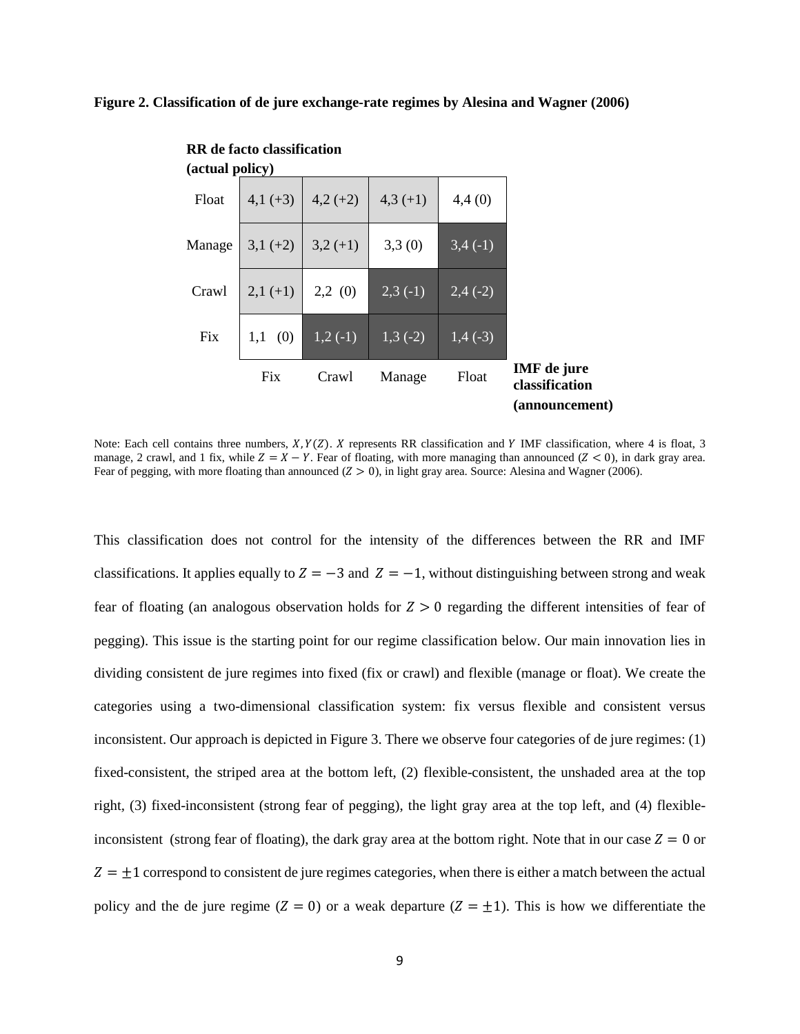**Figure 2. Classification of de jure exchange-rate regimes by Alesina and Wagner (2006)**

| **RR de facto classification (actual policy)** | | | | |
|---|---|---|---|---|
| Float | 4,1 (+3) | 4,2 (+2) | 4,3 (+1) | 4,4 (0) |
| Manage | 3,1 (+2) | 3,2 (+1) | 3,3 (0) | 3,4 (-1) |
| Crawl | 2,1 (+1) | 2,2 (0) | 2,3 (-1) | 2,4 (-2) |
| Fix | 1,1 (0) | 1,2 (-1) | 1,3 (-2) | 1,4 (-3) |
| | Fix | Crawl | Manage | Float |
| | | | | **IMF de jure classification (announcement)** |

Note: Each cell contains three numbers, $X, Y(Z)$. $X$ represents RR classification and $Y$ IMF classification, where 4 is float, 3 manage, 2 crawl, and 1 fix, while $Z = X - Y$. Fear of floating, with more managing than announced ($Z < 0$), in dark gray area. Fear of pegging, with more floating than announced ($Z > 0$), in light gray area. Source: Alesina and Wagner (2006).

This classification does not control for the intensity of the differences between the RR and IMF classifications. It applies equally to $Z = -3$ and $Z = -1$, without distinguishing between strong and weak fear of floating (an analogous observation holds for $Z > 0$ regarding the different intensities of fear of pegging). This issue is the starting point for our regime classification below. Our main innovation lies in dividing consistent de jure regimes into fixed (fix or crawl) and flexible (manage or float). We create the categories using a two-dimensional classification system: fix versus flexible and consistent versus inconsistent. Our approach is depicted in Figure 3. There we observe four categories of de jure regimes: (1) fixed-consistent, the striped area at the bottom left, (2) flexible-consistent, the unshaded area at the top right, (3) fixed-inconsistent (strong fear of pegging), the light gray area at the top left, and (4) flexible-inconsistent (strong fear of floating), the dark gray area at the bottom right. Note that in our case $Z = 0$ or $Z = \pm 1$ correspond to consistent de jure regimes categories, when there is either a match between the actual policy and the de jure regime ($Z = 0$) or a weak departure ($Z = \pm 1$). This is how we differentiate the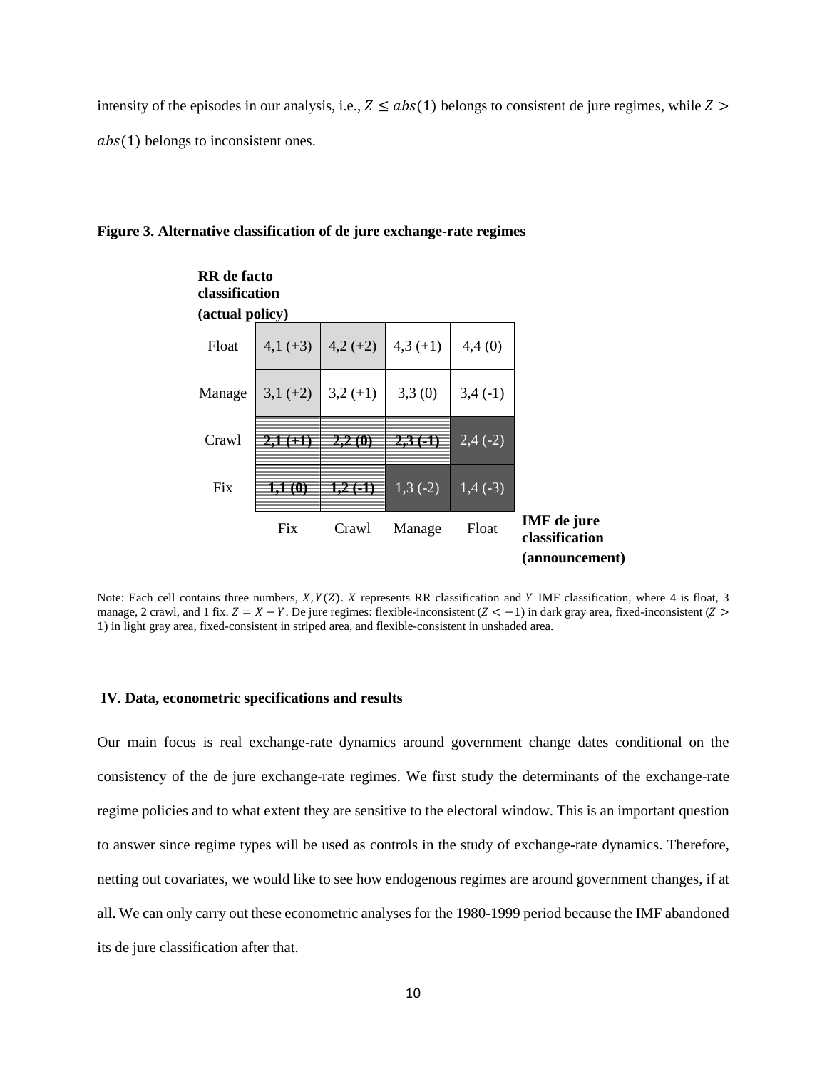intensity of the episodes in our analysis, i.e., $Z \leq abs(1)$ belongs to consistent de jure regimes, while $Z > abs(1)$ belongs to inconsistent ones.

**Figure 3. Alternative classification of de jure exchange-rate regimes**

| **RR de facto classification (actual policy)** | | | | |
|---|---|---|---|---|
| Float | 4,1 (+3) | 4,2 (+2) | 4,3 (+1) | 4,4 (0) |
| Manage | 3,1 (+2) | 3,2 (+1) | 3,3 (0) | 3,4 (-1) |
| Crawl | **2,1 (+1)** | **2,2 (0)** | **2,3 (-1)** | 2,4 (-2) |
| Fix | **1,1 (0)** | **1,2 (-1)** | 1,3 (-2) | 1,4 (-3) |
| | Fix | Crawl | Manage | Float |
| | | | | **IMF de jure classification (announcement)** |

Note: Each cell contains three numbers, $X, Y(Z)$. $X$ represents RR classification and $Y$ IMF classification, where 4 is float, 3 manage, 2 crawl, and 1 fix. $Z = X - Y$. De jure regimes: flexible-inconsistent ($Z < -1$) in dark gray area, fixed-inconsistent ($Z > 1$) in light gray area, fixed-consistent in striped area, and flexible-consistent in unshaded area.

## IV. Data, econometric specifications and results

Our main focus is real exchange-rate dynamics around government change dates conditional on the consistency of the de jure exchange-rate regimes. We first study the determinants of the exchange-rate regime policies and to what extent they are sensitive to the electoral window. This is an important question to answer since regime types will be used as controls in the study of exchange-rate dynamics. Therefore, netting out covariates, we would like to see how endogenous regimes are around government changes, if at all. We can only carry out these econometric analyses for the 1980-1999 period because the IMF abandoned its de jure classification after that.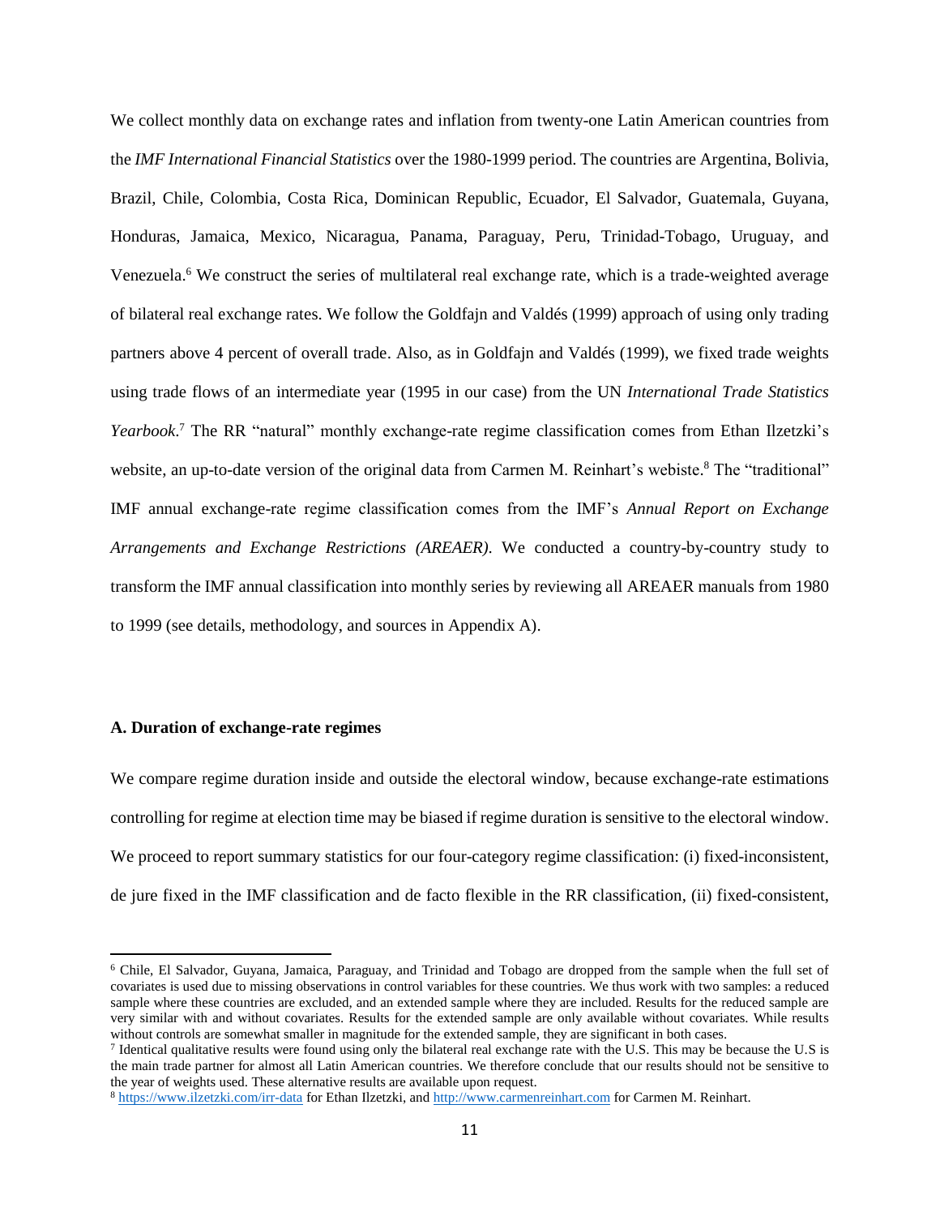We collect monthly data on exchange rates and inflation from twenty-one Latin American countries from the *IMF International Financial Statistics* over the 1980-1999 period. The countries are Argentina, Bolivia, Brazil, Chile, Colombia, Costa Rica, Dominican Republic, Ecuador, El Salvador, Guatemala, Guyana, Honduras, Jamaica, Mexico, Nicaragua, Panama, Paraguay, Peru, Trinidad-Tobago, Uruguay, and Venezuela.[6] We construct the series of multilateral real exchange rate, which is a trade-weighted average of bilateral real exchange rates. We follow the Goldfajn and Valdés (1999) approach of using only trading partners above 4 percent of overall trade. Also, as in Goldfajn and Valdés (1999), we fixed trade weights using trade flows of an intermediate year (1995 in our case) from the UN *International Trade Statistics Yearbook*.[7] The RR "natural" monthly exchange-rate regime classification comes from Ethan Ilzetzki's website, an up-to-date version of the original data from Carmen M. Reinhart's webiste.[8] The "traditional" IMF annual exchange-rate regime classification comes from the IMF's *Annual Report on Exchange Arrangements and Exchange Restrictions (AREAER)*. We conducted a country-by-country study to transform the IMF annual classification into monthly series by reviewing all AREAER manuals from 1980 to 1999 (see details, methodology, and sources in Appendix A).

### A. Duration of exchange-rate regimes

We compare regime duration inside and outside the electoral window, because exchange-rate estimations controlling for regime at election time may be biased if regime duration is sensitive to the electoral window. We proceed to report summary statistics for our four-category regime classification: (i) fixed-inconsistent, de jure fixed in the IMF classification and de facto flexible in the RR classification, (ii) fixed-consistent,

---

[6] Chile, El Salvador, Guyana, Jamaica, Paraguay, and Trinidad and Tobago are dropped from the sample when the full set of covariates is used due to missing observations in control variables for these countries. We thus work with two samples: a reduced sample where these countries are excluded, and an extended sample where they are included. Results for the reduced sample are very similar with and without covariates. Results for the extended sample are only available without covariates. While results without controls are somewhat smaller in magnitude for the extended sample, they are significant in both cases.

[7] Identical qualitative results were found using only the bilateral real exchange rate with the U.S. This may be because the U.S is the main trade partner for almost all Latin American countries. We therefore conclude that our results should not be sensitive to the year of weights used. These alternative results are available upon request.

[8] https://www.ilzetzki.com/irr-data for Ethan Ilzetzki, and http://www.carmenreinhart.com for Carmen M. Reinhart.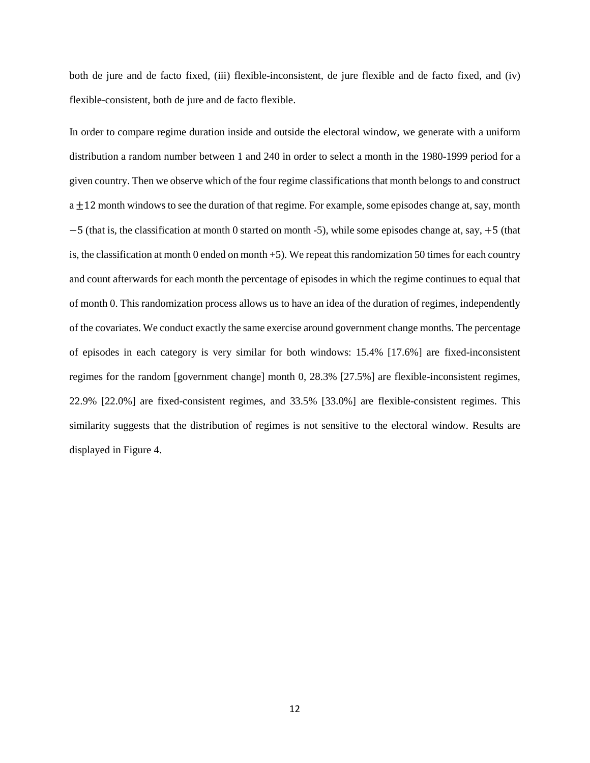both de jure and de facto fixed, (iii) flexible-inconsistent, de jure flexible and de facto fixed, and (iv) flexible-consistent, both de jure and de facto flexible.

In order to compare regime duration inside and outside the electoral window, we generate with a uniform distribution a random number between 1 and 240 in order to select a month in the 1980-1999 period for a given country. Then we observe which of the four regime classifications that month belongs to and construct a $\pm 12$ month windows to see the duration of that regime. For example, some episodes change at, say, month $-5$ (that is, the classification at month 0 started on month -5), while some episodes change at, say, $+5$ (that is, the classification at month 0 ended on month +5). We repeat this randomization 50 times for each country and count afterwards for each month the percentage of episodes in which the regime continues to equal that of month 0. This randomization process allows us to have an idea of the duration of regimes, independently of the covariates. We conduct exactly the same exercise around government change months. The percentage of episodes in each category is very similar for both windows: 15.4% [17.6%] are fixed-inconsistent regimes for the random [government change] month 0, 28.3% [27.5%] are flexible-inconsistent regimes, 22.9% [22.0%] are fixed-consistent regimes, and 33.5% [33.0%] are flexible-consistent regimes. This similarity suggests that the distribution of regimes is not sensitive to the electoral window. Results are displayed in Figure 4.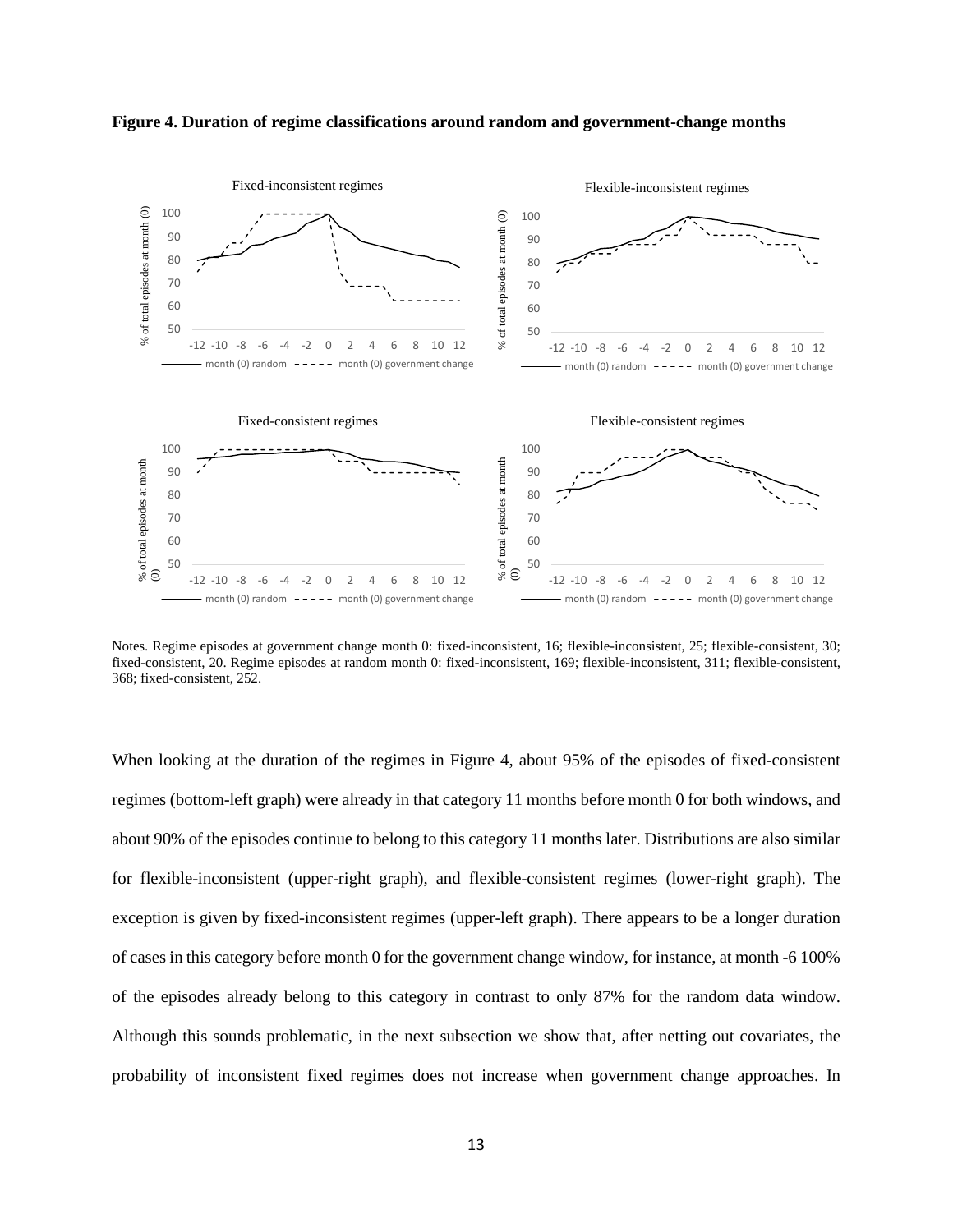**Figure 4. Duration of regime classifications around random and government-change months**

Notes. Regime episodes at government change month 0: fixed-inconsistent, 16; flexible-inconsistent, 25; flexible-consistent, 30; fixed-consistent, 20. Regime episodes at random month 0: fixed-inconsistent, 169; flexible-inconsistent, 311; flexible-consistent, 368; fixed-consistent, 252.

When looking at the duration of the regimes in Figure 4, about 95% of the episodes of fixed-consistent regimes (bottom-left graph) were already in that category 11 months before month 0 for both windows, and about 90% of the episodes continue to belong to this category 11 months later. Distributions are also similar for flexible-inconsistent (upper-right graph), and flexible-consistent regimes (lower-right graph). The exception is given by fixed-inconsistent regimes (upper-left graph). There appears to be a longer duration of cases in this category before month 0 for the government change window, for instance, at month -6 100% of the episodes already belong to this category in contrast to only 87% for the random data window. Although this sounds problematic, in the next subsection we show that, after netting out covariates, the probability of inconsistent fixed regimes does not increase when government change approaches. In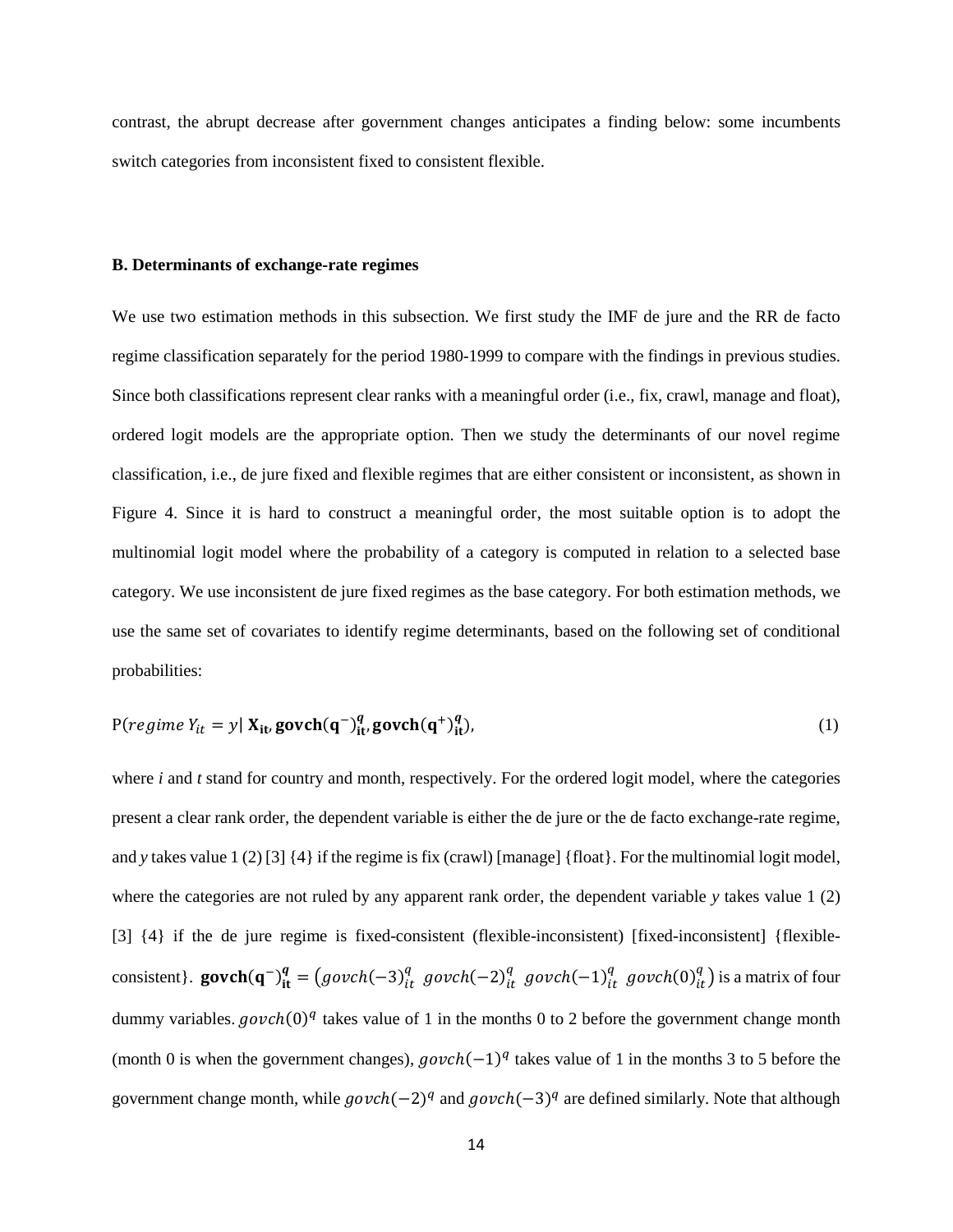contrast, the abrupt decrease after government changes anticipates a finding below: some incumbents switch categories from inconsistent fixed to consistent flexible.

### B. Determinants of exchange-rate regimes

We use two estimation methods in this subsection. We first study the IMF de jure and the RR de facto regime classification separately for the period 1980-1999 to compare with the findings in previous studies. Since both classifications represent clear ranks with a meaningful order (i.e., fix, crawl, manage and float), ordered logit models are the appropriate option. Then we study the determinants of our novel regime classification, i.e., de jure fixed and flexible regimes that are either consistent or inconsistent, as shown in Figure 4. Since it is hard to construct a meaningful order, the most suitable option is to adopt the multinomial logit model where the probability of a category is computed in relation to a selected base category. We use inconsistent de jure fixed regimes as the base category. For both estimation methods, we use the same set of covariates to identify regime determinants, based on the following set of conditional probabilities:

$$\mathrm{P}(regime\ Y_{it} = y \mid \mathbf{X_{it}}, \mathbf{govch(q^{-})_{it}^{\mathit{q}}}, \mathbf{govch(q^{+})_{it}^{\mathit{q}}}), \tag{1}$$

where *i* and *t* stand for country and month, respectively. For the ordered logit model, where the categories present a clear rank order, the dependent variable is either the de jure or the de facto exchange-rate regime, and *y* takes value 1 (2) [3] {4} if the regime is fix (crawl) [manage] {float}. For the multinomial logit model, where the categories are not ruled by any apparent rank order, the dependent variable *y* takes value 1 (2) [3] {4} if the de jure regime is fixed-consistent (flexible-inconsistent) [fixed-inconsistent] {flexible-consistent}. $\mathbf{govch(q^{-})_{it}^{\mathit{q}}} = \left(govch(-3)_{it}^{q}\ \ govch(-2)_{it}^{q}\ \ govch(-1)_{it}^{q}\ \ govch(0)_{it}^{q}\right)$ is a matrix of four dummy variables. $govch(0)^{q}$ takes value of 1 in the months 0 to 2 before the government change month (month 0 is when the government changes), $govch(-1)^{q}$ takes value of 1 in the months 3 to 5 before the government change month, while $govch(-2)^{q}$ and $govch(-3)^{q}$ are defined similarly. Note that although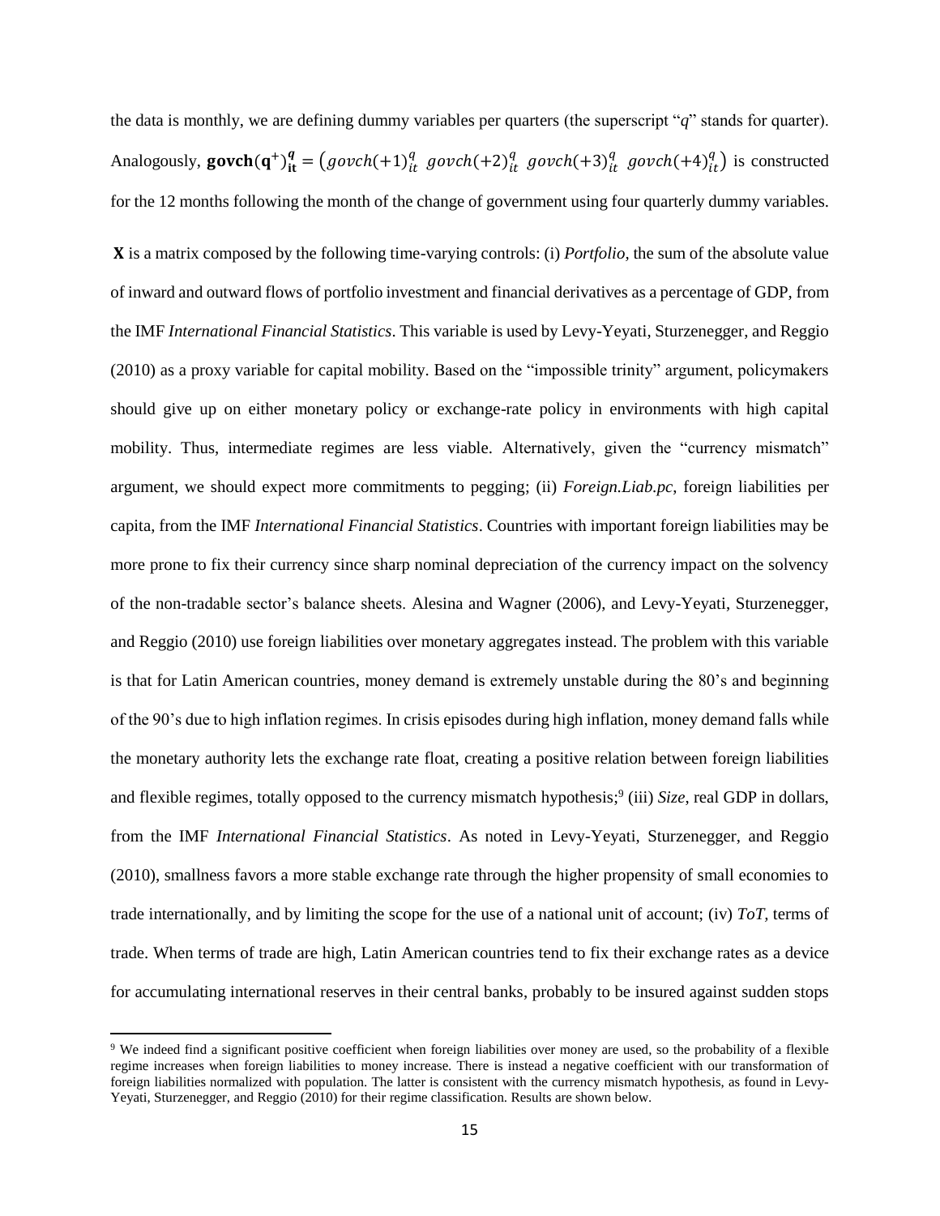the data is monthly, we are defining dummy variables per quarters (the superscript "*q*" stands for quarter). Analogously, $\mathbf{govch}(\mathbf{q}^{+})_{\mathbf{it}}^{q} = \left(govch(+1)_{it}^{q}\ govch(+2)_{it}^{q}\ govch(+3)_{it}^{q}\ govch(+4)_{it}^{q}\right)$ is constructed for the 12 months following the month of the change of government using four quarterly dummy variables.

**X** is a matrix composed by the following time-varying controls: (i) *Portfolio*, the sum of the absolute value of inward and outward flows of portfolio investment and financial derivatives as a percentage of GDP, from the IMF *International Financial Statistics*. This variable is used by Levy-Yeyati, Sturzenegger, and Reggio (2010) as a proxy variable for capital mobility. Based on the "impossible trinity" argument, policymakers should give up on either monetary policy or exchange-rate policy in environments with high capital mobility. Thus, intermediate regimes are less viable. Alternatively, given the "currency mismatch" argument, we should expect more commitments to pegging; (ii) *Foreign.Liab.pc*, foreign liabilities per capita, from the IMF *International Financial Statistics*. Countries with important foreign liabilities may be more prone to fix their currency since sharp nominal depreciation of the currency impact on the solvency of the non-tradable sector's balance sheets. Alesina and Wagner (2006), and Levy-Yeyati, Sturzenegger, and Reggio (2010) use foreign liabilities over monetary aggregates instead. The problem with this variable is that for Latin American countries, money demand is extremely unstable during the 80's and beginning of the 90's due to high inflation regimes. In crisis episodes during high inflation, money demand falls while the monetary authority lets the exchange rate float, creating a positive relation between foreign liabilities and flexible regimes, totally opposed to the currency mismatch hypothesis;[9] (iii) *Size*, real GDP in dollars, from the IMF *International Financial Statistics*. As noted in Levy-Yeyati, Sturzenegger, and Reggio (2010), smallness favors a more stable exchange rate through the higher propensity of small economies to trade internationally, and by limiting the scope for the use of a national unit of account; (iv) *ToT*, terms of trade. When terms of trade are high, Latin American countries tend to fix their exchange rates as a device for accumulating international reserves in their central banks, probably to be insured against sudden stops

[9] We indeed find a significant positive coefficient when foreign liabilities over money are used, so the probability of a flexible regime increases when foreign liabilities to money increase. There is instead a negative coefficient with our transformation of foreign liabilities normalized with population. The latter is consistent with the currency mismatch hypothesis, as found in Levy-Yeyati, Sturzenegger, and Reggio (2010) for their regime classification. Results are shown below.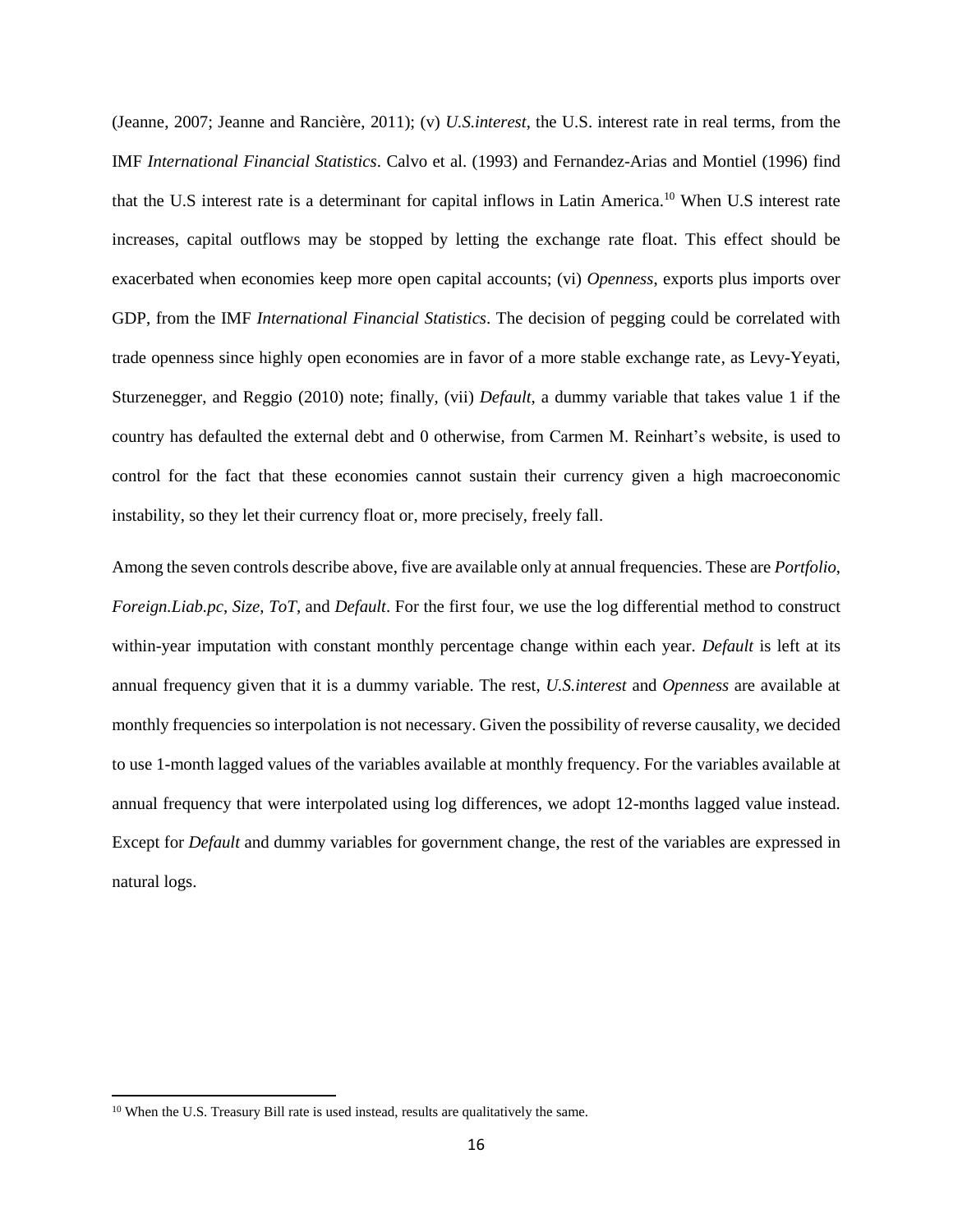(Jeanne, 2007; Jeanne and Rancière, 2011); (v) *U.S.interest*, the U.S. interest rate in real terms, from the IMF *International Financial Statistics*. Calvo et al. (1993) and Fernandez-Arias and Montiel (1996) find that the U.S interest rate is a determinant for capital inflows in Latin America.[10] When U.S interest rate increases, capital outflows may be stopped by letting the exchange rate float. This effect should be exacerbated when economies keep more open capital accounts; (vi) *Openness*, exports plus imports over GDP, from the IMF *International Financial Statistics*. The decision of pegging could be correlated with trade openness since highly open economies are in favor of a more stable exchange rate, as Levy-Yeyati, Sturzenegger, and Reggio (2010) note; finally, (vii) *Default*, a dummy variable that takes value 1 if the country has defaulted the external debt and 0 otherwise, from Carmen M. Reinhart's website, is used to control for the fact that these economies cannot sustain their currency given a high macroeconomic instability, so they let their currency float or, more precisely, freely fall.

Among the seven controls describe above, five are available only at annual frequencies. These are *Portfolio*, *Foreign.Liab.pc*, *Size*, *ToT*, and *Default*. For the first four, we use the log differential method to construct within-year imputation with constant monthly percentage change within each year. *Default* is left at its annual frequency given that it is a dummy variable. The rest, *U.S.interest* and *Openness* are available at monthly frequencies so interpolation is not necessary. Given the possibility of reverse causality, we decided to use 1-month lagged values of the variables available at monthly frequency. For the variables available at annual frequency that were interpolated using log differences, we adopt 12-months lagged value instead. Except for *Default* and dummy variables for government change, the rest of the variables are expressed in natural logs.

[10] When the U.S. Treasury Bill rate is used instead, results are qualitatively the same.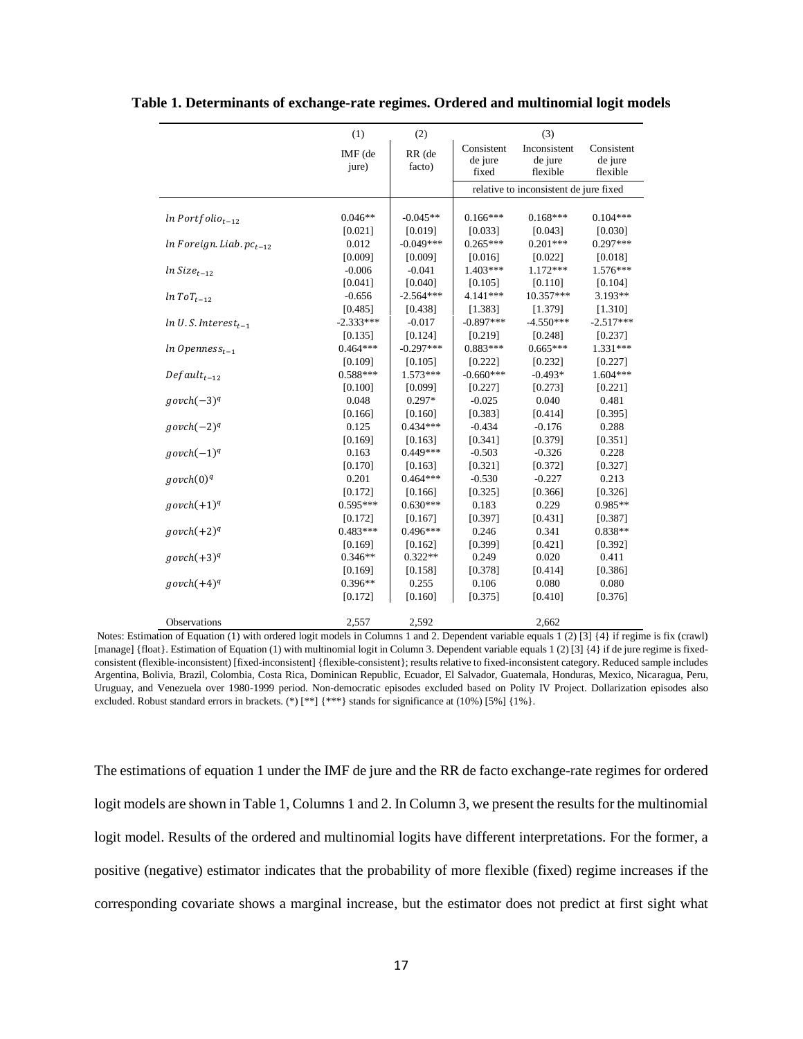**Table 1. Determinants of exchange-rate regimes. Ordered and multinomial logit models**

| | (1) | (2) | (3) | | |
|---|---|---|---|---|---|
| | IMF (de jure) | RR (de facto) | Consistent de jure fixed | Inconsistent de jure flexible | Consistent de jure flexible |
| | | | relative to inconsistent de jure fixed | | |
| $ln\ Portfolio_{t-12}$ | 0.046** | -0.045** | 0.166*** | 0.168*** | 0.104*** |
| | [0.021] | [0.019] | [0.033] | [0.043] | [0.030] |
| $ln\ Foreign.Liab.pc_{t-12}$ | 0.012 | -0.049*** | 0.265*** | 0.201*** | 0.297*** |
| | [0.009] | [0.009] | [0.016] | [0.022] | [0.018] |
| $ln\ Size_{t-12}$ | -0.006 | -0.041 | 1.403*** | 1.172*** | 1.576*** |
| | [0.041] | [0.040] | [0.105] | [0.110] | [0.104] |
| $ln\ ToT_{t-12}$ | -0.656 | -2.564*** | 4.141*** | 10.357*** | 3.193** |
| | [0.485] | [0.438] | [1.383] | [1.379] | [1.310] |
| $ln\ U.S.Interest_{t-1}$ | -2.333*** | -0.017 | -0.897*** | -4.550*** | -2.517*** |
| | [0.135] | [0.124] | [0.219] | [0.248] | [0.237] |
| $ln\ Openness_{t-1}$ | 0.464*** | -0.297*** | 0.883*** | 0.665*** | 1.331*** |
| | [0.109] | [0.105] | [0.222] | [0.232] | [0.227] |
| $Default_{t-12}$ | 0.588*** | 1.573*** | -0.660*** | -0.493* | 1.604*** |
| | [0.100] | [0.099] | [0.227] | [0.273] | [0.221] |
| $govch(-3)^q$ | 0.048 | 0.297* | -0.025 | 0.040 | 0.481 |
| | [0.166] | [0.160] | [0.383] | [0.414] | [0.395] |
| $govch(-2)^q$ | 0.125 | 0.434*** | -0.434 | -0.176 | 0.288 |
| | [0.169] | [0.163] | [0.341] | [0.379] | [0.351] |
| $govch(-1)^q$ | 0.163 | 0.449*** | -0.503 | -0.326 | 0.228 |
| | [0.170] | [0.163] | [0.321] | [0.372] | [0.327] |
| $govch(0)^q$ | 0.201 | 0.464*** | -0.530 | -0.227 | 0.213 |
| | [0.172] | [0.166] | [0.325] | [0.366] | [0.326] |
| $govch(+1)^q$ | 0.595*** | 0.630*** | 0.183 | 0.229 | 0.985** |
| | [0.172] | [0.167] | [0.397] | [0.431] | [0.387] |
| $govch(+2)^q$ | 0.483*** | 0.496*** | 0.246 | 0.341 | 0.838** |
| | [0.169] | [0.162] | [0.399] | [0.421] | [0.392] |
| $govch(+3)^q$ | 0.346** | 0.322** | 0.249 | 0.020 | 0.411 |
| | [0.169] | [0.158] | [0.378] | [0.414] | [0.386] |
| $govch(+4)^q$ | 0.396** | 0.255 | 0.106 | 0.080 | 0.080 |
| | [0.172] | [0.160] | [0.375] | [0.410] | [0.376] |
| Observations | 2,557 | 2,592 | | 2,662 | |

Notes: Estimation of Equation (1) with ordered logit models in Columns 1 and 2. Dependent variable equals 1 (2) [3] {4} if regime is fix (crawl) [manage] {float}. Estimation of Equation (1) with multinomial logit in Column 3. Dependent variable equals 1 (2) [3] {4} if de jure regime is fixed-consistent (flexible-inconsistent) [fixed-inconsistent] {flexible-consistent}; results relative to fixed-inconsistent category. Reduced sample includes Argentina, Bolivia, Brazil, Colombia, Costa Rica, Dominican Republic, Ecuador, El Salvador, Guatemala, Honduras, Mexico, Nicaragua, Peru, Uruguay, and Venezuela over 1980-1999 period. Non-democratic episodes excluded based on Polity IV Project. Dollarization episodes also excluded. Robust standard errors in brackets. (*) [**] {***} stands for significance at (10%) [5%] {1%}.

The estimations of equation 1 under the IMF de jure and the RR de facto exchange-rate regimes for ordered logit models are shown in Table 1, Columns 1 and 2. In Column 3, we present the results for the multinomial logit model. Results of the ordered and multinomial logits have different interpretations. For the former, a positive (negative) estimator indicates that the probability of more flexible (fixed) regime increases if the corresponding covariate shows a marginal increase, but the estimator does not predict at first sight what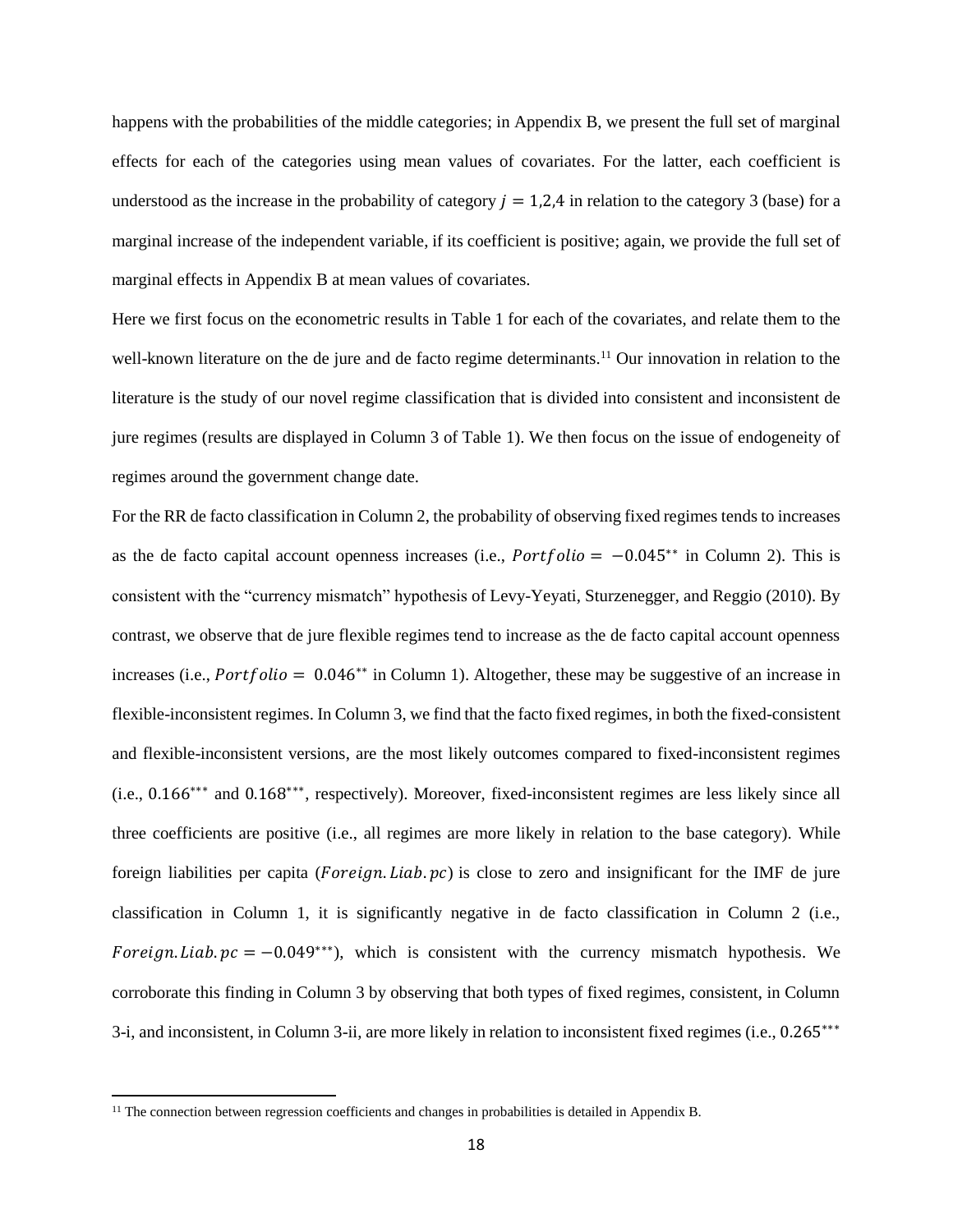happens with the probabilities of the middle categories; in Appendix B, we present the full set of marginal effects for each of the categories using mean values of covariates. For the latter, each coefficient is understood as the increase in the probability of category $j = 1,2,4$ in relation to the category 3 (base) for a marginal increase of the independent variable, if its coefficient is positive; again, we provide the full set of marginal effects in Appendix B at mean values of covariates.

Here we first focus on the econometric results in Table 1 for each of the covariates, and relate them to the well-known literature on the de jure and de facto regime determinants.[11] Our innovation in relation to the literature is the study of our novel regime classification that is divided into consistent and inconsistent de jure regimes (results are displayed in Column 3 of Table 1). We then focus on the issue of endogeneity of regimes around the government change date.

For the RR de facto classification in Column 2, the probability of observing fixed regimes tends to increases as the de facto capital account openness increases (i.e., $Portfolio = -0.045^{**}$ in Column 2). This is consistent with the "currency mismatch" hypothesis of Levy-Yeyati, Sturzenegger, and Reggio (2010). By contrast, we observe that de jure flexible regimes tend to increase as the de facto capital account openness increases (i.e., $Portfolio = 0.046^{**}$ in Column 1). Altogether, these may be suggestive of an increase in flexible-inconsistent regimes. In Column 3, we find that the facto fixed regimes, in both the fixed-consistent and flexible-inconsistent versions, are the most likely outcomes compared to fixed-inconsistent regimes (i.e., $0.166^{***}$ and $0.168^{***}$, respectively). Moreover, fixed-inconsistent regimes are less likely since all three coefficients are positive (i.e., all regimes are more likely in relation to the base category). While foreign liabilities per capita ($Foreign.Liab.pc$) is close to zero and insignificant for the IMF de jure classification in Column 1, it is significantly negative in de facto classification in Column 2 (i.e., $Foreign.Liab.pc = -0.049^{***}$), which is consistent with the currency mismatch hypothesis. We corroborate this finding in Column 3 by observing that both types of fixed regimes, consistent, in Column 3-i, and inconsistent, in Column 3-ii, are more likely in relation to inconsistent fixed regimes (i.e., $0.265^{***}$

[11] The connection between regression coefficients and changes in probabilities is detailed in Appendix B.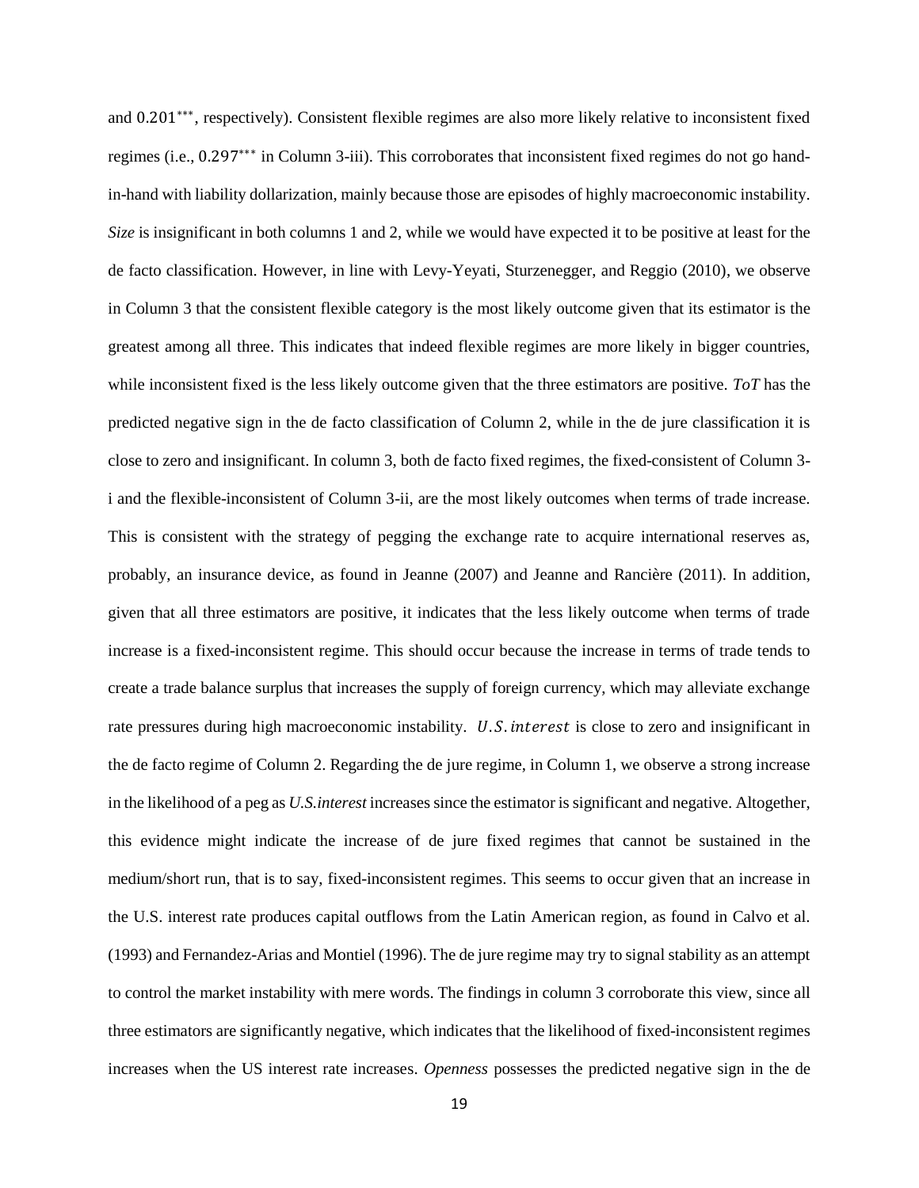and $0.201^{***}$, respectively). Consistent flexible regimes are also more likely relative to inconsistent fixed regimes (i.e., $0.297^{***}$ in Column 3-iii). This corroborates that inconsistent fixed regimes do not go hand-in-hand with liability dollarization, mainly because those are episodes of highly macroeconomic instability. *Size* is insignificant in both columns 1 and 2, while we would have expected it to be positive at least for the de facto classification. However, in line with Levy-Yeyati, Sturzenegger, and Reggio (2010), we observe in Column 3 that the consistent flexible category is the most likely outcome given that its estimator is the greatest among all three. This indicates that indeed flexible regimes are more likely in bigger countries, while inconsistent fixed is the less likely outcome given that the three estimators are positive. *ToT* has the predicted negative sign in the de facto classification of Column 2, while in the de jure classification it is close to zero and insignificant. In column 3, both de facto fixed regimes, the fixed-consistent of Column 3-i and the flexible-inconsistent of Column 3-ii, are the most likely outcomes when terms of trade increase. This is consistent with the strategy of pegging the exchange rate to acquire international reserves as, probably, an insurance device, as found in Jeanne (2007) and Jeanne and Rancière (2011). In addition, given that all three estimators are positive, it indicates that the less likely outcome when terms of trade increase is a fixed-inconsistent regime. This should occur because the increase in terms of trade tends to create a trade balance surplus that increases the supply of foreign currency, which may alleviate exchange rate pressures during high macroeconomic instability. $U.S.interest$ is close to zero and insignificant in the de facto regime of Column 2. Regarding the de jure regime, in Column 1, we observe a strong increase in the likelihood of a peg as *U.S.interest* increases since the estimator is significant and negative. Altogether, this evidence might indicate the increase of de jure fixed regimes that cannot be sustained in the medium/short run, that is to say, fixed-inconsistent regimes. This seems to occur given that an increase in the U.S. interest rate produces capital outflows from the Latin American region, as found in Calvo et al. (1993) and Fernandez-Arias and Montiel (1996). The de jure regime may try to signal stability as an attempt to control the market instability with mere words. The findings in column 3 corroborate this view, since all three estimators are significantly negative, which indicates that the likelihood of fixed-inconsistent regimes increases when the US interest rate increases. *Openness* possesses the predicted negative sign in the de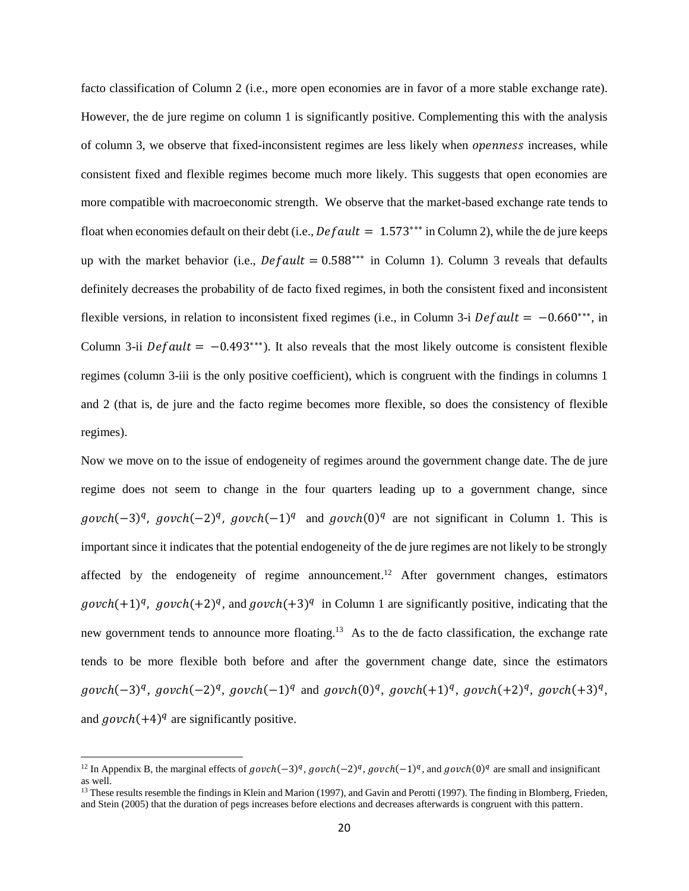facto classification of Column 2 (i.e., more open economies are in favor of a more stable exchange rate). However, the de jure regime on column 1 is significantly positive. Complementing this with the analysis of column 3, we observe that fixed-inconsistent regimes are less likely when *openness* increases, while consistent fixed and flexible regimes become much more likely. This suggests that open economies are more compatible with macroeconomic strength. We observe that the market-based exchange rate tends to float when economies default on their debt (i.e., $Default = 1.573^{***}$ in Column 2), while the de jure keeps up with the market behavior (i.e., $Default = 0.588^{***}$ in Column 1). Column 3 reveals that defaults definitely decreases the probability of de facto fixed regimes, in both the consistent fixed and inconsistent flexible versions, in relation to inconsistent fixed regimes (i.e., in Column 3-i $Default = -0.660^{***}$, in Column 3-ii $Default = -0.493^{***}$). It also reveals that the most likely outcome is consistent flexible regimes (column 3-iii is the only positive coefficient), which is congruent with the findings in columns 1 and 2 (that is, de jure and the facto regime becomes more flexible, so does the consistency of flexible regimes).

Now we move on to the issue of endogeneity of regimes around the government change date. The de jure regime does not seem to change in the four quarters leading up to a government change, since $govch(-3)^q$, $govch(-2)^q$, $govch(-1)^q$ and $govch(0)^q$ are not significant in Column 1. This is important since it indicates that the potential endogeneity of the de jure regimes are not likely to be strongly affected by the endogeneity of regime announcement.[12] After government changes, estimators $govch(+1)^q$, $govch(+2)^q$, and $govch(+3)^q$ in Column 1 are significantly positive, indicating that the new government tends to announce more floating.[13] As to the de facto classification, the exchange rate tends to be more flexible both before and after the government change date, since the estimators $govch(-3)^q$, $govch(-2)^q$, $govch(-1)^q$ and $govch(0)^q$, $govch(+1)^q$, $govch(+2)^q$, $govch(+3)^q$, and $govch(+4)^q$ are significantly positive.

[12] In Appendix B, the marginal effects of $govch(-3)^q$, $govch(-2)^q$, $govch(-1)^q$, and $govch(0)^q$ are small and insignificant as well.

[13] These results resemble the findings in Klein and Marion (1997), and Gavin and Perotti (1997). The finding in Blomberg, Frieden, and Stein (2005) that the duration of pegs increases before elections and decreases afterwards is congruent with this pattern.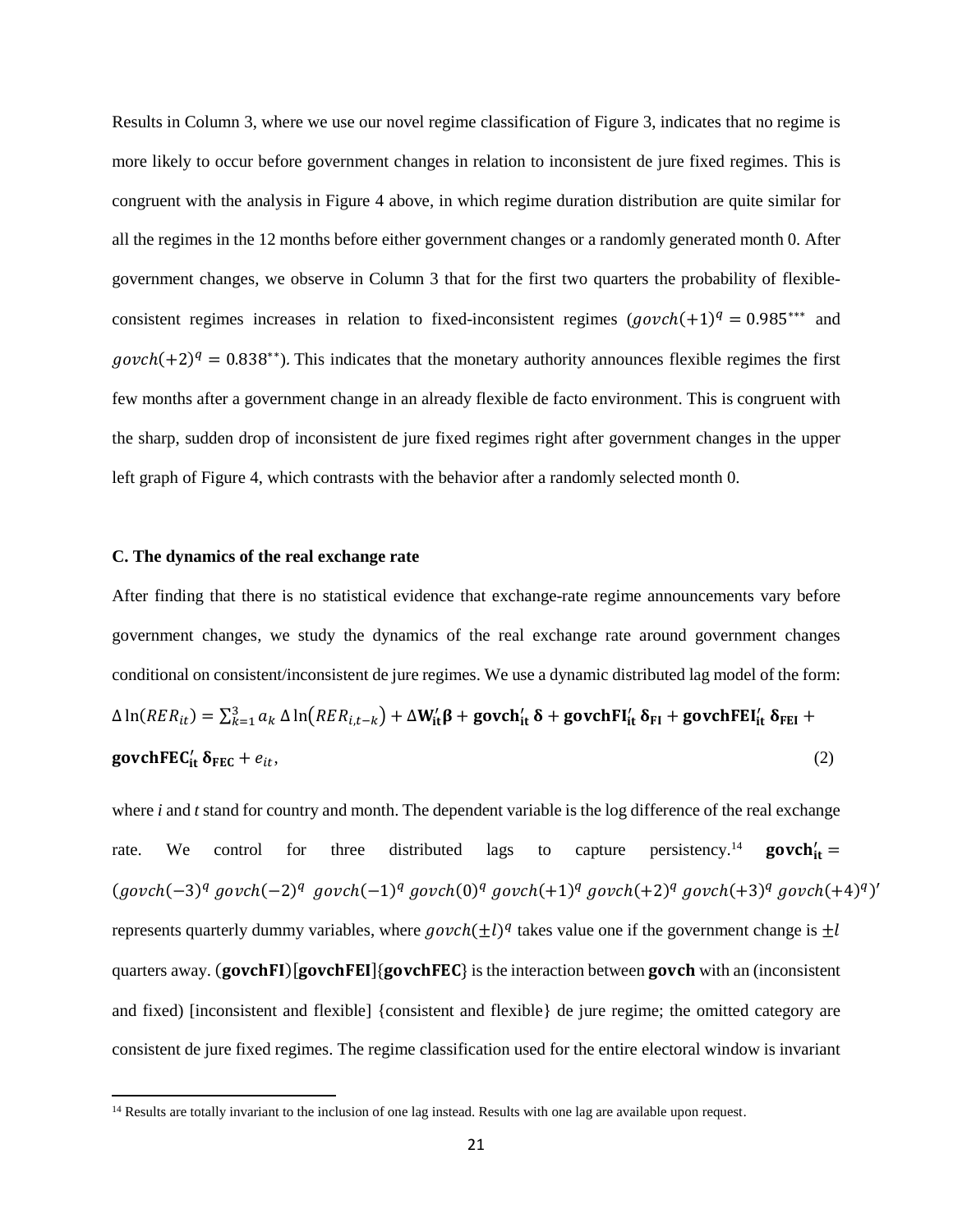Results in Column 3, where we use our novel regime classification of Figure 3, indicates that no regime is more likely to occur before government changes in relation to inconsistent de jure fixed regimes. This is congruent with the analysis in Figure 4 above, in which regime duration distribution are quite similar for all the regimes in the 12 months before either government changes or a randomly generated month 0. After government changes, we observe in Column 3 that for the first two quarters the probability of flexible-consistent regimes increases in relation to fixed-inconsistent regimes ($govch(+1)^q = 0.985^{***}$ and $govch(+2)^q = 0.838^{**}$). This indicates that the monetary authority announces flexible regimes the first few months after a government change in an already flexible de facto environment. This is congruent with the sharp, sudden drop of inconsistent de jure fixed regimes right after government changes in the upper left graph of Figure 4, which contrasts with the behavior after a randomly selected month 0.

**C. The dynamics of the real exchange rate**

After finding that there is no statistical evidence that exchange-rate regime announcements vary before government changes, we study the dynamics of the real exchange rate around government changes conditional on consistent/inconsistent de jure regimes. We use a dynamic distributed lag model of the form:

$$\Delta \ln(RER_{it}) = \sum_{k=1}^{3} a_k \, \Delta \ln(RER_{i,t-k}) + \Delta \mathbf{W}_{\mathbf{it}}' \boldsymbol{\beta} + \mathbf{govch}_{\mathbf{it}}' \, \boldsymbol{\delta} + \mathbf{govchFI}_{\mathbf{it}}' \, \boldsymbol{\delta}_{\mathbf{FI}} + \mathbf{govchFEI}_{\mathbf{it}}' \, \boldsymbol{\delta}_{\mathbf{FEI}} + \mathbf{govchFEC}_{\mathbf{it}}' \, \boldsymbol{\delta}_{\mathbf{FEC}} + e_{it}, \tag{2}$$

where *i* and *t* stand for country and month. The dependent variable is the log difference of the real exchange rate. We control for three distributed lags to capture persistency.[14] $\mathbf{govch}_{\mathbf{it}}' = (govch(-3)^q \; govch(-2)^q \; govch(-1)^q \; govch(0)^q \; govch(+1)^q \; govch(+2)^q \; govch(+3)^q \; govch(+4)^q)'$ represents quarterly dummy variables, where $govch(\pm l)^q$ takes value one if the government change is $\pm l$ quarters away. ($\mathbf{govchFI}$)[$\mathbf{govchFEI}$]{$\mathbf{govchFEC}$} is the interaction between $\mathbf{govch}$ with an (inconsistent and fixed) [inconsistent and flexible] {consistent and flexible} de jure regime; the omitted category are consistent de jure fixed regimes. The regime classification used for the entire electoral window is invariant

[14] Results are totally invariant to the inclusion of one lag instead. Results with one lag are available upon request.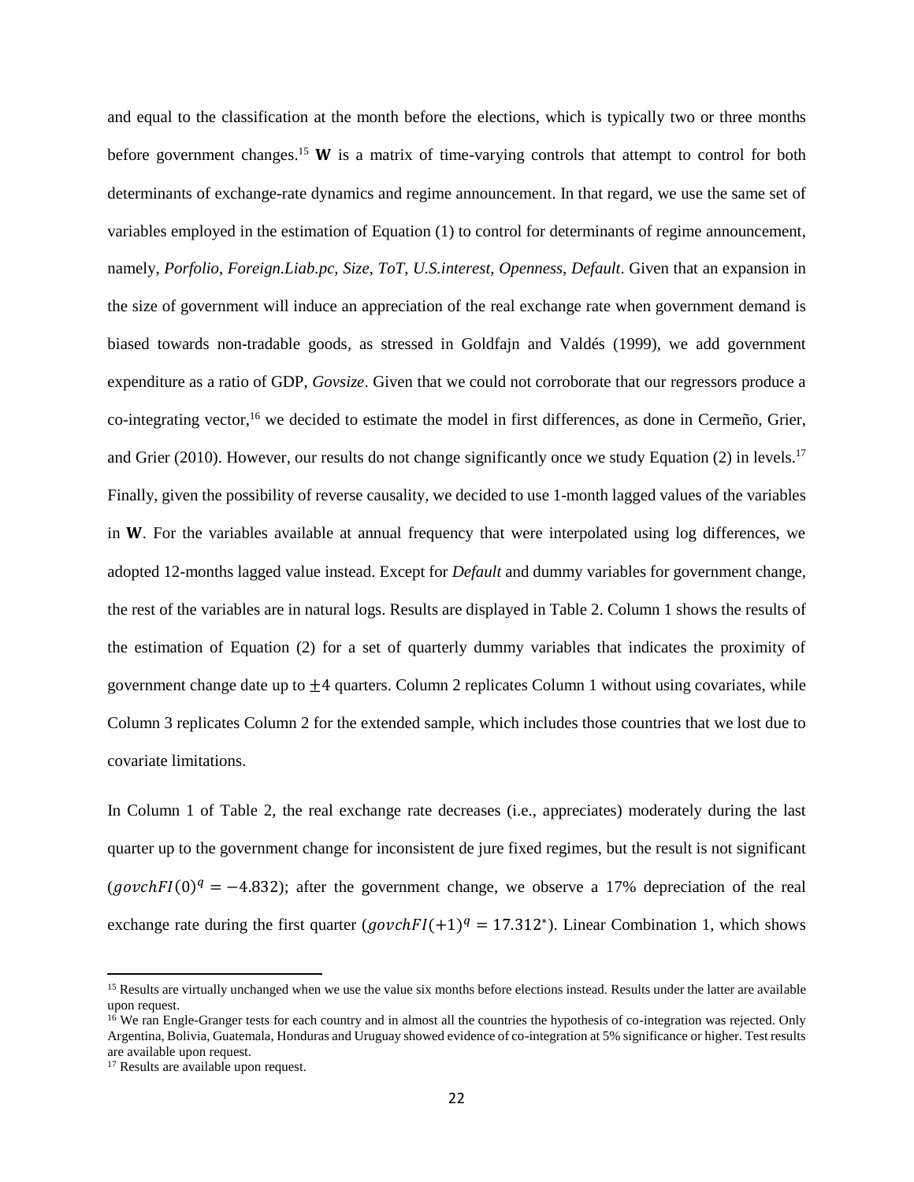and equal to the classification at the month before the elections, which is typically two or three months before government changes.[15] **W** is a matrix of time-varying controls that attempt to control for both determinants of exchange-rate dynamics and regime announcement. In that regard, we use the same set of variables employed in the estimation of Equation (1) to control for determinants of regime announcement, namely, *Porfolio*, *Foreign.Liab.pc*, *Size*, *ToT*, *U.S.interest*, *Openness*, *Default*. Given that an expansion in the size of government will induce an appreciation of the real exchange rate when government demand is biased towards non-tradable goods, as stressed in Goldfajn and Valdés (1999), we add government expenditure as a ratio of GDP, *Govsize*. Given that we could not corroborate that our regressors produce a co-integrating vector,[16] we decided to estimate the model in first differences, as done in Cermeño, Grier, and Grier (2010). However, our results do not change significantly once we study Equation (2) in levels.[17] Finally, given the possibility of reverse causality, we decided to use 1-month lagged values of the variables in **W**. For the variables available at annual frequency that were interpolated using log differences, we adopted 12-months lagged value instead. Except for *Default* and dummy variables for government change, the rest of the variables are in natural logs. Results are displayed in Table 2. Column 1 shows the results of the estimation of Equation (2) for a set of quarterly dummy variables that indicates the proximity of government change date up to $\pm 4$ quarters. Column 2 replicates Column 1 without using covariates, while Column 3 replicates Column 2 for the extended sample, which includes those countries that we lost due to covariate limitations.

In Column 1 of Table 2, the real exchange rate decreases (i.e., appreciates) moderately during the last quarter up to the government change for inconsistent de jure fixed regimes, but the result is not significant ($govchFI(0)^q = -4.832$); after the government change, we observe a 17% depreciation of the real exchange rate during the first quarter ($govchFI(+1)^q = 17.312^{*}$). Linear Combination 1, which shows

[15] Results are virtually unchanged when we use the value six months before elections instead. Results under the latter are available upon request.

[16] We ran Engle-Granger tests for each country and in almost all the countries the hypothesis of co-integration was rejected. Only Argentina, Bolivia, Guatemala, Honduras and Uruguay showed evidence of co-integration at 5% significance or higher. Test results are available upon request.

[17] Results are available upon request.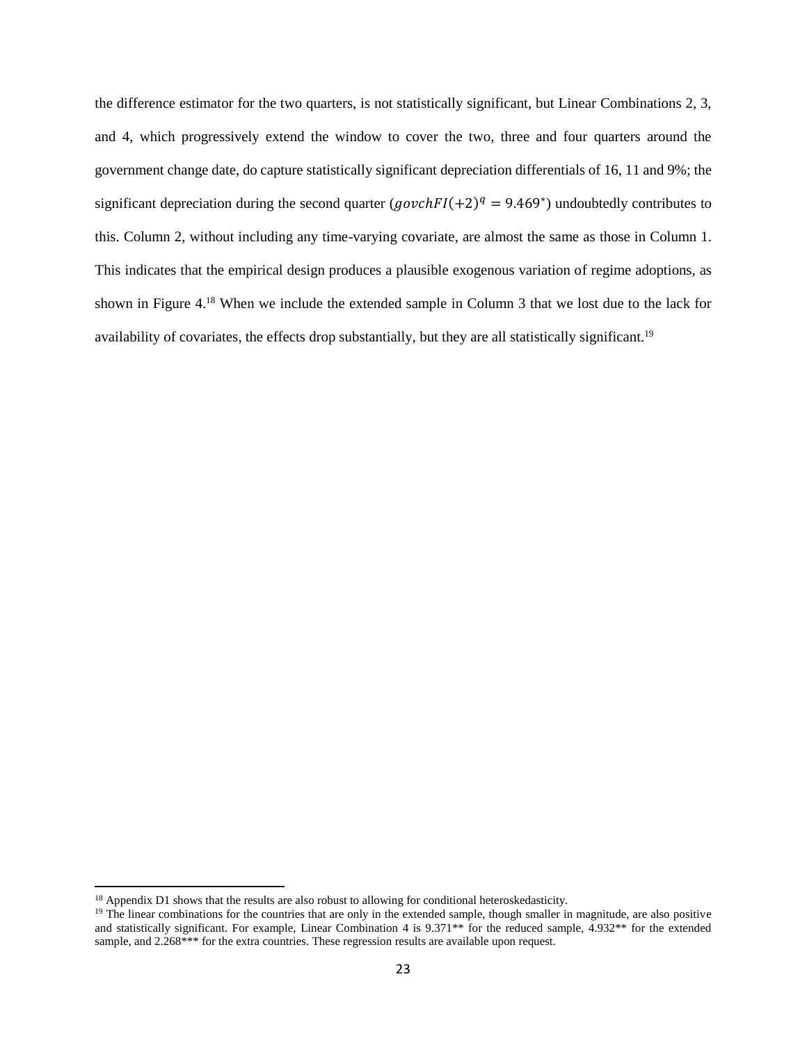the difference estimator for the two quarters, is not statistically significant, but Linear Combinations 2, 3, and 4, which progressively extend the window to cover the two, three and four quarters around the government change date, do capture statistically significant depreciation differentials of 16, 11 and 9%; the significant depreciation during the second quarter ($govchFI(+2)^q = 9.469^*$) undoubtedly contributes to this. Column 2, without including any time-varying covariate, are almost the same as those in Column 1. This indicates that the empirical design produces a plausible exogenous variation of regime adoptions, as shown in Figure 4.[18] When we include the extended sample in Column 3 that we lost due to the lack for availability of covariates, the effects drop substantially, but they are all statistically significant.[19]

[18] Appendix D1 shows that the results are also robust to allowing for conditional heteroskedasticity.

[19] The linear combinations for the countries that are only in the extended sample, though smaller in magnitude, are also positive and statistically significant. For example, Linear Combination 4 is 9.371** for the reduced sample, 4.932** for the extended sample, and 2.268*** for the extra countries. These regression results are available upon request.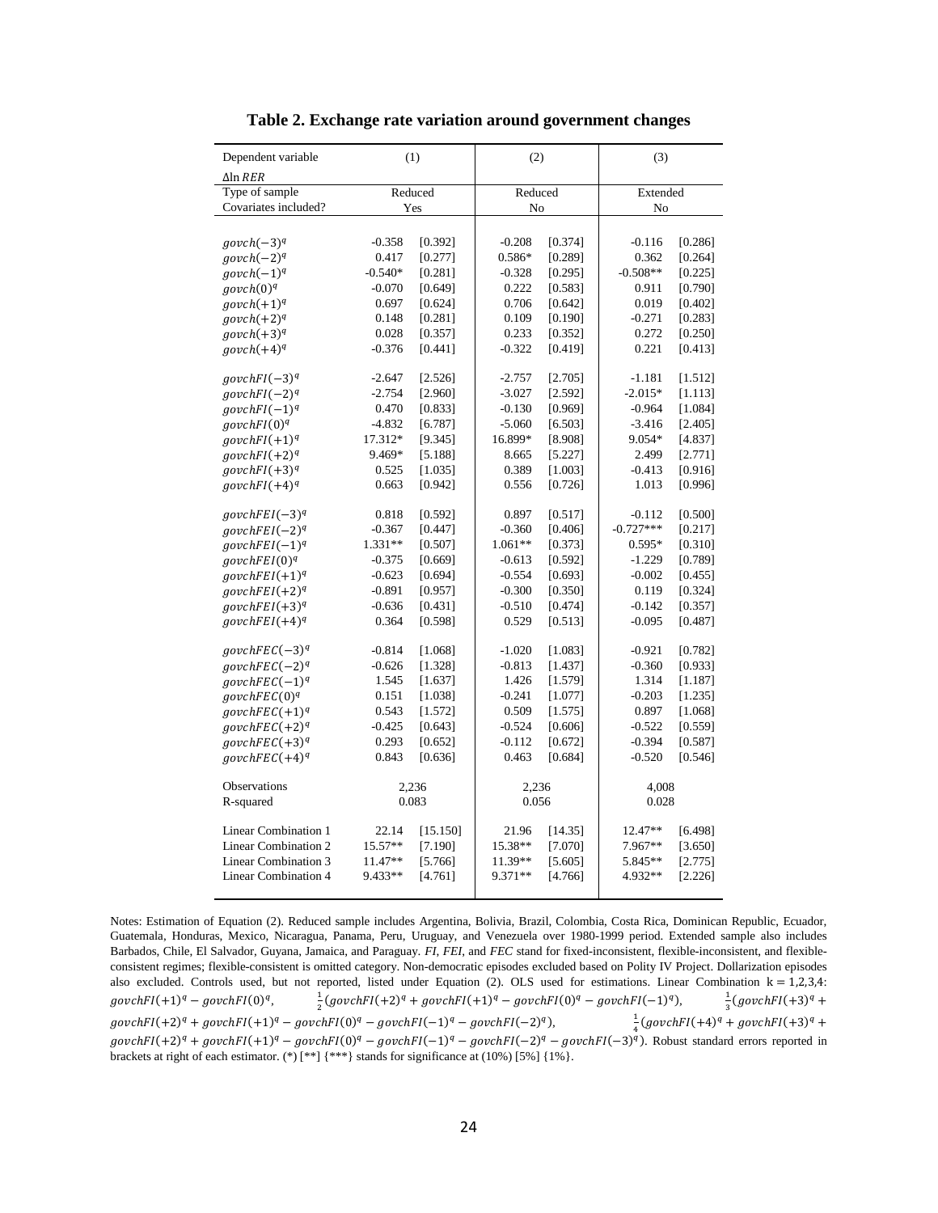# Table 2. Exchange rate variation around government changes

| Dependent variable $\Delta\ln RER$ | (1) | | (2) | | (3) | |
|---|---|---|---|---|---|---|
| Type of sample | Reduced | | Reduced | | Extended | |
| Covariates included? | Yes | | No | | No | |
| $govch(-3)^q$ | -0.358 | [0.392] | -0.208 | [0.374] | -0.116 | [0.286] |
| $govch(-2)^q$ | 0.417 | [0.277] | 0.586* | [0.289] | 0.362 | [0.264] |
| $govch(-1)^q$ | -0.540* | [0.281] | -0.328 | [0.295] | -0.508** | [0.225] |
| $govch(0)^q$ | -0.070 | [0.649] | 0.222 | [0.583] | 0.911 | [0.790] |
| $govch(+1)^q$ | 0.697 | [0.624] | 0.706 | [0.642] | 0.019 | [0.402] |
| $govch(+2)^q$ | 0.148 | [0.281] | 0.109 | [0.190] | -0.271 | [0.283] |
| $govch(+3)^q$ | 0.028 | [0.357] | 0.233 | [0.352] | 0.272 | [0.250] |
| $govch(+4)^q$ | -0.376 | [0.441] | -0.322 | [0.419] | 0.221 | [0.413] |
| $govchFI(-3)^q$ | -2.647 | [2.526] | -2.757 | [2.705] | -1.181 | [1.512] |
| $govchFI(-2)^q$ | -2.754 | [2.960] | -3.027 | [2.592] | -2.015* | [1.113] |
| $govchFI(-1)^q$ | 0.470 | [0.833] | -0.130 | [0.969] | -0.964 | [1.084] |
| $govchFI(0)^q$ | -4.832 | [6.787] | -5.060 | [6.503] | -3.416 | [2.405] |
| $govchFI(+1)^q$ | 17.312* | [9.345] | 16.899* | [8.908] | 9.054* | [4.837] |
| $govchFI(+2)^q$ | 9.469* | [5.188] | 8.665 | [5.227] | 2.499 | [2.771] |
| $govchFI(+3)^q$ | 0.525 | [1.035] | 0.389 | [1.003] | -0.413 | [0.916] |
| $govchFI(+4)^q$ | 0.663 | [0.942] | 0.556 | [0.726] | 1.013 | [0.996] |
| $govchFEI(-3)^q$ | 0.818 | [0.592] | 0.897 | [0.517] | -0.112 | [0.500] |
| $govchFEI(-2)^q$ | -0.367 | [0.447] | -0.360 | [0.406] | -0.727*** | [0.217] |
| $govchFEI(-1)^q$ | 1.331** | [0.507] | 1.061** | [0.373] | 0.595* | [0.310] |
| $govchFEI(0)^q$ | -0.375 | [0.669] | -0.613 | [0.592] | -1.229 | [0.789] |
| $govchFEI(+1)^q$ | -0.623 | [0.694] | -0.554 | [0.693] | -0.002 | [0.455] |
| $govchFEI(+2)^q$ | -0.891 | [0.957] | -0.300 | [0.350] | 0.119 | [0.324] |
| $govchFEI(+3)^q$ | -0.636 | [0.431] | -0.510 | [0.474] | -0.142 | [0.357] |
| $govchFEI(+4)^q$ | 0.364 | [0.598] | 0.529 | [0.513] | -0.095 | [0.487] |
| $govchFEC(-3)^q$ | -0.814 | [1.068] | -1.020 | [1.083] | -0.921 | [0.782] |
| $govchFEC(-2)^q$ | -0.626 | [1.328] | -0.813 | [1.437] | -0.360 | [0.933] |
| $govchFEC(-1)^q$ | 1.545 | [1.637] | 1.426 | [1.579] | 1.314 | [1.187] |
| $govchFEC(0)^q$ | 0.151 | [1.038] | -0.241 | [1.077] | -0.203 | [1.235] |
| $govchFEC(+1)^q$ | 0.543 | [1.572] | 0.509 | [1.575] | 0.897 | [1.068] |
| $govchFEC(+2)^q$ | -0.425 | [0.643] | -0.524 | [0.606] | -0.522 | [0.559] |
| $govchFEC(+3)^q$ | 0.293 | [0.652] | -0.112 | [0.672] | -0.394 | [0.587] |
| $govchFEC(+4)^q$ | 0.843 | [0.636] | 0.463 | [0.684] | -0.520 | [0.546] |
| Observations | 2,236 | | 2,236 | | 4,008 | |
| R-squared | 0.083 | | 0.056 | | 0.028 | |
| Linear Combination 1 | 22.14 | [15.150] | 21.96 | [14.35] | 12.47** | [6.498] |
| Linear Combination 2 | 15.57** | [7.190] | 15.38** | [7.070] | 7.967** | [3.650] |
| Linear Combination 3 | 11.47** | [5.766] | 11.39** | [5.605] | 5.845** | [2.775] |
| Linear Combination 4 | 9.433** | [4.761] | 9.371** | [4.766] | 4.932** | [2.226] |

Notes: Estimation of Equation (2). Reduced sample includes Argentina, Bolivia, Brazil, Colombia, Costa Rica, Dominican Republic, Ecuador, Guatemala, Honduras, Mexico, Nicaragua, Panama, Peru, Uruguay, and Venezuela over 1980-1999 period. Extended sample also includes Barbados, Chile, El Salvador, Guyana, Jamaica, and Paraguay. *FI*, *FEI*, and *FEC* stand for fixed-inconsistent, flexible-inconsistent, and flexible-consistent regimes; flexible-consistent is omitted category. Non-democratic episodes excluded based on Polity IV Project. Dollarization episodes also excluded. Controls used, but not reported, listed under Equation (2). OLS used for estimations. Linear Combination $k = 1,2,3,4$: $govchFI(+1)^q - govchFI(0)^q$, $\frac{1}{2}(govchFI(+2)^q + govchFI(+1)^q - govchFI(0)^q - govchFI(-1)^q)$, $\frac{1}{3}(govchFI(+3)^q + govchFI(+2)^q + govchFI(+1)^q - govchFI(0)^q - govchFI(-1)^q - govchFI(-2)^q)$, $\frac{1}{4}(govchFI(+4)^q + govchFI(+3)^q + govchFI(+2)^q + govchFI(+1)^q - govchFI(0)^q - govchFI(-1)^q - govchFI(-2)^q - govchFI(-3)^q)$. Robust standard errors reported in brackets at right of each estimator. (*) [**] {***} stands for significance at (10%) [5%] {1%}.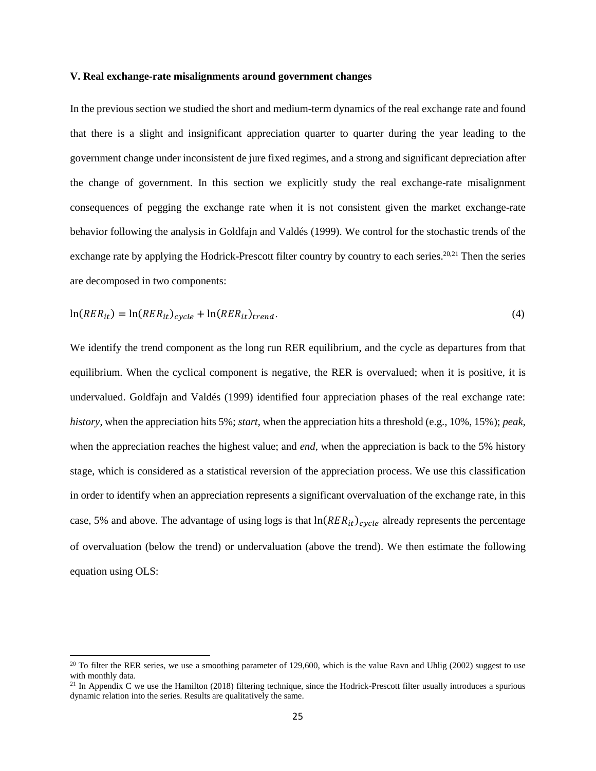### V. Real exchange-rate misalignments around government changes

In the previous section we studied the short and medium-term dynamics of the real exchange rate and found that there is a slight and insignificant appreciation quarter to quarter during the year leading to the government change under inconsistent de jure fixed regimes, and a strong and significant depreciation after the change of government. In this section we explicitly study the real exchange-rate misalignment consequences of pegging the exchange rate when it is not consistent given the market exchange-rate behavior following the analysis in Goldfajn and Valdés (1999). We control for the stochastic trends of the exchange rate by applying the Hodrick-Prescott filter country by country to each series.[20,21] Then the series are decomposed in two components:

$$\ln(RER_{it}) = \ln(RER_{it})_{cycle} + \ln(RER_{it})_{trend}. \tag{4}$$

We identify the trend component as the long run RER equilibrium, and the cycle as departures from that equilibrium. When the cyclical component is negative, the RER is overvalued; when it is positive, it is undervalued. Goldfajn and Valdés (1999) identified four appreciation phases of the real exchange rate: *history*, when the appreciation hits 5%; *start*, when the appreciation hits a threshold (e.g., 10%, 15%); *peak*, when the appreciation reaches the highest value; and *end*, when the appreciation is back to the 5% history stage, which is considered as a statistical reversion of the appreciation process. We use this classification in order to identify when an appreciation represents a significant overvaluation of the exchange rate, in this case, 5% and above. The advantage of using logs is that $\ln(RER_{it})_{cycle}$ already represents the percentage of overvaluation (below the trend) or undervaluation (above the trend). We then estimate the following equation using OLS:

[20] To filter the RER series, we use a smoothing parameter of 129,600, which is the value Ravn and Uhlig (2002) suggest to use with monthly data.

[21] In Appendix C we use the Hamilton (2018) filtering technique, since the Hodrick-Prescott filter usually introduces a spurious dynamic relation into the series. Results are qualitatively the same.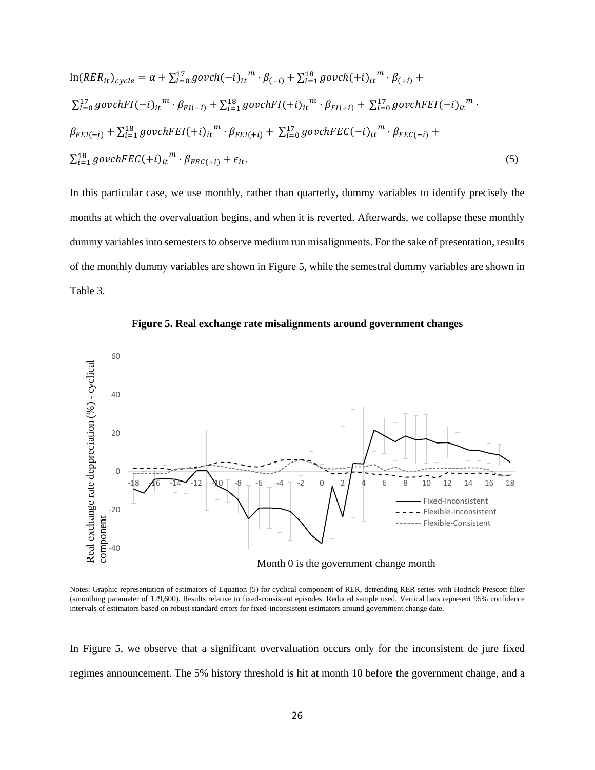$$\ln(RER_{it})_{cycle} = \alpha + \sum_{i=0}^{17} govch(-i)_{it}{}^{m} \cdot \beta_{(-i)} + \sum_{i=1}^{18} govch(+i)_{it}{}^{m} \cdot \beta_{(+i)} + \sum_{i=0}^{17} govchFI(-i)_{it}{}^{m} \cdot \beta_{FI(-i)} + \sum_{i=1}^{18} govchFI(+i)_{it}{}^{m} \cdot \beta_{FI(+i)} + \sum_{i=0}^{17} govchFEI(-i)_{it}{}^{m} \cdot \beta_{FEI(-i)} + \sum_{i=1}^{18} govchFEI(+i)_{it}{}^{m} \cdot \beta_{FEI(+i)} + \sum_{i=0}^{17} govchFEC(-i)_{it}{}^{m} \cdot \beta_{FEC(-i)} + \sum_{i=1}^{18} govchFEC(+i)_{it}{}^{m} \cdot \beta_{FEC(+i)} + \epsilon_{it}. \tag{5}$$

In this particular case, we use monthly, rather than quarterly, dummy variables to identify precisely the months at which the overvaluation begins, and when it is reverted. Afterwards, we collapse these monthly dummy variables into semesters to observe medium run misalignments. For the sake of presentation, results of the monthly dummy variables are shown in Figure 5, while the semestral dummy variables are shown in Table 3.

**Figure 5. Real exchange rate misalignments around government changes**

Notes: Graphic representation of estimators of Equation (5) for cyclical component of RER, detrending RER series with Hodrick-Prescott filter (smoothing parameter of 129,600). Results relative to fixed-consistent episodes. Reduced sample used. Vertical bars represent 95% confidence intervals of estimators based on robust standard errors for fixed-inconsistent estimators around government change date.

In Figure 5, we observe that a significant overvaluation occurs only for the inconsistent de jure fixed regimes announcement. The 5% history threshold is hit at month 10 before the government change, and a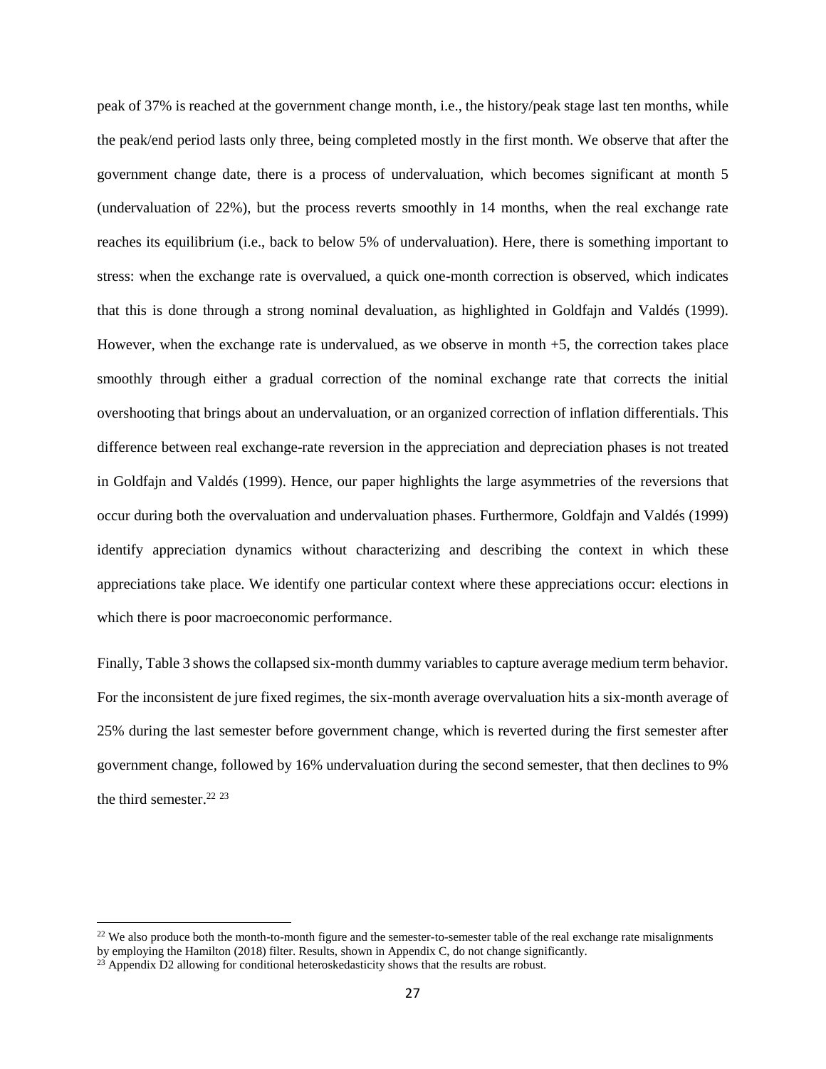peak of 37% is reached at the government change month, i.e., the history/peak stage last ten months, while the peak/end period lasts only three, being completed mostly in the first month. We observe that after the government change date, there is a process of undervaluation, which becomes significant at month 5 (undervaluation of 22%), but the process reverts smoothly in 14 months, when the real exchange rate reaches its equilibrium (i.e., back to below 5% of undervaluation). Here, there is something important to stress: when the exchange rate is overvalued, a quick one-month correction is observed, which indicates that this is done through a strong nominal devaluation, as highlighted in Goldfajn and Valdés (1999). However, when the exchange rate is undervalued, as we observe in month +5, the correction takes place smoothly through either a gradual correction of the nominal exchange rate that corrects the initial overshooting that brings about an undervaluation, or an organized correction of inflation differentials. This difference between real exchange-rate reversion in the appreciation and depreciation phases is not treated in Goldfajn and Valdés (1999). Hence, our paper highlights the large asymmetries of the reversions that occur during both the overvaluation and undervaluation phases. Furthermore, Goldfajn and Valdés (1999) identify appreciation dynamics without characterizing and describing the context in which these appreciations take place. We identify one particular context where these appreciations occur: elections in which there is poor macroeconomic performance.

Finally, Table 3 shows the collapsed six-month dummy variables to capture average medium term behavior. For the inconsistent de jure fixed regimes, the six-month average overvaluation hits a six-month average of 25% during the last semester before government change, which is reverted during the first semester after government change, followed by 16% undervaluation during the second semester, that then declines to 9% the third semester.[22] [23]

[22] We also produce both the month-to-month figure and the semester-to-semester table of the real exchange rate misalignments by employing the Hamilton (2018) filter. Results, shown in Appendix C, do not change significantly.

[23] Appendix D2 allowing for conditional heteroskedasticity shows that the results are robust.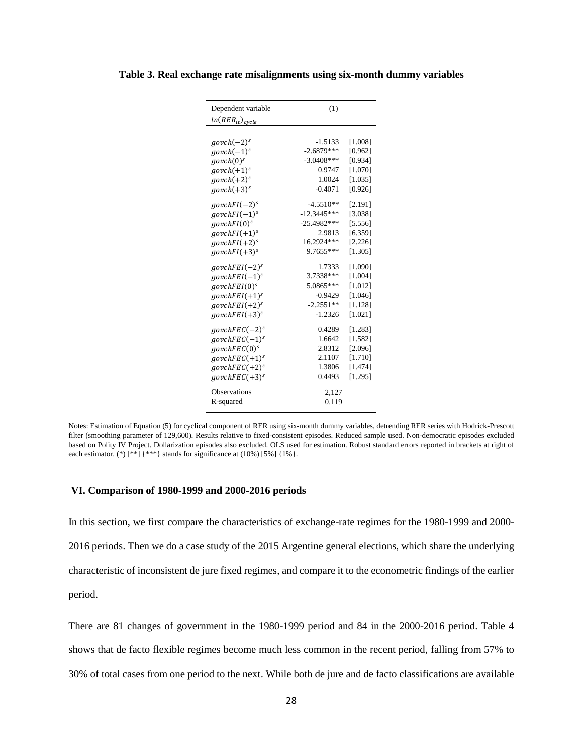**Table 3. Real exchange rate misalignments using six-month dummy variables**

| Dependent variable $ln(RER_{it})_{cycle}$ | (1) | |
|---|---|---|
| $govch(-2)^s$ | -1.5133 | [1.008] |
| $govch(-1)^s$ | -2.6879*** | [0.962] |
| $govch(0)^s$ | -3.0408*** | [0.934] |
| $govch(+1)^s$ | 0.9747 | [1.070] |
| $govch(+2)^s$ | 1.0024 | [1.035] |
| $govch(+3)^s$ | -0.4071 | [0.926] |
| $govchFI(-2)^s$ | -4.5510** | [2.191] |
| $govchFI(-1)^s$ | -12.3445*** | [3.038] |
| $govchFI(0)^s$ | -25.4982*** | [5.556] |
| $govchFI(+1)^s$ | 2.9813 | [6.359] |
| $govchFI(+2)^s$ | 16.2924*** | [2.226] |
| $govchFI(+3)^s$ | 9.7655*** | [1.305] |
| $govchFEI(-2)^s$ | 1.7333 | [1.090] |
| $govchFEI(-1)^s$ | 3.7338*** | [1.004] |
| $govchFEI(0)^s$ | 5.0865*** | [1.012] |
| $govchFEI(+1)^s$ | -0.9429 | [1.046] |
| $govchFEI(+2)^s$ | -2.2551** | [1.128] |
| $govchFEI(+3)^s$ | -1.2326 | [1.021] |
| $govchFEC(-2)^s$ | 0.4289 | [1.283] |
| $govchFEC(-1)^s$ | 1.6642 | [1.582] |
| $govchFEC(0)^s$ | 2.8312 | [2.096] |
| $govchFEC(+1)^s$ | 2.1107 | [1.710] |
| $govchFEC(+2)^s$ | 1.3806 | [1.474] |
| $govchFEC(+3)^s$ | 0.4493 | [1.295] |
| Observations | 2,127 | |
| R-squared | 0.119 | |

Notes: Estimation of Equation (5) for cyclical component of RER using six-month dummy variables, detrending RER series with Hodrick-Prescott filter (smoothing parameter of 129,600). Results relative to fixed-consistent episodes. Reduced sample used. Non-democratic episodes excluded based on Polity IV Project. Dollarization episodes also excluded. OLS used for estimation. Robust standard errors reported in brackets at right of each estimator. (*) [**] {***} stands for significance at (10%) [5%] {1%}.

## VI. Comparison of 1980-1999 and 2000-2016 periods

In this section, we first compare the characteristics of exchange-rate regimes for the 1980-1999 and 2000-2016 periods. Then we do a case study of the 2015 Argentine general elections, which share the underlying characteristic of inconsistent de jure fixed regimes, and compare it to the econometric findings of the earlier period.

There are 81 changes of government in the 1980-1999 period and 84 in the 2000-2016 period. Table 4 shows that de facto flexible regimes become much less common in the recent period, falling from 57% to 30% of total cases from one period to the next. While both de jure and de facto classifications are available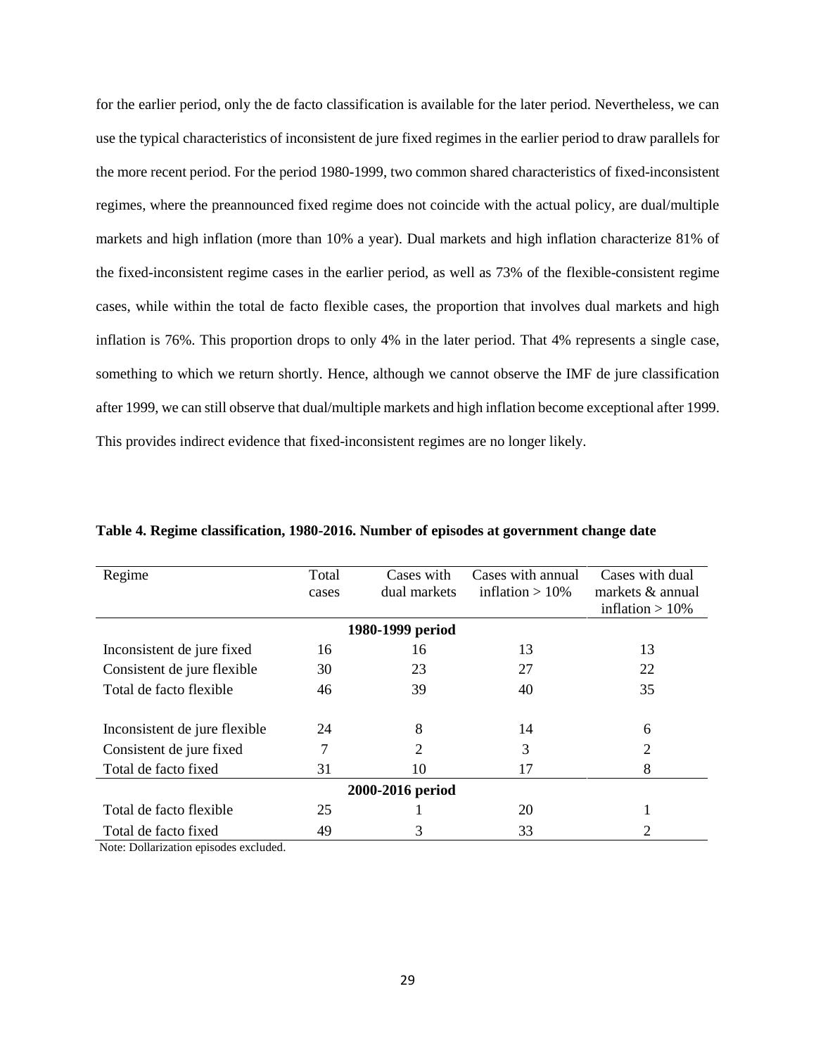for the earlier period, only the de facto classification is available for the later period. Nevertheless, we can use the typical characteristics of inconsistent de jure fixed regimes in the earlier period to draw parallels for the more recent period. For the period 1980-1999, two common shared characteristics of fixed-inconsistent regimes, where the preannounced fixed regime does not coincide with the actual policy, are dual/multiple markets and high inflation (more than 10% a year). Dual markets and high inflation characterize 81% of the fixed-inconsistent regime cases in the earlier period, as well as 73% of the flexible-consistent regime cases, while within the total de facto flexible cases, the proportion that involves dual markets and high inflation is 76%. This proportion drops to only 4% in the later period. That 4% represents a single case, something to which we return shortly. Hence, although we cannot observe the IMF de jure classification after 1999, we can still observe that dual/multiple markets and high inflation become exceptional after 1999. This provides indirect evidence that fixed-inconsistent regimes are no longer likely.

**Table 4. Regime classification, 1980-2016. Number of episodes at government change date**

| Regime | Total cases | Cases with dual markets | Cases with annual inflation > 10% | Cases with dual markets & annual inflation > 10% |
|---|---|---|---|---|
| **1980-1999 period** | | | | |
| Inconsistent de jure fixed | 16 | 16 | 13 | 13 |
| Consistent de jure flexible | 30 | 23 | 27 | 22 |
| Total de facto flexible | 46 | 39 | 40 | 35 |
| | | | | |
| Inconsistent de jure flexible | 24 | 8 | 14 | 6 |
| Consistent de jure fixed | 7 | 2 | 3 | 2 |
| Total de facto fixed | 31 | 10 | 17 | 8 |
| **2000-2016 period** | | | | |
| Total de facto flexible | 25 | 1 | 20 | 1 |
| Total de facto fixed | 49 | 3 | 33 | 2 |

Note: Dollarization episodes excluded.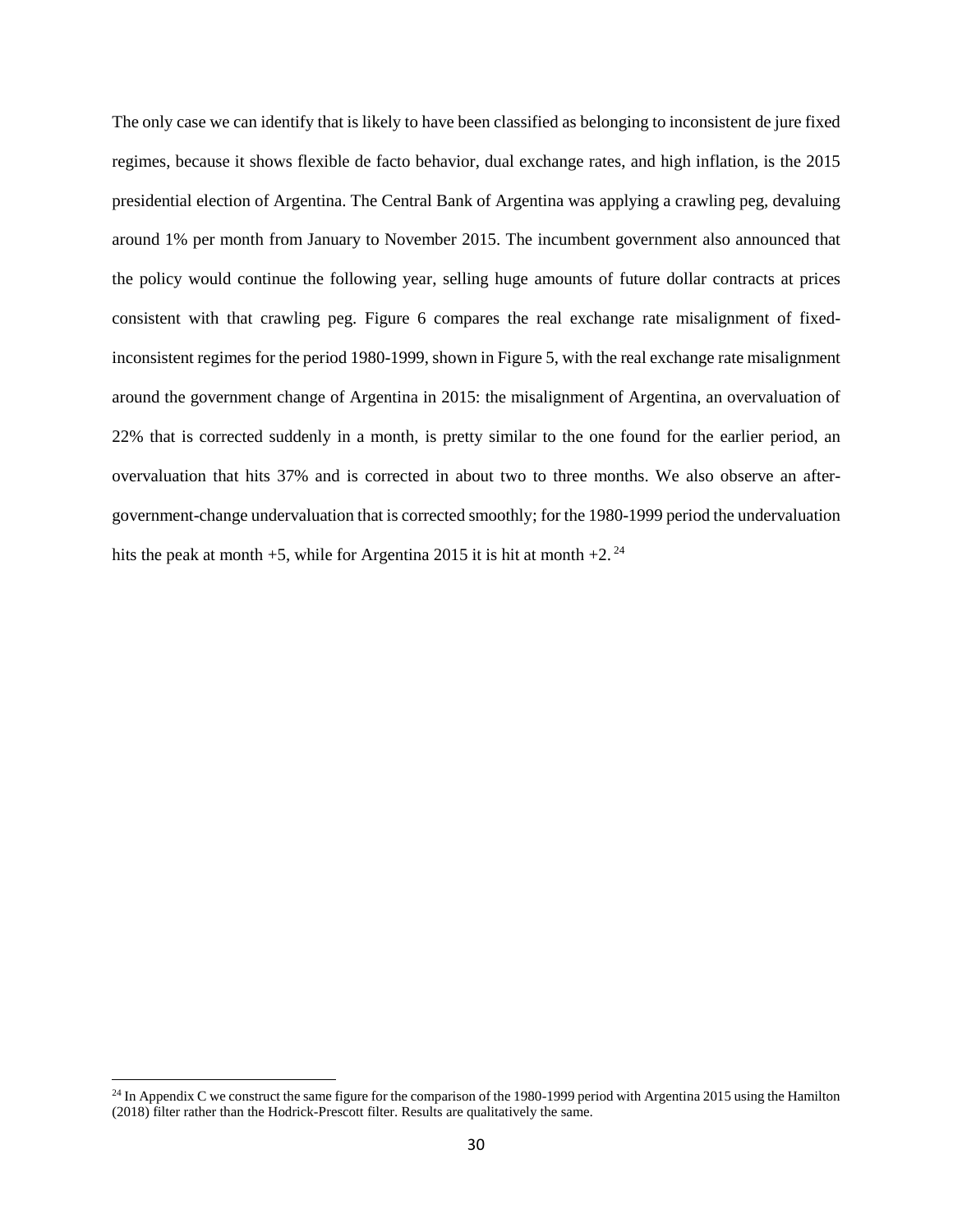The only case we can identify that is likely to have been classified as belonging to inconsistent de jure fixed regimes, because it shows flexible de facto behavior, dual exchange rates, and high inflation, is the 2015 presidential election of Argentina. The Central Bank of Argentina was applying a crawling peg, devaluing around 1% per month from January to November 2015. The incumbent government also announced that the policy would continue the following year, selling huge amounts of future dollar contracts at prices consistent with that crawling peg. Figure 6 compares the real exchange rate misalignment of fixed-inconsistent regimes for the period 1980-1999, shown in Figure 5, with the real exchange rate misalignment around the government change of Argentina in 2015: the misalignment of Argentina, an overvaluation of 22% that is corrected suddenly in a month, is pretty similar to the one found for the earlier period, an overvaluation that hits 37% and is corrected in about two to three months. We also observe an after-government-change undervaluation that is corrected smoothly; for the 1980-1999 period the undervaluation hits the peak at month +5, while for Argentina 2015 it is hit at month +2. [24]

[24] In Appendix C we construct the same figure for the comparison of the 1980-1999 period with Argentina 2015 using the Hamilton (2018) filter rather than the Hodrick-Prescott filter. Results are qualitatively the same.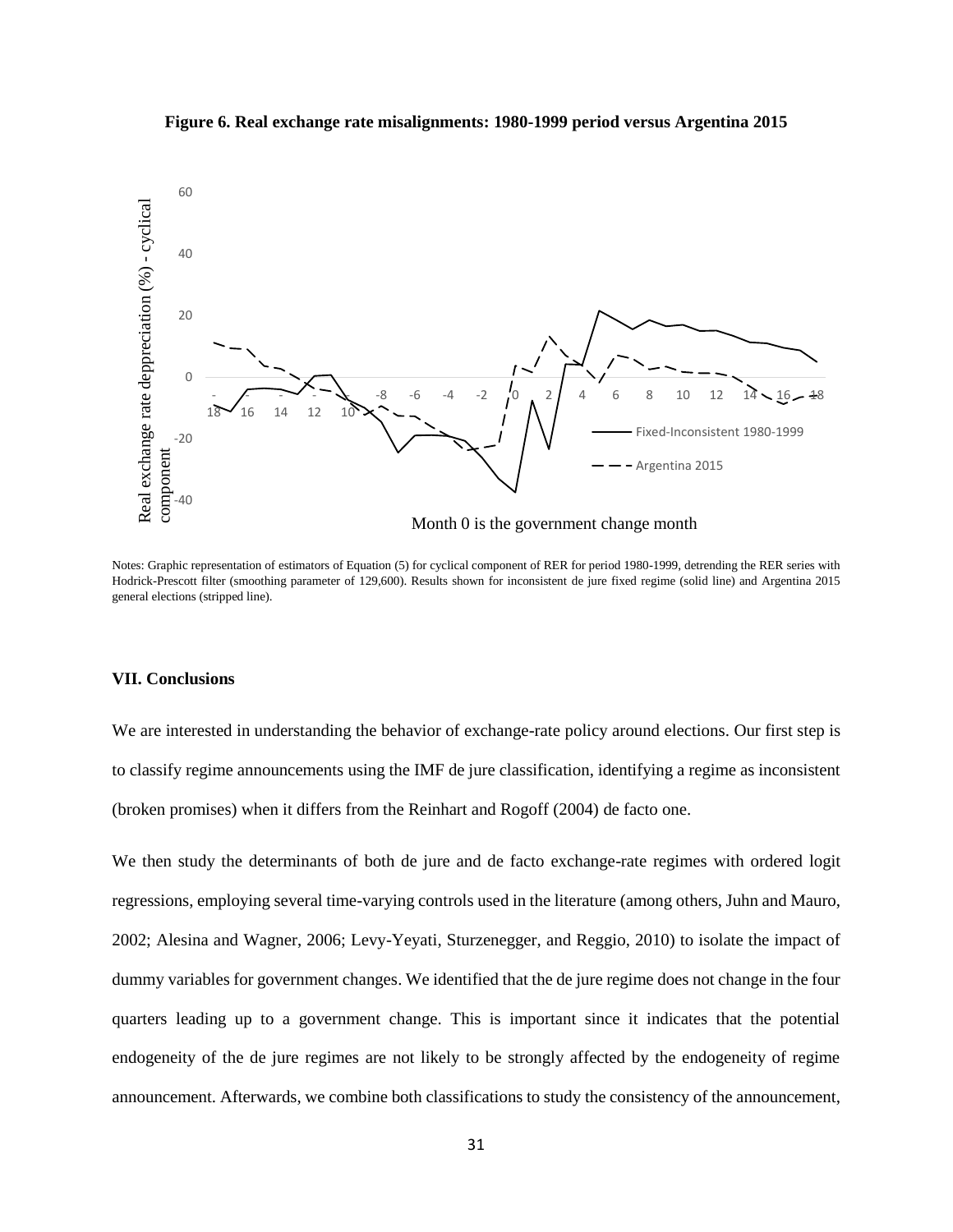**Figure 6. Real exchange rate misalignments: 1980-1999 period versus Argentina 2015**

Notes: Graphic representation of estimators of Equation (5) for cyclical component of RER for period 1980-1999, detrending the RER series with Hodrick-Prescott filter (smoothing parameter of 129,600). Results shown for inconsistent de jure fixed regime (solid line) and Argentina 2015 general elections (stripped line).

## VII. Conclusions

We are interested in understanding the behavior of exchange-rate policy around elections. Our first step is to classify regime announcements using the IMF de jure classification, identifying a regime as inconsistent (broken promises) when it differs from the Reinhart and Rogoff (2004) de facto one.

We then study the determinants of both de jure and de facto exchange-rate regimes with ordered logit regressions, employing several time-varying controls used in the literature (among others, Juhn and Mauro, 2002; Alesina and Wagner, 2006; Levy-Yeyati, Sturzenegger, and Reggio, 2010) to isolate the impact of dummy variables for government changes. We identified that the de jure regime does not change in the four quarters leading up to a government change. This is important since it indicates that the potential endogeneity of the de jure regimes are not likely to be strongly affected by the endogeneity of regime announcement. Afterwards, we combine both classifications to study the consistency of the announcement,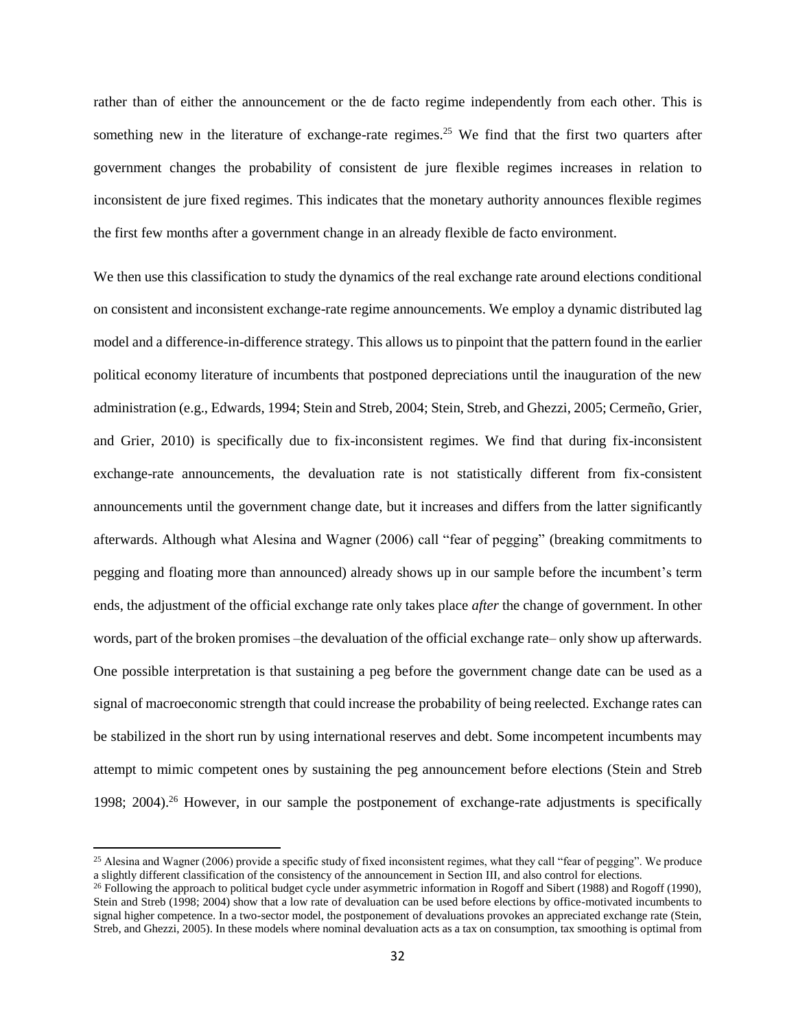rather than of either the announcement or the de facto regime independently from each other. This is something new in the literature of exchange-rate regimes.[25] We find that the first two quarters after government changes the probability of consistent de jure flexible regimes increases in relation to inconsistent de jure fixed regimes. This indicates that the monetary authority announces flexible regimes the first few months after a government change in an already flexible de facto environment.

We then use this classification to study the dynamics of the real exchange rate around elections conditional on consistent and inconsistent exchange-rate regime announcements. We employ a dynamic distributed lag model and a difference-in-difference strategy. This allows us to pinpoint that the pattern found in the earlier political economy literature of incumbents that postponed depreciations until the inauguration of the new administration (e.g., Edwards, 1994; Stein and Streb, 2004; Stein, Streb, and Ghezzi, 2005; Cermeño, Grier, and Grier, 2010) is specifically due to fix-inconsistent regimes. We find that during fix-inconsistent exchange-rate announcements, the devaluation rate is not statistically different from fix-consistent announcements until the government change date, but it increases and differs from the latter significantly afterwards. Although what Alesina and Wagner (2006) call "fear of pegging" (breaking commitments to pegging and floating more than announced) already shows up in our sample before the incumbent's term ends, the adjustment of the official exchange rate only takes place *after* the change of government. In other words, part of the broken promises –the devaluation of the official exchange rate– only show up afterwards. One possible interpretation is that sustaining a peg before the government change date can be used as a signal of macroeconomic strength that could increase the probability of being reelected. Exchange rates can be stabilized in the short run by using international reserves and debt. Some incompetent incumbents may attempt to mimic competent ones by sustaining the peg announcement before elections (Stein and Streb 1998; 2004).[26] However, in our sample the postponement of exchange-rate adjustments is specifically

[25] Alesina and Wagner (2006) provide a specific study of fixed inconsistent regimes, what they call "fear of pegging". We produce a slightly different classification of the consistency of the announcement in Section III, and also control for elections.

[26] Following the approach to political budget cycle under asymmetric information in Rogoff and Sibert (1988) and Rogoff (1990), Stein and Streb (1998; 2004) show that a low rate of devaluation can be used before elections by office-motivated incumbents to signal higher competence. In a two-sector model, the postponement of devaluations provokes an appreciated exchange rate (Stein, Streb, and Ghezzi, 2005). In these models where nominal devaluation acts as a tax on consumption, tax smoothing is optimal from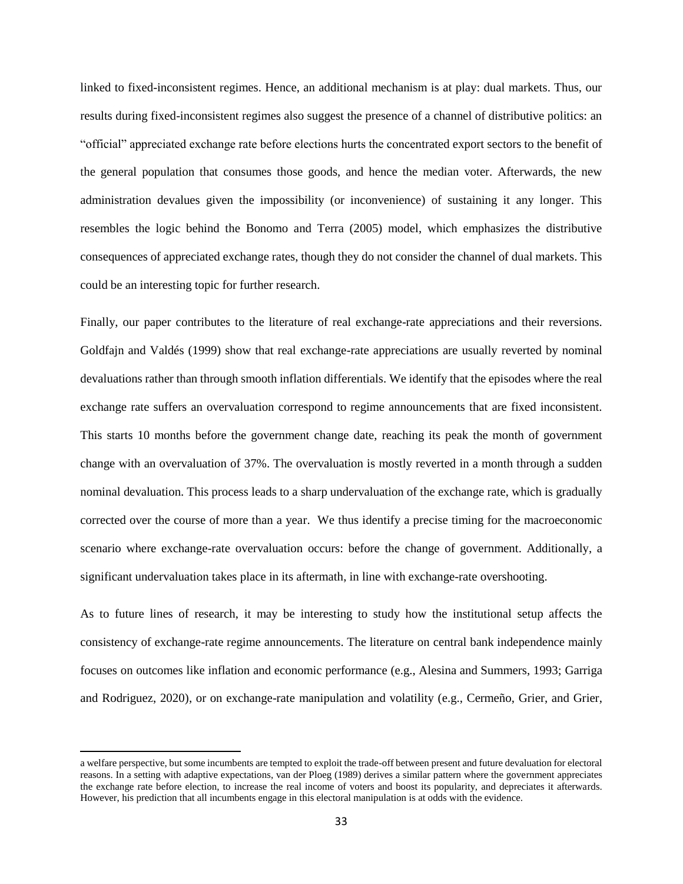linked to fixed-inconsistent regimes. Hence, an additional mechanism is at play: dual markets. Thus, our results during fixed-inconsistent regimes also suggest the presence of a channel of distributive politics: an "official" appreciated exchange rate before elections hurts the concentrated export sectors to the benefit of the general population that consumes those goods, and hence the median voter. Afterwards, the new administration devalues given the impossibility (or inconvenience) of sustaining it any longer. This resembles the logic behind the Bonomo and Terra (2005) model, which emphasizes the distributive consequences of appreciated exchange rates, though they do not consider the channel of dual markets. This could be an interesting topic for further research.

Finally, our paper contributes to the literature of real exchange-rate appreciations and their reversions. Goldfajn and Valdés (1999) show that real exchange-rate appreciations are usually reverted by nominal devaluations rather than through smooth inflation differentials. We identify that the episodes where the real exchange rate suffers an overvaluation correspond to regime announcements that are fixed inconsistent. This starts 10 months before the government change date, reaching its peak the month of government change with an overvaluation of 37%. The overvaluation is mostly reverted in a month through a sudden nominal devaluation. This process leads to a sharp undervaluation of the exchange rate, which is gradually corrected over the course of more than a year. We thus identify a precise timing for the macroeconomic scenario where exchange-rate overvaluation occurs: before the change of government. Additionally, a significant undervaluation takes place in its aftermath, in line with exchange-rate overshooting.

As to future lines of research, it may be interesting to study how the institutional setup affects the consistency of exchange-rate regime announcements. The literature on central bank independence mainly focuses on outcomes like inflation and economic performance (e.g., Alesina and Summers, 1993; Garriga and Rodriguez, 2020), or on exchange-rate manipulation and volatility (e.g., Cermeño, Grier, and Grier,

---

a welfare perspective, but some incumbents are tempted to exploit the trade-off between present and future devaluation for electoral reasons. In a setting with adaptive expectations, van der Ploeg (1989) derives a similar pattern where the government appreciates the exchange rate before election, to increase the real income of voters and boost its popularity, and depreciates it afterwards. However, his prediction that all incumbents engage in this electoral manipulation is at odds with the evidence.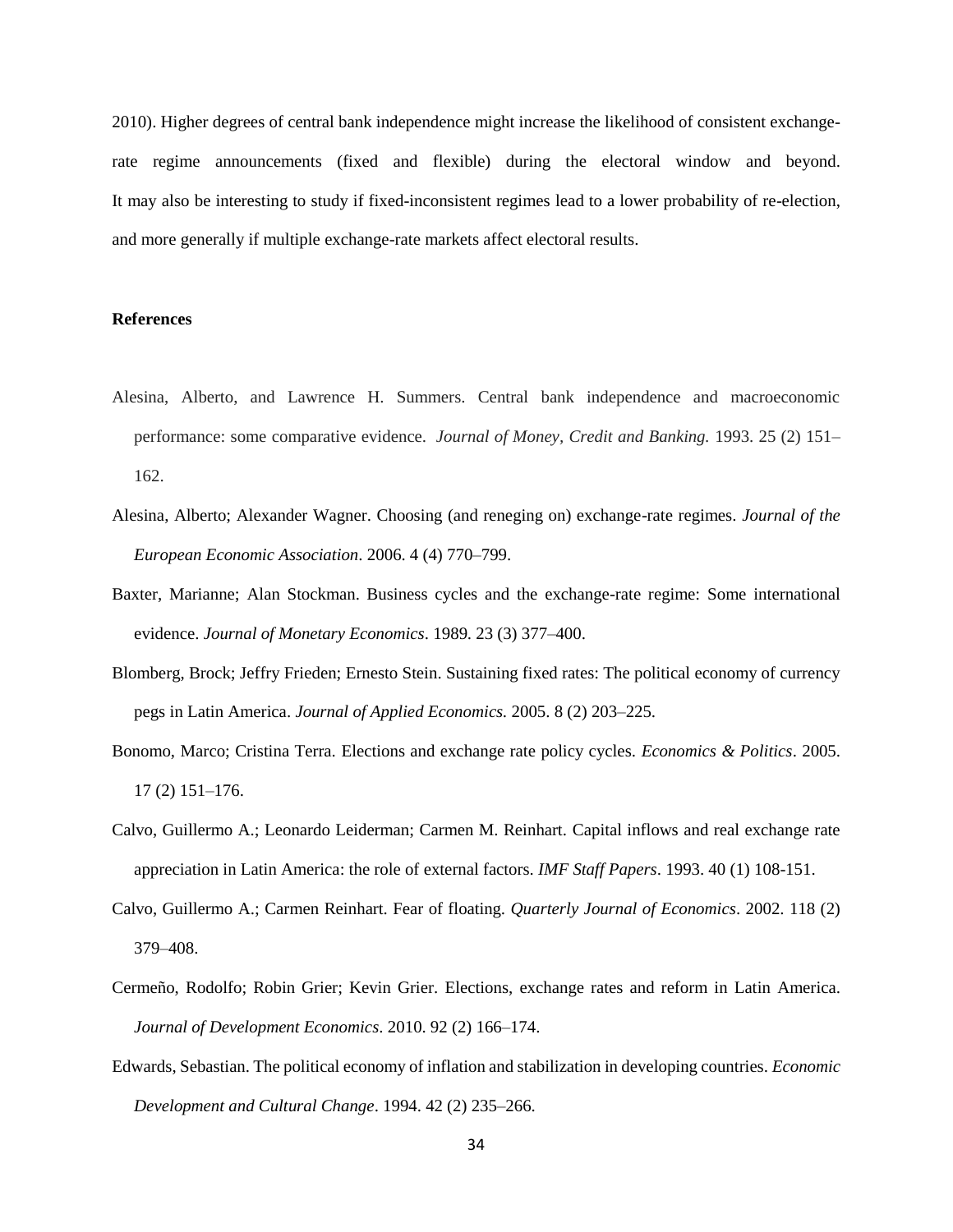2010). Higher degrees of central bank independence might increase the likelihood of consistent exchange-rate regime announcements (fixed and flexible) during the electoral window and beyond. It may also be interesting to study if fixed-inconsistent regimes lead to a lower probability of re-election, and more generally if multiple exchange-rate markets affect electoral results.

**References**

Alesina, Alberto, and Lawrence H. Summers. Central bank independence and macroeconomic performance: some comparative evidence. *Journal of Money, Credit and Banking.* 1993. 25 (2) 151–162.

Alesina, Alberto; Alexander Wagner. Choosing (and reneging on) exchange-rate regimes. *Journal of the European Economic Association*. 2006. 4 (4) 770–799.

Baxter, Marianne; Alan Stockman. Business cycles and the exchange-rate regime: Some international evidence. *Journal of Monetary Economics*. 1989. 23 (3) 377–400.

Blomberg, Brock; Jeffry Frieden; Ernesto Stein. Sustaining fixed rates: The political economy of currency pegs in Latin America. *Journal of Applied Economics.* 2005. 8 (2) 203–225.

Bonomo, Marco; Cristina Terra. Elections and exchange rate policy cycles. *Economics & Politics*. 2005. 17 (2) 151–176.

Calvo, Guillermo A.; Leonardo Leiderman; Carmen M. Reinhart. Capital inflows and real exchange rate appreciation in Latin America: the role of external factors. *IMF Staff Papers*. 1993. 40 (1) 108-151.

Calvo, Guillermo A.; Carmen Reinhart. Fear of floating. *Quarterly Journal of Economics*. 2002. 118 (2) 379–408.

Cermeño, Rodolfo; Robin Grier; Kevin Grier. Elections, exchange rates and reform in Latin America. *Journal of Development Economics*. 2010. 92 (2) 166–174.

Edwards, Sebastian. The political economy of inflation and stabilization in developing countries. *Economic Development and Cultural Change*. 1994. 42 (2) 235–266.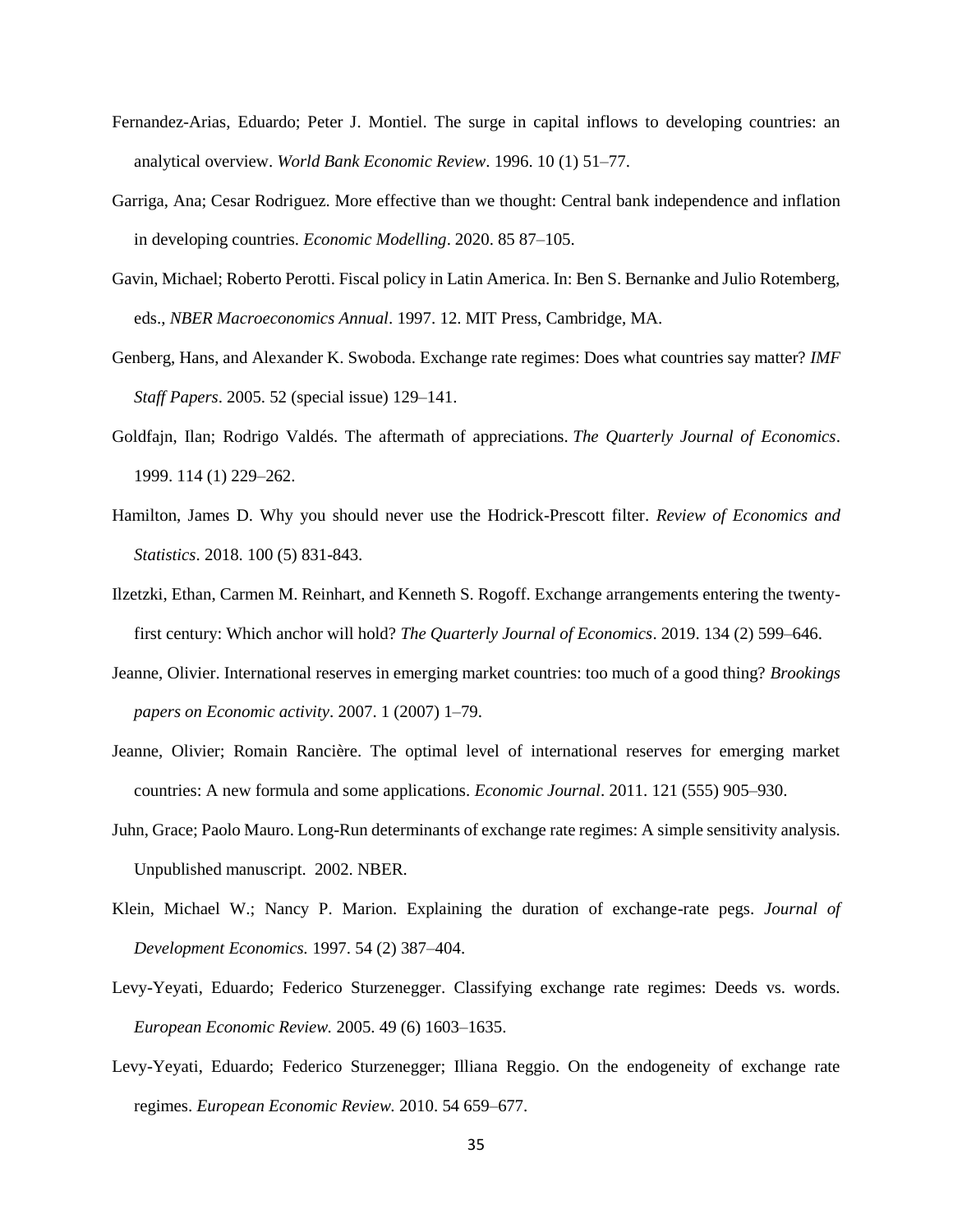Fernandez-Arias, Eduardo; Peter J. Montiel. The surge in capital inflows to developing countries: an analytical overview. *World Bank Economic Review*. 1996. 10 (1) 51–77.

Garriga, Ana; Cesar Rodriguez. More effective than we thought: Central bank independence and inflation in developing countries. *Economic Modelling*. 2020. 85 87–105.

Gavin, Michael; Roberto Perotti. Fiscal policy in Latin America. In: Ben S. Bernanke and Julio Rotemberg, eds., *NBER Macroeconomics Annual*. 1997. 12. MIT Press, Cambridge, MA.

Genberg, Hans, and Alexander K. Swoboda. Exchange rate regimes: Does what countries say matter? *IMF Staff Papers*. 2005. 52 (special issue) 129–141.

Goldfajn, Ilan; Rodrigo Valdés. The aftermath of appreciations. *The Quarterly Journal of Economics*. 1999. 114 (1) 229–262.

Hamilton, James D. Why you should never use the Hodrick-Prescott filter. *Review of Economics and Statistics*. 2018. 100 (5) 831-843.

Ilzetzki, Ethan, Carmen M. Reinhart, and Kenneth S. Rogoff. Exchange arrangements entering the twenty-first century: Which anchor will hold? *The Quarterly Journal of Economics*. 2019. 134 (2) 599–646.

Jeanne, Olivier. International reserves in emerging market countries: too much of a good thing? *Brookings papers on Economic activity*. 2007. 1 (2007) 1–79.

Jeanne, Olivier; Romain Rancière. The optimal level of international reserves for emerging market countries: A new formula and some applications. *Economic Journal*. 2011. 121 (555) 905–930.

Juhn, Grace; Paolo Mauro. Long-Run determinants of exchange rate regimes: A simple sensitivity analysis. Unpublished manuscript. 2002. NBER.

Klein, Michael W.; Nancy P. Marion. Explaining the duration of exchange-rate pegs. *Journal of Development Economics.* 1997. 54 (2) 387–404.

Levy-Yeyati, Eduardo; Federico Sturzenegger. Classifying exchange rate regimes: Deeds vs. words. *European Economic Review.* 2005. 49 (6) 1603–1635.

Levy-Yeyati, Eduardo; Federico Sturzenegger; Illiana Reggio. On the endogeneity of exchange rate regimes. *European Economic Review.* 2010. 54 659–677.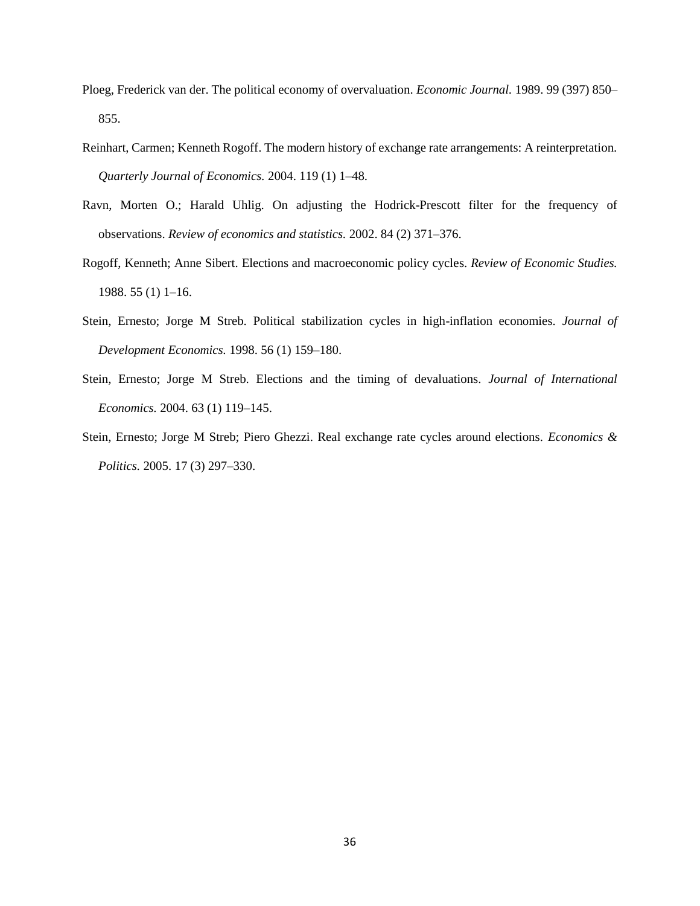Ploeg, Frederick van der. The political economy of overvaluation. *Economic Journal.* 1989. 99 (397) 850–855.

Reinhart, Carmen; Kenneth Rogoff. The modern history of exchange rate arrangements: A reinterpretation. *Quarterly Journal of Economics.* 2004. 119 (1) 1–48.

Ravn, Morten O.; Harald Uhlig. On adjusting the Hodrick-Prescott filter for the frequency of observations. *Review of economics and statistics.* 2002. 84 (2) 371–376.

Rogoff, Kenneth; Anne Sibert. Elections and macroeconomic policy cycles. *Review of Economic Studies.* 1988. 55 (1) 1–16.

Stein, Ernesto; Jorge M Streb. Political stabilization cycles in high-inflation economies. *Journal of Development Economics.* 1998. 56 (1) 159–180.

Stein, Ernesto; Jorge M Streb. Elections and the timing of devaluations. *Journal of International Economics.* 2004. 63 (1) 119–145.

Stein, Ernesto; Jorge M Streb; Piero Ghezzi. Real exchange rate cycles around elections. *Economics & Politics.* 2005. 17 (3) 297–330.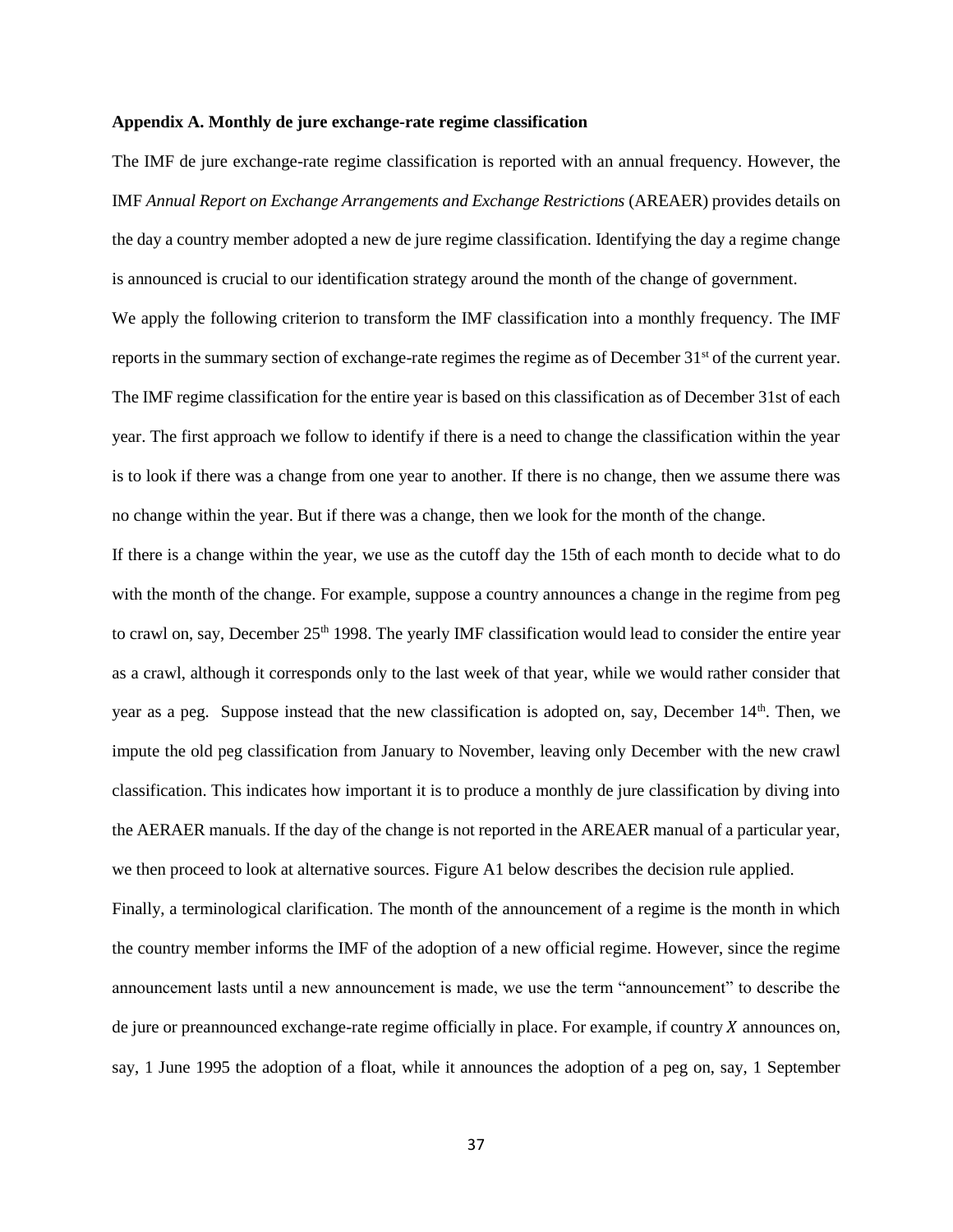**Appendix A. Monthly de jure exchange-rate regime classification**

The IMF de jure exchange-rate regime classification is reported with an annual frequency. However, the IMF *Annual Report on Exchange Arrangements and Exchange Restrictions* (AREAER) provides details on the day a country member adopted a new de jure regime classification. Identifying the day a regime change is announced is crucial to our identification strategy around the month of the change of government.

We apply the following criterion to transform the IMF classification into a monthly frequency. The IMF reports in the summary section of exchange-rate regimes the regime as of December 31st of the current year. The IMF regime classification for the entire year is based on this classification as of December 31st of each year. The first approach we follow to identify if there is a need to change the classification within the year is to look if there was a change from one year to another. If there is no change, then we assume there was no change within the year. But if there was a change, then we look for the month of the change.

If there is a change within the year, we use as the cutoff day the 15th of each month to decide what to do with the month of the change. For example, suppose a country announces a change in the regime from peg to crawl on, say, December 25th 1998. The yearly IMF classification would lead to consider the entire year as a crawl, although it corresponds only to the last week of that year, while we would rather consider that year as a peg. Suppose instead that the new classification is adopted on, say, December 14th. Then, we impute the old peg classification from January to November, leaving only December with the new crawl classification. This indicates how important it is to produce a monthly de jure classification by diving into the AERAER manuals. If the day of the change is not reported in the AREAER manual of a particular year, we then proceed to look at alternative sources. Figure A1 below describes the decision rule applied.

Finally, a terminological clarification. The month of the announcement of a regime is the month in which the country member informs the IMF of the adoption of a new official regime. However, since the regime announcement lasts until a new announcement is made, we use the term "announcement" to describe the de jure or preannounced exchange-rate regime officially in place. For example, if country $X$ announces on, say, 1 June 1995 the adoption of a float, while it announces the adoption of a peg on, say, 1 September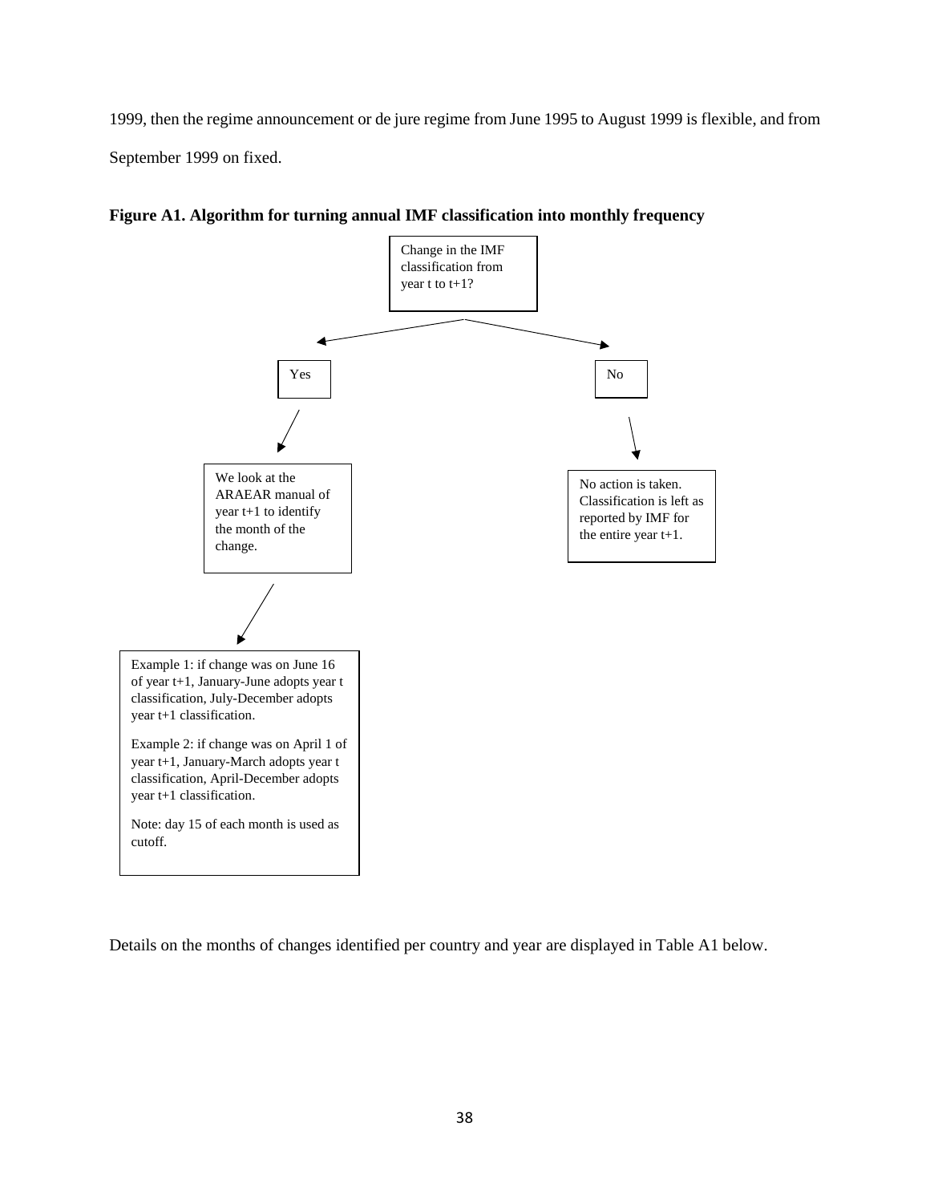1999, then the regime announcement or de jure regime from June 1995 to August 1999 is flexible, and from September 1999 on fixed.

**Figure A1. Algorithm for turning annual IMF classification into monthly frequency**

Change in the IMF classification from year t to t+1?

Yes

We look at the ARAEAR manual of year t+1 to identify the month of the change.

Example 1: if change was on June 16 of year t+1, January-June adopts year t classification, July-December adopts year t+1 classification.

Example 2: if change was on April 1 of year t+1, January-March adopts year t classification, April-December adopts year t+1 classification.

Note: day 15 of each month is used as cutoff.

No

No action is taken. Classification is left as reported by IMF for the entire year t+1.

Details on the months of changes identified per country and year are displayed in Table A1 below.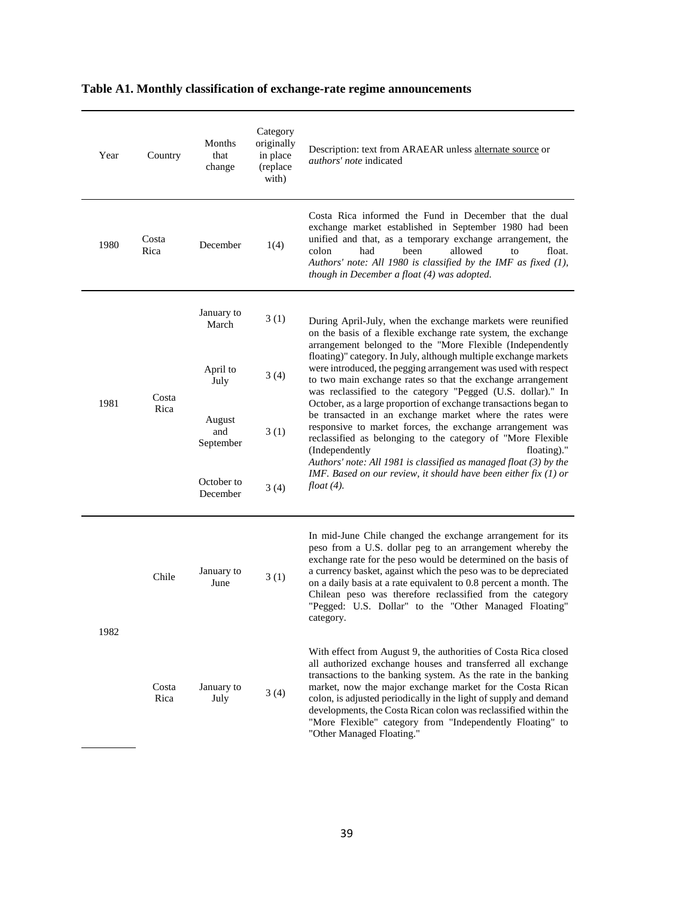**Table A1. Monthly classification of exchange-rate regime announcements**

| Year | Country | Months that change | Category originally in place (replace with) | Description: text from ARAEAR unless alternate source or *authors' note* indicated |
|---|---|---|---|---|
| 1980 | Costa Rica | December | 1(4) | Costa Rica informed the Fund in December that the dual exchange market established in September 1980 had been unified and that, as a temporary exchange arrangement, the colon had been allowed to float. *Authors' note: All 1980 is classified by the IMF as fixed (1), though in December a float (4) was adopted.* |
| 1981 | Costa Rica | January to March | 3 (1) | During April-July, when the exchange markets were reunified on the basis of a flexible exchange rate system, the exchange arrangement belonged to the "More Flexible (Independently floating)" category. In July, although multiple exchange markets were introduced, the pegging arrangement was used with respect to two main exchange rates so that the exchange arrangement was reclassified to the category "Pegged (U.S. dollar)." In October, as a large proportion of exchange transactions began to be transacted in an exchange market where the rates were responsive to market forces, the exchange arrangement was reclassified as belonging to the category of "More Flexible (Independently floating)." *Authors' note: All 1981 is classified as managed float (3) by the IMF. Based on our review, it should have been either fix (1) or float (4).* |
| | | April to July | 3 (4) | |
| | | August and September | 3 (1) | |
| | | October to December | 3 (4) | |
| 1982 | Chile | January to June | 3 (1) | In mid-June Chile changed the exchange arrangement for its peso from a U.S. dollar peg to an arrangement whereby the exchange rate for the peso would be determined on the basis of a currency basket, against which the peso was to be depreciated on a daily basis at a rate equivalent to 0.8 percent a month. The Chilean peso was therefore reclassified from the category "Pegged: U.S. Dollar" to the "Other Managed Floating" category. |
| | Costa Rica | January to July | 3 (4) | With effect from August 9, the authorities of Costa Rica closed all authorized exchange houses and transferred all exchange transactions to the banking system. As the rate in the banking market, now the major exchange market for the Costa Rican colon, is adjusted periodically in the light of supply and demand developments, the Costa Rican colon was reclassified within the "More Flexible" category from "Independently Floating" to "Other Managed Floating." |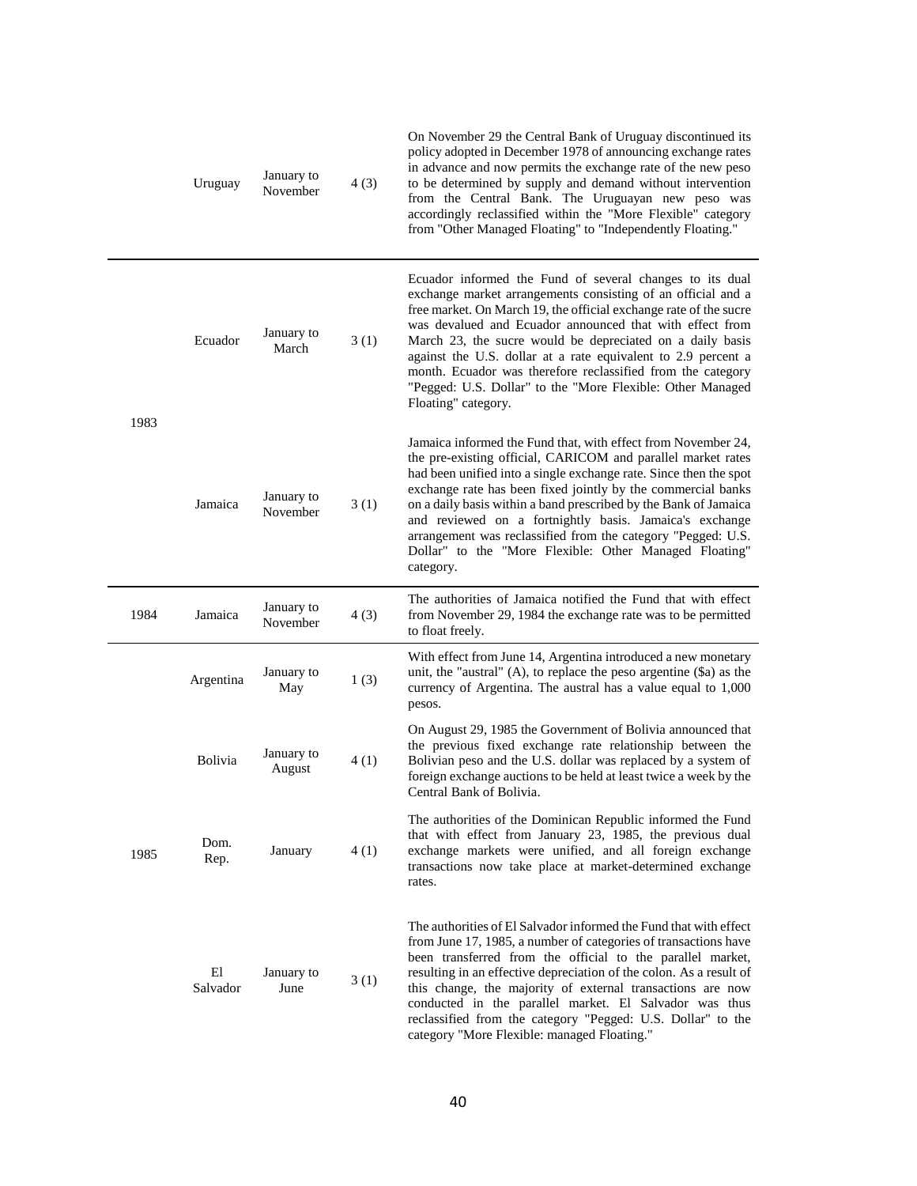| | | | | |
|---|---|---|---|---|
| | Uruguay | January to November | 4 (3) | On November 29 the Central Bank of Uruguay discontinued its policy adopted in December 1978 of announcing exchange rates in advance and now permits the exchange rate of the new peso to be determined by supply and demand without intervention from the Central Bank. The Uruguayan new peso was accordingly reclassified within the "More Flexible" category from "Other Managed Floating" to "Independently Floating." |
| 1983 | Ecuador | January to March | 3 (1) | Ecuador informed the Fund of several changes to its dual exchange market arrangements consisting of an official and a free market. On March 19, the official exchange rate of the sucre was devalued and Ecuador announced that with effect from March 23, the sucre would be depreciated on a daily basis against the U.S. dollar at a rate equivalent to 2.9 percent a month. Ecuador was therefore reclassified from the category "Pegged: U.S. Dollar" to the "More Flexible: Other Managed Floating" category. |
| | Jamaica | January to November | 3 (1) | Jamaica informed the Fund that, with effect from November 24, the pre-existing official, CARICOM and parallel market rates had been unified into a single exchange rate. Since then the spot exchange rate has been fixed jointly by the commercial banks on a daily basis within a band prescribed by the Bank of Jamaica and reviewed on a fortnightly basis. Jamaica's exchange arrangement was reclassified from the category "Pegged: U.S. Dollar" to the "More Flexible: Other Managed Floating" category. |
| 1984 | Jamaica | January to November | 4 (3) | The authorities of Jamaica notified the Fund that with effect from November 29, 1984 the exchange rate was to be permitted to float freely. |
| 1985 | Argentina | January to May | 1 (3) | With effect from June 14, Argentina introduced a new monetary unit, the "austral" (A), to replace the peso argentine ($a) as the currency of Argentina. The austral has a value equal to 1,000 pesos. |
| | Bolivia | January to August | 4 (1) | On August 29, 1985 the Government of Bolivia announced that the previous fixed exchange rate relationship between the Bolivian peso and the U.S. dollar was replaced by a system of foreign exchange auctions to be held at least twice a week by the Central Bank of Bolivia. |
| | Dom. Rep. | January | 4 (1) | The authorities of the Dominican Republic informed the Fund that with effect from January 23, 1985, the previous dual exchange markets were unified, and all foreign exchange transactions now take place at market-determined exchange rates. |
| | El Salvador | January to June | 3 (1) | The authorities of El Salvador informed the Fund that with effect from June 17, 1985, a number of categories of transactions have been transferred from the official to the parallel market, resulting in an effective depreciation of the colon. As a result of this change, the majority of external transactions are now conducted in the parallel market. El Salvador was thus reclassified from the category "Pegged: U.S. Dollar" to the category "More Flexible: managed Floating." |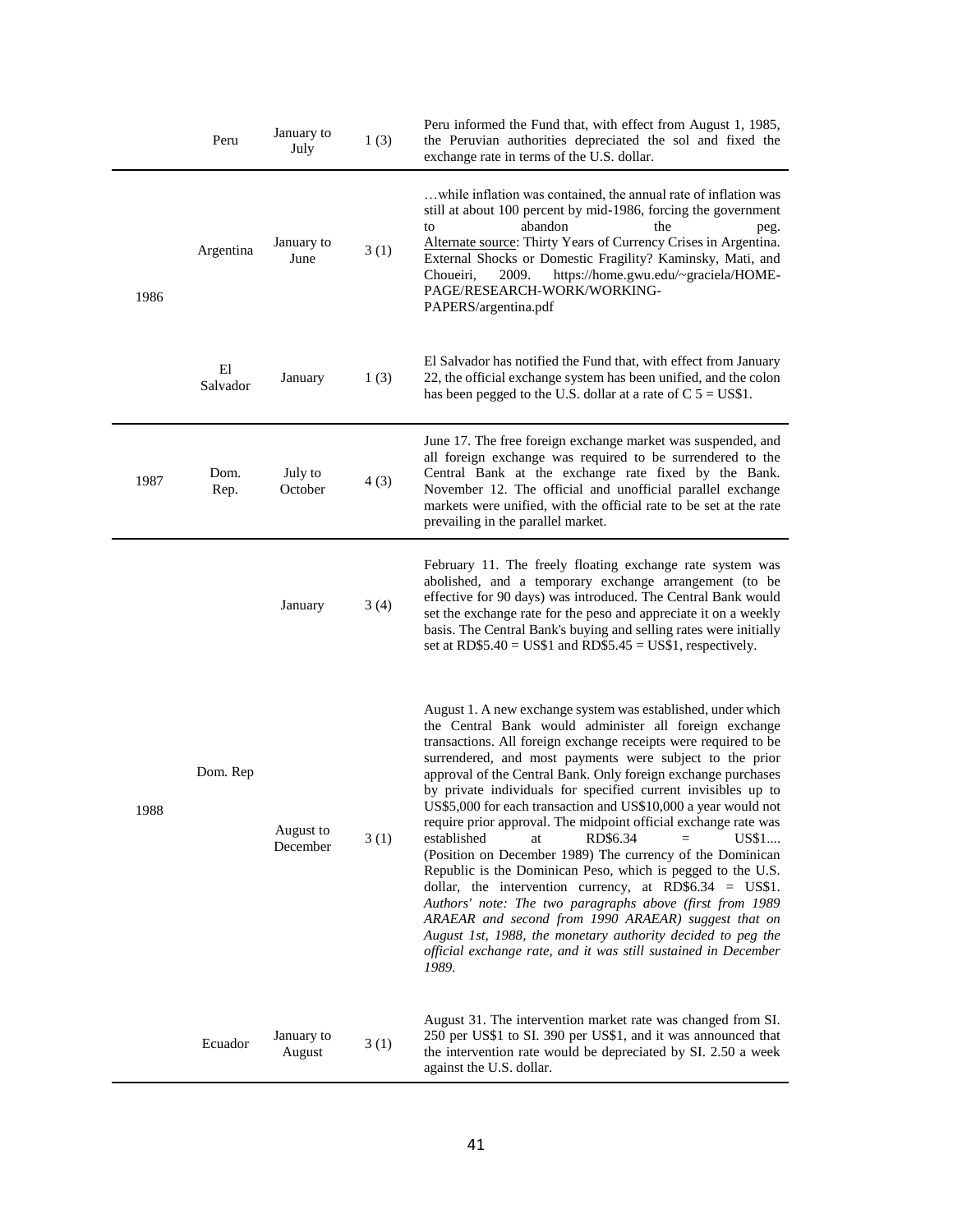|  |  |  |  |  |
| --- | --- | --- | --- | --- |
|  | Peru | January to July | 1 (3) | Peru informed the Fund that, with effect from August 1, 1985, the Peruvian authorities depreciated the sol and fixed the exchange rate in terms of the U.S. dollar. |
| 1986 | Argentina | January to June | 3 (1) | …while inflation was contained, the annual rate of inflation was still at about 100 percent by mid-1986, forcing the government to abandon the peg. Alternate source: Thirty Years of Currency Crises in Argentina. External Shocks or Domestic Fragility? Kaminsky, Mati, and Choueiri, 2009. https://home.gwu.edu/~graciela/HOME-PAGE/RESEARCH-WORK/WORKING-PAPERS/argentina.pdf |
|  | El Salvador | January | 1 (3) | El Salvador has notified the Fund that, with effect from January 22, the official exchange system has been unified, and the colon has been pegged to the U.S. dollar at a rate of C 5 = US$1. |
| 1987 | Dom. Rep. | July to October | 4 (3) | June 17. The free foreign exchange market was suspended, and all foreign exchange was required to be surrendered to the Central Bank at the exchange rate fixed by the Bank. November 12. The official and unofficial parallel exchange markets were unified, with the official rate to be set at the rate prevailing in the parallel market. |
| 1988 | Dom. Rep | January | 3 (4) | February 11. The freely floating exchange rate system was abolished, and a temporary exchange arrangement (to be effective for 90 days) was introduced. The Central Bank would set the exchange rate for the peso and appreciate it on a weekly basis. The Central Bank's buying and selling rates were initially set at RD$5.40 = US$1 and RD$5.45 = US$1, respectively. |
|  |  | August to December | 3 (1) | August 1. A new exchange system was established, under which the Central Bank would administer all foreign exchange transactions. All foreign exchange receipts were required to be surrendered, and most payments were subject to the prior approval of the Central Bank. Only foreign exchange purchases by private individuals for specified current invisibles up to US$5,000 for each transaction and US$10,000 a year would not require prior approval. The midpoint official exchange rate was established at RD$6.34 = US$1.... (Position on December 1989) The currency of the Dominican Republic is the Dominican Peso, which is pegged to the U.S. dollar, the intervention currency, at RD$6.34 = US$1. *Authors' note: The two paragraphs above (first from 1989 ARAEAR and second from 1990 ARAEAR) suggest that on August 1st, 1988, the monetary authority decided to peg the official exchange rate, and it was still sustained in December 1989.* |
|  | Ecuador | January to August | 3 (1) | August 31. The intervention market rate was changed from SI. 250 per US$1 to SI. 390 per US$1, and it was announced that the intervention rate would be depreciated by SI. 2.50 a week against the U.S. dollar. |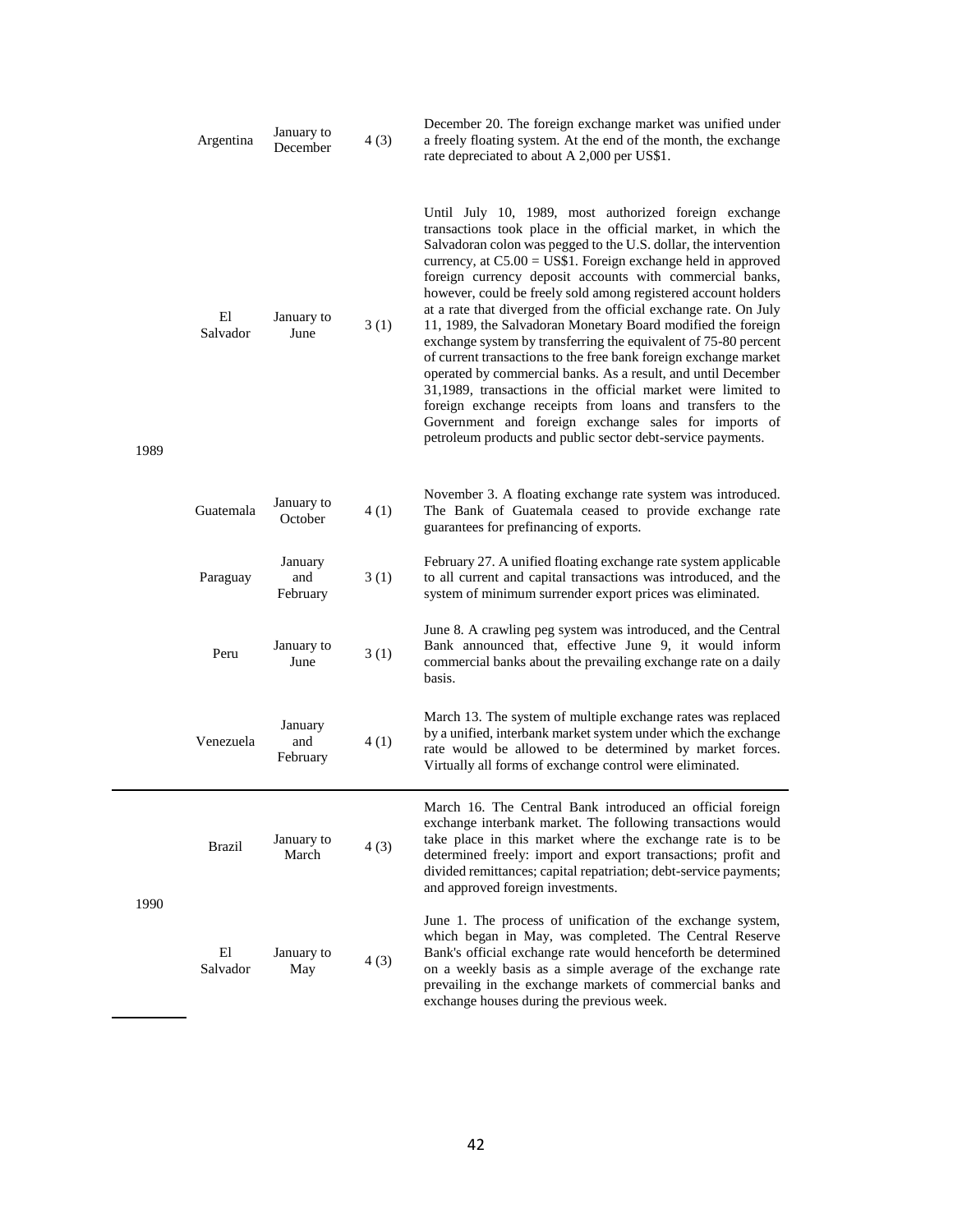| Year | Country | Period | Code | Description |
|---|---|---|---|---|
| 1989 | Argentina | January to December | 4 (3) | December 20. The foreign exchange market was unified under a freely floating system. At the end of the month, the exchange rate depreciated to about A 2,000 per US$1. |
| | El Salvador | January to June | 3 (1) | Until July 10, 1989, most authorized foreign exchange transactions took place in the official market, in which the Salvadoran colon was pegged to the U.S. dollar, the intervention currency, at C5.00 = US$1. Foreign exchange held in approved foreign currency deposit accounts with commercial banks, however, could be freely sold among registered account holders at a rate that diverged from the official exchange rate. On July 11, 1989, the Salvadoran Monetary Board modified the foreign exchange system by transferring the equivalent of 75-80 percent of current transactions to the free bank foreign exchange market operated by commercial banks. As a result, and until December 31,1989, transactions in the official market were limited to foreign exchange receipts from loans and transfers to the Government and foreign exchange sales for imports of petroleum products and public sector debt-service payments. |
| | Guatemala | January to October | 4 (1) | November 3. A floating exchange rate system was introduced. The Bank of Guatemala ceased to provide exchange rate guarantees for prefinancing of exports. |
| | Paraguay | January and February | 3 (1) | February 27. A unified floating exchange rate system applicable to all current and capital transactions was introduced, and the system of minimum surrender export prices was eliminated. |
| | Peru | January to June | 3 (1) | June 8. A crawling peg system was introduced, and the Central Bank announced that, effective June 9, it would inform commercial banks about the prevailing exchange rate on a daily basis. |
| | Venezuela | January and February | 4 (1) | March 13. The system of multiple exchange rates was replaced by a unified, interbank market system under which the exchange rate would be allowed to be determined by market forces. Virtually all forms of exchange control were eliminated. |
| 1990 | Brazil | January to March | 4 (3) | March 16. The Central Bank introduced an official foreign exchange interbank market. The following transactions would take place in this market where the exchange rate is to be determined freely: import and export transactions; profit and divided remittances; capital repatriation; debt-service payments; and approved foreign investments. |
| | El Salvador | January to May | 4 (3) | June 1. The process of unification of the exchange system, which began in May, was completed. The Central Reserve Bank's official exchange rate would henceforth be determined on a weekly basis as a simple average of the exchange rate prevailing in the exchange markets of commercial banks and exchange houses during the previous week. |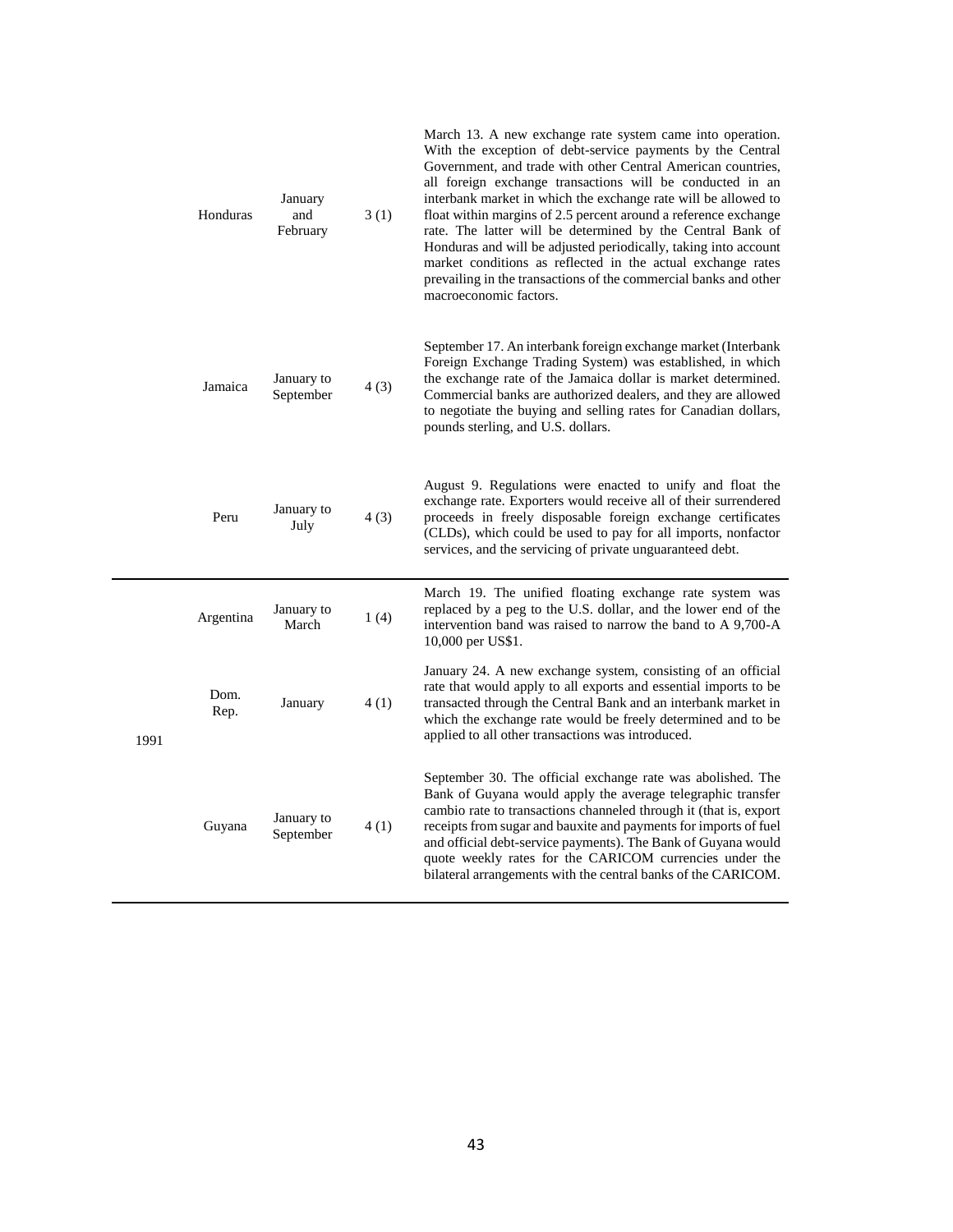| | | | | |
|---|---|---|---|---|
| | Honduras | January and February | 3 (1) | March 13. A new exchange rate system came into operation. With the exception of debt-service payments by the Central Government, and trade with other Central American countries, all foreign exchange transactions will be conducted in an interbank market in which the exchange rate will be allowed to float within margins of 2.5 percent around a reference exchange rate. The latter will be determined by the Central Bank of Honduras and will be adjusted periodically, taking into account market conditions as reflected in the actual exchange rates prevailing in the transactions of the commercial banks and other macroeconomic factors. |
| | Jamaica | January to September | 4 (3) | September 17. An interbank foreign exchange market (Interbank Foreign Exchange Trading System) was established, in which the exchange rate of the Jamaica dollar is market determined. Commercial banks are authorized dealers, and they are allowed to negotiate the buying and selling rates for Canadian dollars, pounds sterling, and U.S. dollars. |
| | Peru | January to July | 4 (3) | August 9. Regulations were enacted to unify and float the exchange rate. Exporters would receive all of their surrendered proceeds in freely disposable foreign exchange certificates (CLDs), which could be used to pay for all imports, nonfactor services, and the servicing of private unguaranteed debt. |
| 1991 | Argentina | January to March | 1 (4) | March 19. The unified floating exchange rate system was replaced by a peg to the U.S. dollar, and the lower end of the intervention band was raised to narrow the band to A 9,700-A 10,000 per US$1. |
| | Dom. Rep. | January | 4 (1) | January 24. A new exchange system, consisting of an official rate that would apply to all exports and essential imports to be transacted through the Central Bank and an interbank market in which the exchange rate would be freely determined and to be applied to all other transactions was introduced. |
| | Guyana | January to September | 4 (1) | September 30. The official exchange rate was abolished. The Bank of Guyana would apply the average telegraphic transfer cambio rate to transactions channeled through it (that is, export receipts from sugar and bauxite and payments for imports of fuel and official debt-service payments). The Bank of Guyana would quote weekly rates for the CARICOM currencies under the bilateral arrangements with the central banks of the CARICOM. |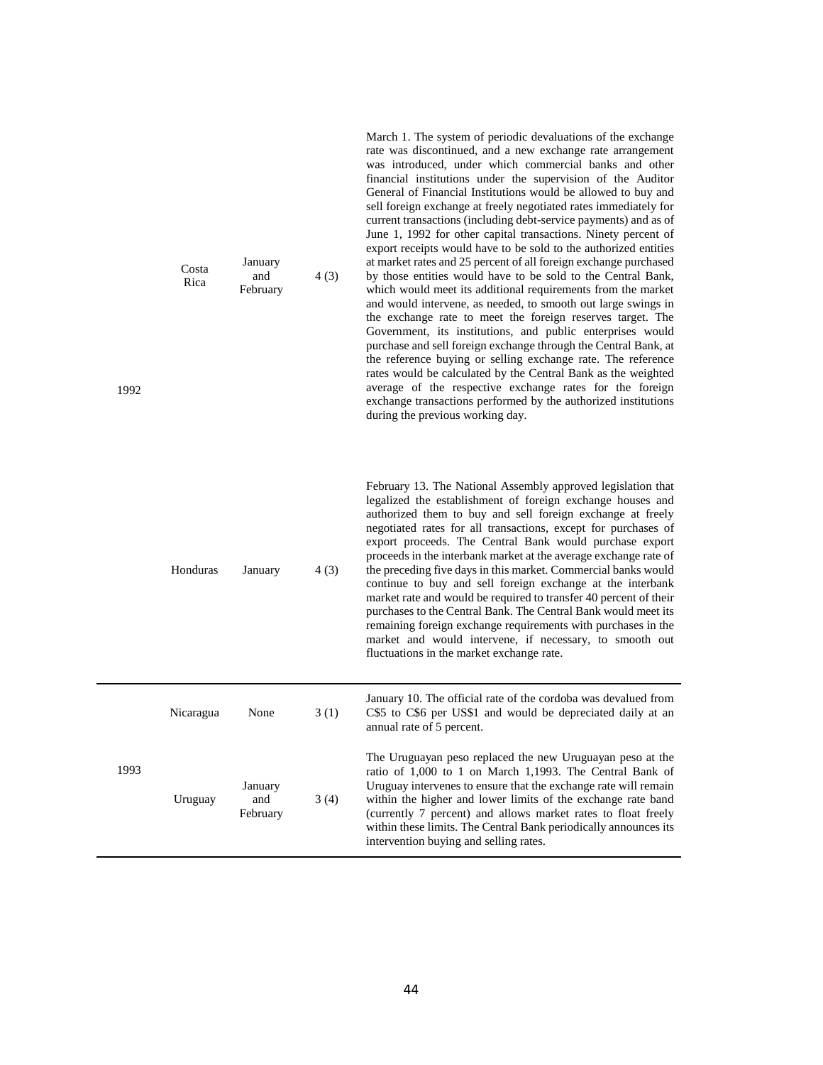| | | | | |
|---|---|---|---|---|
| 1992 | Costa Rica | January and February | 4 (3) | March 1. The system of periodic devaluations of the exchange rate was discontinued, and a new exchange rate arrangement was introduced, under which commercial banks and other financial institutions under the supervision of the Auditor General of Financial Institutions would be allowed to buy and sell foreign exchange at freely negotiated rates immediately for current transactions (including debt-service payments) and as of June 1, 1992 for other capital transactions. Ninety percent of export receipts would have to be sold to the authorized entities at market rates and 25 percent of all foreign exchange purchased by those entities would have to be sold to the Central Bank, which would meet its additional requirements from the market and would intervene, as needed, to smooth out large swings in the exchange rate to meet the foreign reserves target. The Government, its institutions, and public enterprises would purchase and sell foreign exchange through the Central Bank, at the reference buying or selling exchange rate. The reference rates would be calculated by the Central Bank as the weighted average of the respective exchange rates for the foreign exchange transactions performed by the authorized institutions during the previous working day. |
| | Honduras | January | 4 (3) | February 13. The National Assembly approved legislation that legalized the establishment of foreign exchange houses and authorized them to buy and sell foreign exchange at freely negotiated rates for all transactions, except for purchases of export proceeds. The Central Bank would purchase export proceeds in the interbank market at the average exchange rate of the preceding five days in this market. Commercial banks would continue to buy and sell foreign exchange at the interbank market rate and would be required to transfer 40 percent of their purchases to the Central Bank. The Central Bank would meet its remaining foreign exchange requirements with purchases in the market and would intervene, if necessary, to smooth out fluctuations in the market exchange rate. |
| 1993 | Nicaragua | None | 3 (1) | January 10. The official rate of the cordoba was devalued from C$5 to C$6 per US$1 and would be depreciated daily at an annual rate of 5 percent. |
| | Uruguay | January and February | 3 (4) | The Uruguayan peso replaced the new Uruguayan peso at the ratio of 1,000 to 1 on March 1,1993. The Central Bank of Uruguay intervenes to ensure that the exchange rate will remain within the higher and lower limits of the exchange rate band (currently 7 percent) and allows market rates to float freely within these limits. The Central Bank periodically announces its intervention buying and selling rates. |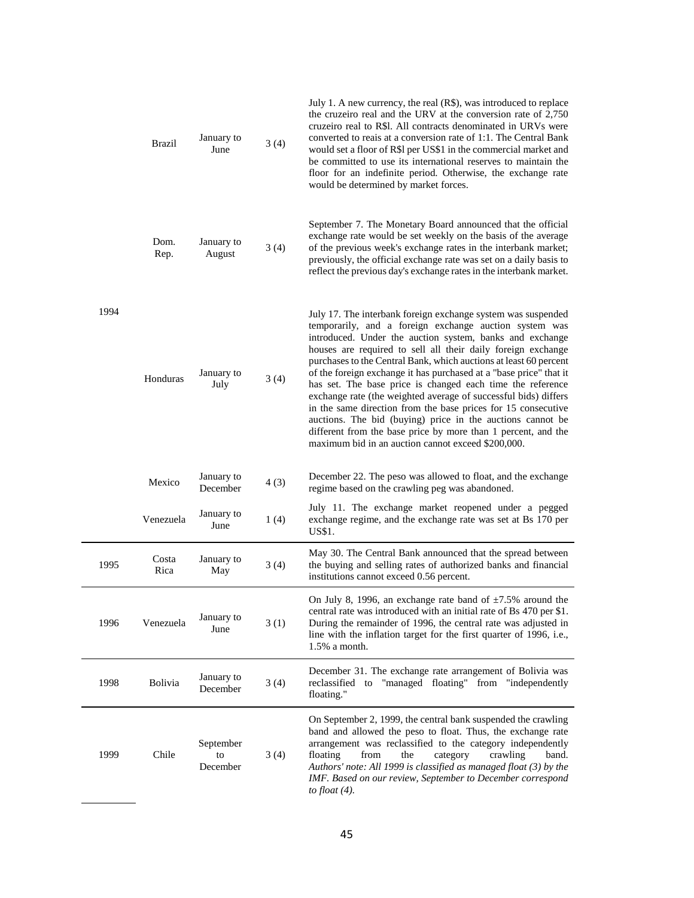| Year | Country | Period | Classification | Description |
|---|---|---|---|---|
| 1994 | Brazil | January to June | 3 (4) | July 1. A new currency, the real (R$), was introduced to replace the cruzeiro real and the URV at the conversion rate of 2,750 cruzeiro real to R$l. All contracts denominated in URVs were converted to reais at a conversion rate of 1:1. The Central Bank would set a floor of R$l per US$1 in the commercial market and be committed to use its international reserves to maintain the floor for an indefinite period. Otherwise, the exchange rate would be determined by market forces. |
| | Dom. Rep. | January to August | 3 (4) | September 7. The Monetary Board announced that the official exchange rate would be set weekly on the basis of the average of the previous week's exchange rates in the interbank market; previously, the official exchange rate was set on a daily basis to reflect the previous day's exchange rates in the interbank market. |
| | Honduras | January to July | 3 (4) | July 17. The interbank foreign exchange system was suspended temporarily, and a foreign exchange auction system was introduced. Under the auction system, banks and exchange houses are required to sell all their daily foreign exchange purchases to the Central Bank, which auctions at least 60 percent of the foreign exchange it has purchased at a "base price" that it has set. The base price is changed each time the reference exchange rate (the weighted average of successful bids) differs in the same direction from the base prices for 15 consecutive auctions. The bid (buying) price in the auctions cannot be different from the base price by more than 1 percent, and the maximum bid in an auction cannot exceed $200,000. |
| | Mexico | January to December | 4 (3) | December 22. The peso was allowed to float, and the exchange regime based on the crawling peg was abandoned. |
| | Venezuela | January to June | 1 (4) | July 11. The exchange market reopened under a pegged exchange regime, and the exchange rate was set at Bs 170 per US$1. |
| 1995 | Costa Rica | January to May | 3 (4) | May 30. The Central Bank announced that the spread between the buying and selling rates of authorized banks and financial institutions cannot exceed 0.56 percent. |
| 1996 | Venezuela | January to June | 3 (1) | On July 8, 1996, an exchange rate band of ±7.5% around the central rate was introduced with an initial rate of Bs 470 per $1. During the remainder of 1996, the central rate was adjusted in line with the inflation target for the first quarter of 1996, i.e., 1.5% a month. |
| 1998 | Bolivia | January to December | 3 (4) | December 31. The exchange rate arrangement of Bolivia was reclassified to "managed floating" from "independently floating." |
| 1999 | Chile | September to December | 3 (4) | On September 2, 1999, the central bank suspended the crawling band and allowed the peso to float. Thus, the exchange rate arrangement was reclassified to the category independently floating from the category crawling band. *Authors' note: All 1999 is classified as managed float (3) by the IMF. Based on our review, September to December correspond to float (4).* |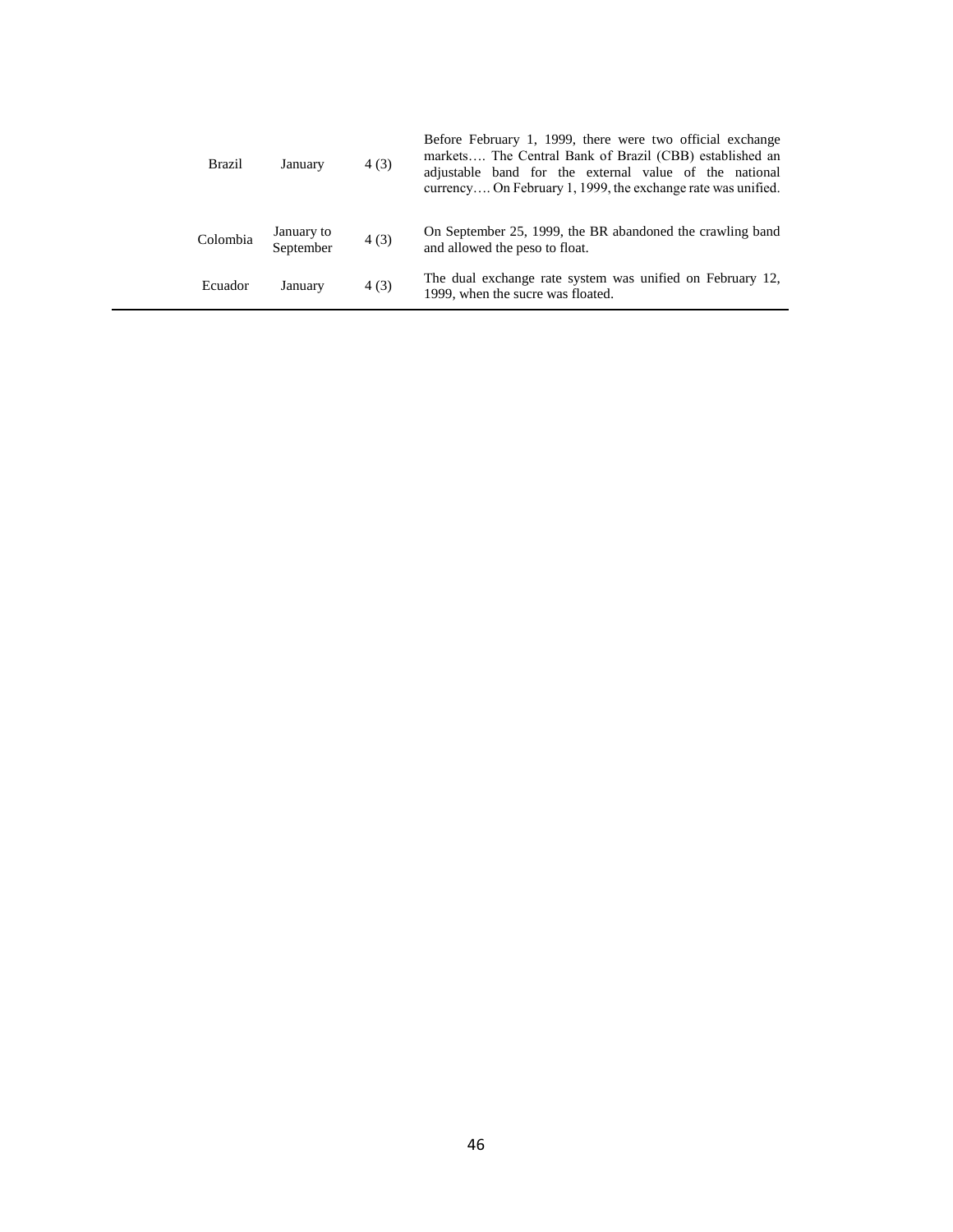| | | | |
|---|---|---|---|
| Brazil | January | 4 (3) | Before February 1, 1999, there were two official exchange markets…. The Central Bank of Brazil (CBB) established an adjustable band for the external value of the national currency…. On February 1, 1999, the exchange rate was unified. |
| Colombia | January to September | 4 (3) | On September 25, 1999, the BR abandoned the crawling band and allowed the peso to float. |
| Ecuador | January | 4 (3) | The dual exchange rate system was unified on February 12, 1999, when the sucre was floated. |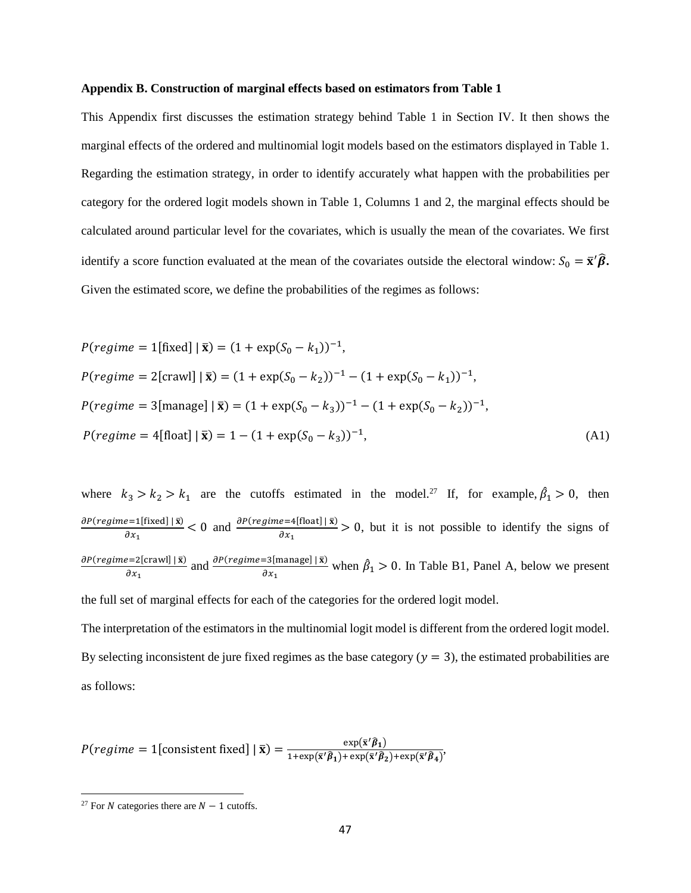**Appendix B. Construction of marginal effects based on estimators from Table 1**

This Appendix first discusses the estimation strategy behind Table 1 in Section IV. It then shows the marginal effects of the ordered and multinomial logit models based on the estimators displayed in Table 1. Regarding the estimation strategy, in order to identify accurately what happen with the probabilities per category for the ordered logit models shown in Table 1, Columns 1 and 2, the marginal effects should be calculated around particular level for the covariates, which is usually the mean of the covariates. We first identify a score function evaluated at the mean of the covariates outside the electoral window: $S_0 = \bar{\mathbf{x}}'\widehat{\boldsymbol{\beta}}$**.** Given the estimated score, we define the probabilities of the regimes as follows:

$$
\begin{aligned}
&P(regime = 1[\text{fixed}] \mid \bar{\mathbf{x}}) = (1 + \exp(S_0 - k_1))^{-1}, \\
&P(regime = 2[\text{crawl}] \mid \bar{\mathbf{x}}) = (1 + \exp(S_0 - k_2))^{-1} - (1 + \exp(S_0 - k_1))^{-1}, \\
&P(regime = 3[\text{manage}] \mid \bar{\mathbf{x}}) = (1 + \exp(S_0 - k_3))^{-1} - (1 + \exp(S_0 - k_2))^{-1}, \\
&P(regime = 4[\text{float}] \mid \bar{\mathbf{x}}) = 1 - (1 + \exp(S_0 - k_3))^{-1}, \qquad \text{(A1)}
\end{aligned}
$$

where $k_3 > k_2 > k_1$ are the cutoffs estimated in the model.[27] If, for example, $\hat{\beta}_1 > 0$, then $\frac{\partial P(regime=1[\text{fixed}] \mid \bar{\mathbf{x}})}{\partial x_1} < 0$ and $\frac{\partial P(regime=4[\text{float}] \mid \bar{\mathbf{x}})}{\partial x_1} > 0$, but it is not possible to identify the signs of $\frac{\partial P(regime=2[\text{crawl}] \mid \bar{\mathbf{x}})}{\partial x_1}$ and $\frac{\partial P(regime=3[\text{manage}] \mid \bar{\mathbf{x}})}{\partial x_1}$ when $\hat{\beta}_1 > 0$. In Table B1, Panel A, below we present the full set of marginal effects for each of the categories for the ordered logit model.

The interpretation of the estimators in the multinomial logit model is different from the ordered logit model. By selecting inconsistent de jure fixed regimes as the base category ($y = 3$), the estimated probabilities are as follows:

$$
P(regime = 1[\text{consistent fixed}] \mid \bar{\mathbf{x}}) = \frac{\exp(\bar{\mathbf{x}}'\widehat{\boldsymbol{\beta}}_1)}{1 + \exp(\bar{\mathbf{x}}'\widehat{\boldsymbol{\beta}}_1) + \exp(\bar{\mathbf{x}}'\widehat{\boldsymbol{\beta}}_2) + \exp(\bar{\mathbf{x}}'\widehat{\boldsymbol{\beta}}_4)},
$$

[27] For $N$ categories there are $N - 1$ cutoffs.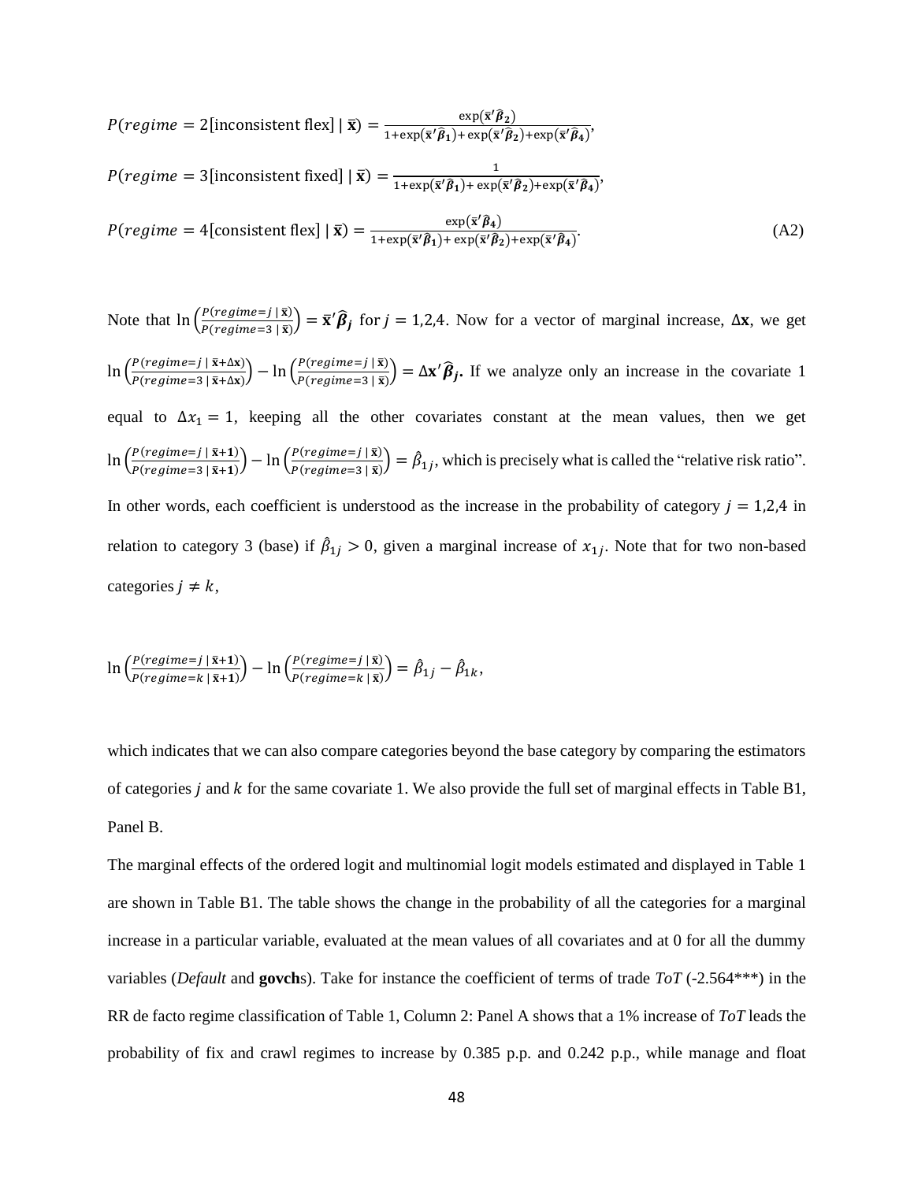$$P(regime = 2[\text{inconsistent flex}] \mid \bar{\mathbf{x}}) = \frac{\exp(\bar{\mathbf{x}}'\widehat{\boldsymbol{\beta}}_2)}{1+\exp(\bar{\mathbf{x}}'\widehat{\boldsymbol{\beta}}_1)+\exp(\bar{\mathbf{x}}'\widehat{\boldsymbol{\beta}}_2)+\exp(\bar{\mathbf{x}}'\widehat{\boldsymbol{\beta}}_4)},$$

$$P(regime = 3[\text{inconsistent fixed}] \mid \bar{\mathbf{x}}) = \frac{1}{1+\exp(\bar{\mathbf{x}}'\widehat{\boldsymbol{\beta}}_1)+\exp(\bar{\mathbf{x}}'\widehat{\boldsymbol{\beta}}_2)+\exp(\bar{\mathbf{x}}'\widehat{\boldsymbol{\beta}}_4)},$$

$$P(regime = 4[\text{consistent flex}] \mid \bar{\mathbf{x}}) = \frac{\exp(\bar{\mathbf{x}}'\widehat{\boldsymbol{\beta}}_4)}{1+\exp(\bar{\mathbf{x}}'\widehat{\boldsymbol{\beta}}_1)+\exp(\bar{\mathbf{x}}'\widehat{\boldsymbol{\beta}}_2)+\exp(\bar{\mathbf{x}}'\widehat{\boldsymbol{\beta}}_4)}. \tag{A2}$$

Note that $\ln\left(\frac{P(regime=j \mid \bar{\mathbf{x}})}{P(regime=3 \mid \bar{\mathbf{x}})}\right) = \bar{\mathbf{x}}'\widehat{\boldsymbol{\beta}}_j$ for $j = 1,2,4$. Now for a vector of marginal increase, $\Delta\mathbf{x}$, we get $\ln\left(\frac{P(regime=j \mid \bar{\mathbf{x}}+\Delta\mathbf{x})}{P(regime=3 \mid \bar{\mathbf{x}}+\Delta\mathbf{x})}\right) - \ln\left(\frac{P(regime=j \mid \bar{\mathbf{x}})}{P(regime=3 \mid \bar{\mathbf{x}})}\right) = \Delta\mathbf{x}'\widehat{\boldsymbol{\beta}}_j$**.** If we analyze only an increase in the covariate 1 equal to $\Delta x_1 = 1$, keeping all the other covariates constant at the mean values, then we get $\ln\left(\frac{P(regime=j \mid \bar{\mathbf{x}}+\mathbf{1})}{P(regime=3 \mid \bar{\mathbf{x}}+\mathbf{1})}\right) - \ln\left(\frac{P(regime=j \mid \bar{\mathbf{x}})}{P(regime=3 \mid \bar{\mathbf{x}})}\right) = \hat{\beta}_{1j}$, which is precisely what is called the "relative risk ratio". In other words, each coefficient is understood as the increase in the probability of category $j = 1,2,4$ in relation to category 3 (base) if $\hat{\beta}_{1j} > 0$, given a marginal increase of $x_{1j}$. Note that for two non-based categories $j \neq k$,

$$\ln\left(\frac{P(regime=j \mid \bar{\mathbf{x}}+\mathbf{1})}{P(regime=k \mid \bar{\mathbf{x}}+\mathbf{1})}\right) - \ln\left(\frac{P(regime=j \mid \bar{\mathbf{x}})}{P(regime=k \mid \bar{\mathbf{x}})}\right) = \hat{\beta}_{1j} - \hat{\beta}_{1k},$$

which indicates that we can also compare categories beyond the base category by comparing the estimators of categories $j$ and $k$ for the same covariate 1. We also provide the full set of marginal effects in Table B1, Panel B.

The marginal effects of the ordered logit and multinomial logit models estimated and displayed in Table 1 are shown in Table B1. The table shows the change in the probability of all the categories for a marginal increase in a particular variable, evaluated at the mean values of all covariates and at 0 for all the dummy variables (*Default* and **govch**s). Take for instance the coefficient of terms of trade *ToT* (-2.564***) in the RR de facto regime classification of Table 1, Column 2: Panel A shows that a 1% increase of *ToT* leads the probability of fix and crawl regimes to increase by 0.385 p.p. and 0.242 p.p., while manage and float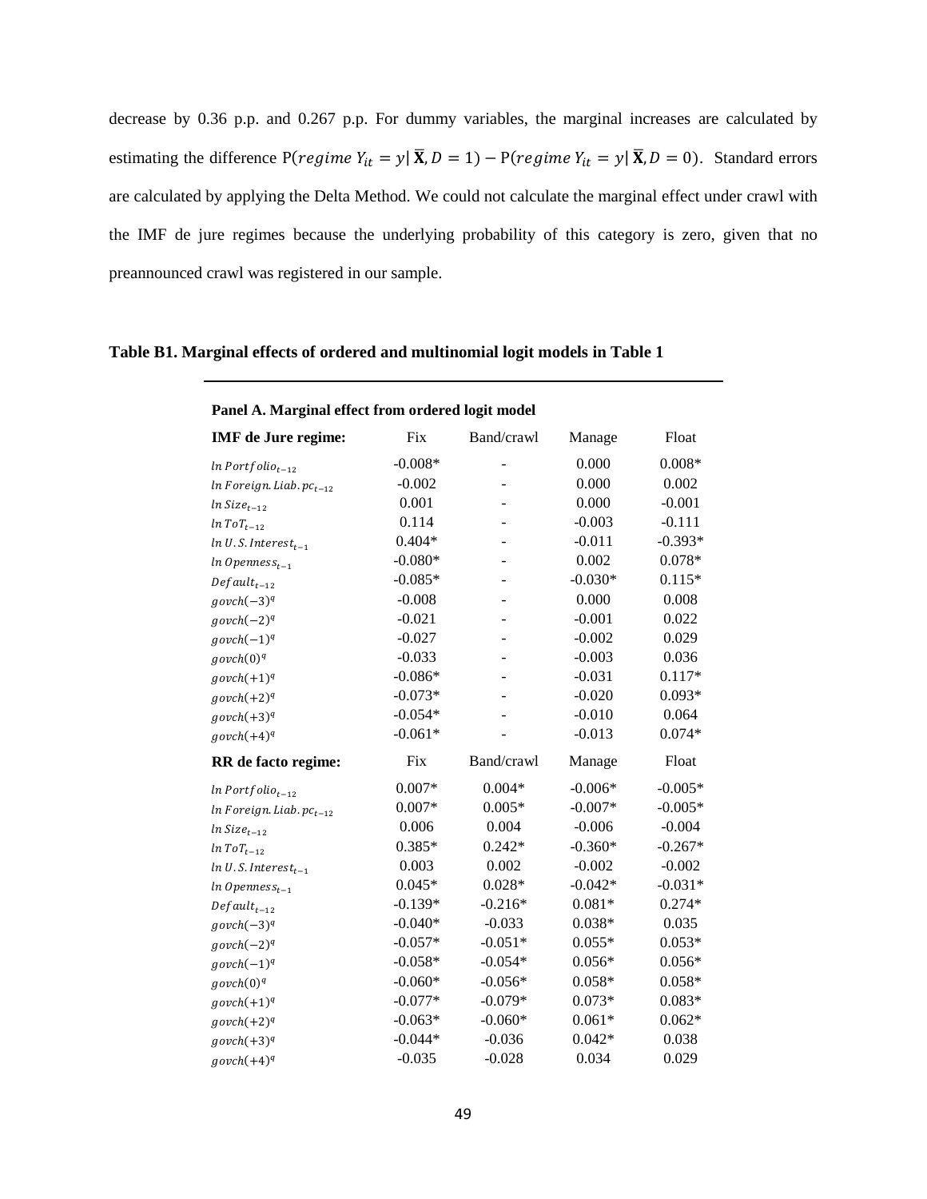decrease by 0.36 p.p. and 0.267 p.p. For dummy variables, the marginal increases are calculated by estimating the difference $\mathrm{P}(regime\ Y_{it} = y|\ \overline{\mathbf{X}}, D = 1) - \mathrm{P}(regime\ Y_{it} = y|\ \overline{\mathbf{X}}, D = 0)$. Standard errors are calculated by applying the Delta Method. We could not calculate the marginal effect under crawl with the IMF de jure regimes because the underlying probability of this category is zero, given that no preannounced crawl was registered in our sample.

**Table B1. Marginal effects of ordered and multinomial logit models in Table 1**

| **Panel A. Marginal effect from ordered logit model** | | | | |
|---|---|---|---|---|
| **IMF de Jure regime:** | Fix | Band/crawl | Manage | Float |
| $ln\ Portfolio_{t-12}$ | -0.008* | - | 0.000 | 0.008* |
| $ln\ Foreign.Liab.pc_{t-12}$ | -0.002 | - | 0.000 | 0.002 |
| $ln\ Size_{t-12}$ | 0.001 | - | 0.000 | -0.001 |
| $ln\ ToT_{t-12}$ | 0.114 | - | -0.003 | -0.111 |
| $ln\ U.S.Interest_{t-1}$ | 0.404* | - | -0.011 | -0.393* |
| $ln\ Openness_{t-1}$ | -0.080* | - | 0.002 | 0.078* |
| $Default_{t-12}$ | -0.085* | - | -0.030* | 0.115* |
| $govch(-3)^q$ | -0.008 | - | 0.000 | 0.008 |
| $govch(-2)^q$ | -0.021 | - | -0.001 | 0.022 |
| $govch(-1)^q$ | -0.027 | - | -0.002 | 0.029 |
| $govch(0)^q$ | -0.033 | - | -0.003 | 0.036 |
| $govch(+1)^q$ | -0.086* | - | -0.031 | 0.117* |
| $govch(+2)^q$ | -0.073* | - | -0.020 | 0.093* |
| $govch(+3)^q$ | -0.054* | - | -0.010 | 0.064 |
| $govch(+4)^q$ | -0.061* | - | -0.013 | 0.074* |
| **RR de facto regime:** | Fix | Band/crawl | Manage | Float |
| $ln\ Portfolio_{t-12}$ | 0.007* | 0.004* | -0.006* | -0.005* |
| $ln\ Foreign.Liab.pc_{t-12}$ | 0.007* | 0.005* | -0.007* | -0.005* |
| $ln\ Size_{t-12}$ | 0.006 | 0.004 | -0.006 | -0.004 |
| $ln\ ToT_{t-12}$ | 0.385* | 0.242* | -0.360* | -0.267* |
| $ln\ U.S.Interest_{t-1}$ | 0.003 | 0.002 | -0.002 | -0.002 |
| $ln\ Openness_{t-1}$ | 0.045* | 0.028* | -0.042* | -0.031* |
| $Default_{t-12}$ | -0.139* | -0.216* | 0.081* | 0.274* |
| $govch(-3)^q$ | -0.040* | -0.033 | 0.038* | 0.035 |
| $govch(-2)^q$ | -0.057* | -0.051* | 0.055* | 0.053* |
| $govch(-1)^q$ | -0.058* | -0.054* | 0.056* | 0.056* |
| $govch(0)^q$ | -0.060* | -0.056* | 0.058* | 0.058* |
| $govch(+1)^q$ | -0.077* | -0.079* | 0.073* | 0.083* |
| $govch(+2)^q$ | -0.063* | -0.060* | 0.061* | 0.062* |
| $govch(+3)^q$ | -0.044* | -0.036 | 0.042* | 0.038 |
| $govch(+4)^q$ | -0.035 | -0.028 | 0.034 | 0.029 |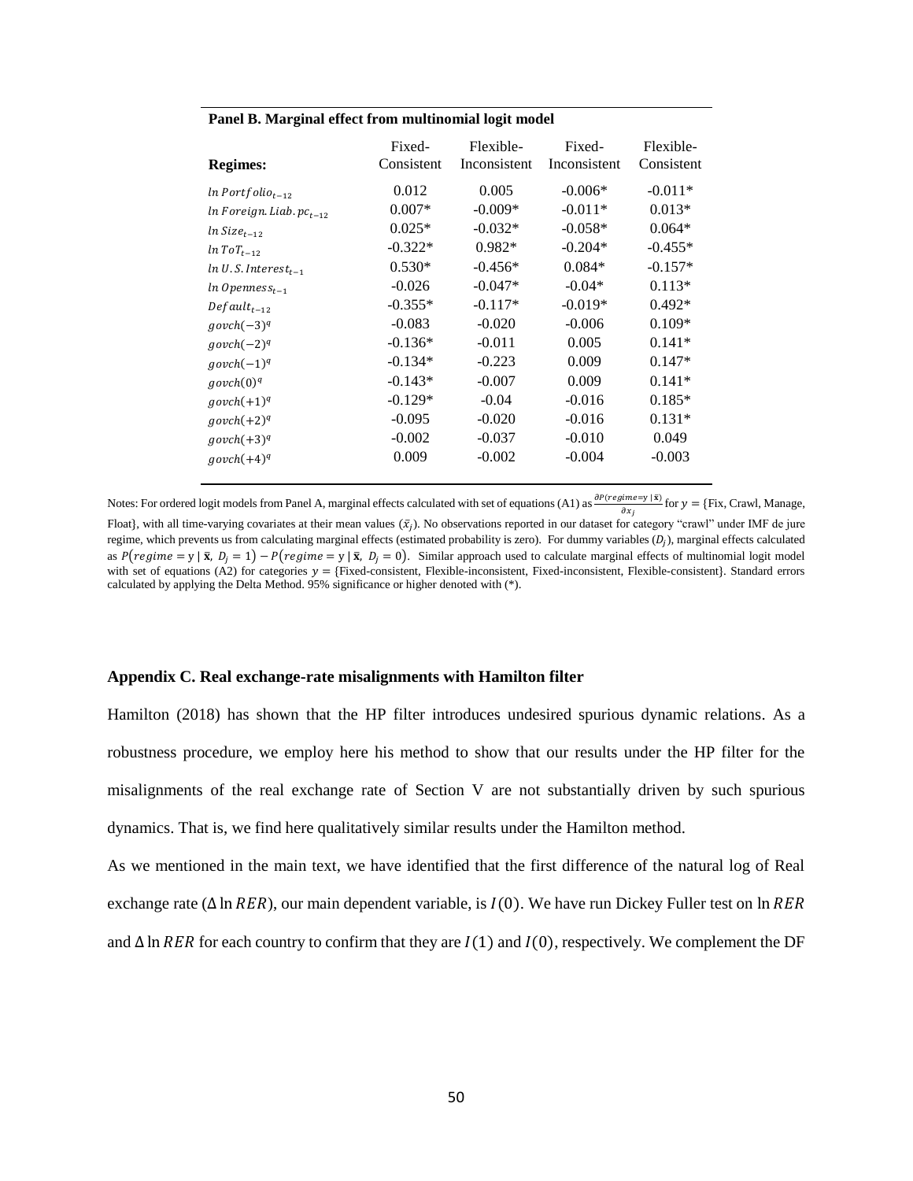**Panel B. Marginal effect from multinomial logit model**

| **Regimes:** | Fixed-Consistent | Flexible-Inconsistent | Fixed-Inconsistent | Flexible-Consistent |
|---|---|---|---|---|
| $\ln Portfolio_{t-12}$ | 0.012 | 0.005 | -0.006* | -0.011* |
| $\ln Foreign. Liab. pc_{t-12}$ | 0.007* | -0.009* | -0.011* | 0.013* |
| $\ln Size_{t-12}$ | 0.025* | -0.032* | -0.058* | 0.064* |
| $\ln ToT_{t-12}$ | -0.322* | 0.982* | -0.204* | -0.455* |
| $\ln U.S. Interest_{t-1}$ | 0.530* | -0.456* | 0.084* | -0.157* |
| $\ln Openness_{t-1}$ | -0.026 | -0.047* | -0.04* | 0.113* |
| $Default_{t-12}$ | -0.355* | -0.117* | -0.019* | 0.492* |
| $govch(-3)^q$ | -0.083 | -0.020 | -0.006 | 0.109* |
| $govch(-2)^q$ | -0.136* | -0.011 | 0.005 | 0.141* |
| $govch(-1)^q$ | -0.134* | -0.223 | 0.009 | 0.147* |
| $govch(0)^q$ | -0.143* | -0.007 | 0.009 | 0.141* |
| $govch(+1)^q$ | -0.129* | -0.04 | -0.016 | 0.185* |
| $govch(+2)^q$ | -0.095 | -0.020 | -0.016 | 0.131* |
| $govch(+3)^q$ | -0.002 | -0.037 | -0.010 | 0.049 |
| $govch(+4)^q$ | 0.009 | -0.002 | -0.004 | -0.003 |

Notes: For ordered logit models from Panel A, marginal effects calculated with set of equations (A1) as $\frac{\partial P(regime=y \mid \bar{\mathbf{x}})}{\partial x_j}$ for $y =$ {Fix, Crawl, Manage, Float}, with all time-varying covariates at their mean values ($\bar{x}_j$). No observations reported in our dataset for category "crawl" under IMF de jure regime, which prevents us from calculating marginal effects (estimated probability is zero). For dummy variables ($D_j$), marginal effects calculated as $P(regime = y \mid \bar{\mathbf{x}},\ D_j = 1) - P(regime = y \mid \bar{\mathbf{x}},\ D_j = 0)$. Similar approach used to calculate marginal effects of multinomial logit model with set of equations (A2) for categories $y =$ {Fixed-consistent, Flexible-inconsistent, Fixed-inconsistent, Flexible-consistent}. Standard errors calculated by applying the Delta Method. 95% significance or higher denoted with (*).

## Appendix C. Real exchange-rate misalignments with Hamilton filter

Hamilton (2018) has shown that the HP filter introduces undesired spurious dynamic relations. As a robustness procedure, we employ here his method to show that our results under the HP filter for the misalignments of the real exchange rate of Section V are not substantially driven by such spurious dynamics. That is, we find here qualitatively similar results under the Hamilton method.

As we mentioned in the main text, we have identified that the first difference of the natural log of Real exchange rate ($\Delta \ln RER$), our main dependent variable, is $I(0)$. We have run Dickey Fuller test on $\ln RER$ and $\Delta \ln RER$ for each country to confirm that they are $I(1)$ and $I(0)$, respectively. We complement the DF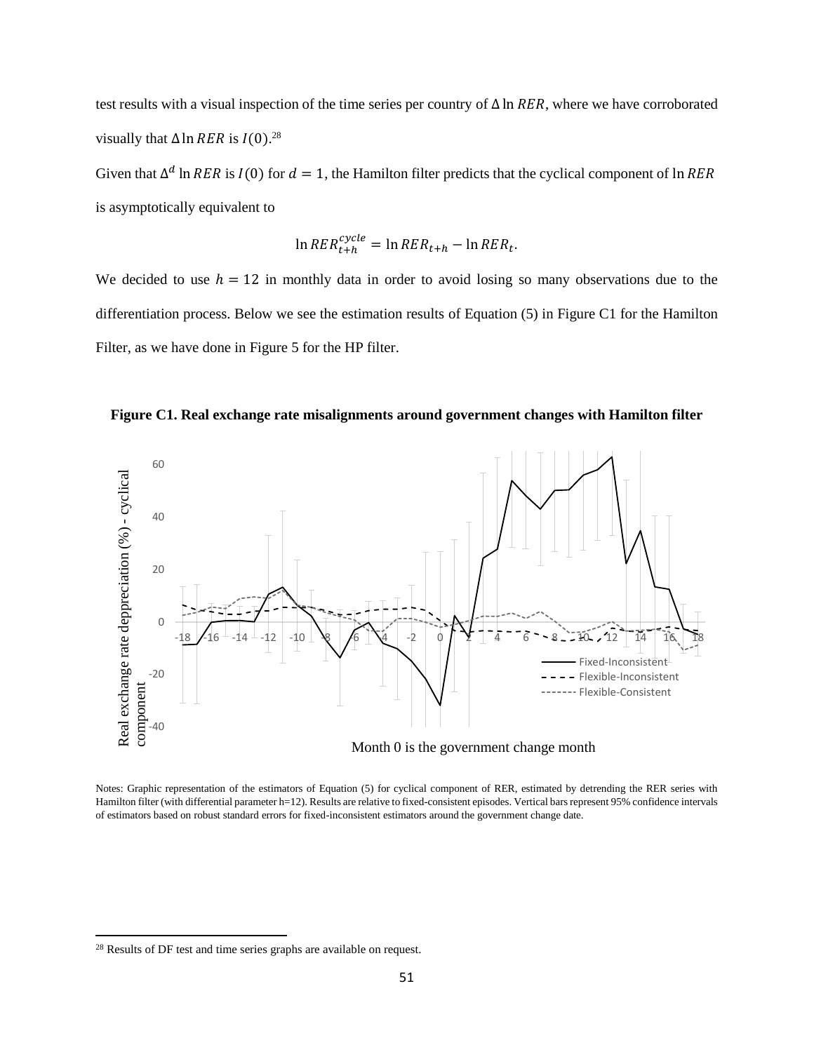test results with a visual inspection of the time series per country of $\Delta \ln RER$, where we have corroborated visually that $\Delta \ln RER$ is $I(0)$.[28]

Given that $\Delta^d \ln RER$ is $I(0)$ for $d = 1$, the Hamilton filter predicts that the cyclical component of $\ln RER$ is asymptotically equivalent to

$$\ln RER_{t+h}^{cycle} = \ln RER_{t+h} - \ln RER_t.$$

We decided to use $h = 12$ in monthly data in order to avoid losing so many observations due to the differentiation process. Below we see the estimation results of Equation (5) in Figure C1 for the Hamilton Filter, as we have done in Figure 5 for the HP filter.

**Figure C1. Real exchange rate misalignments around government changes with Hamilton filter**

Notes: Graphic representation of the estimators of Equation (5) for cyclical component of RER, estimated by detrending the RER series with Hamilton filter (with differential parameter h=12). Results are relative to fixed-consistent episodes. Vertical bars represent 95% confidence intervals of estimators based on robust standard errors for fixed-inconsistent estimators around the government change date.

[28] Results of DF test and time series graphs are available on request.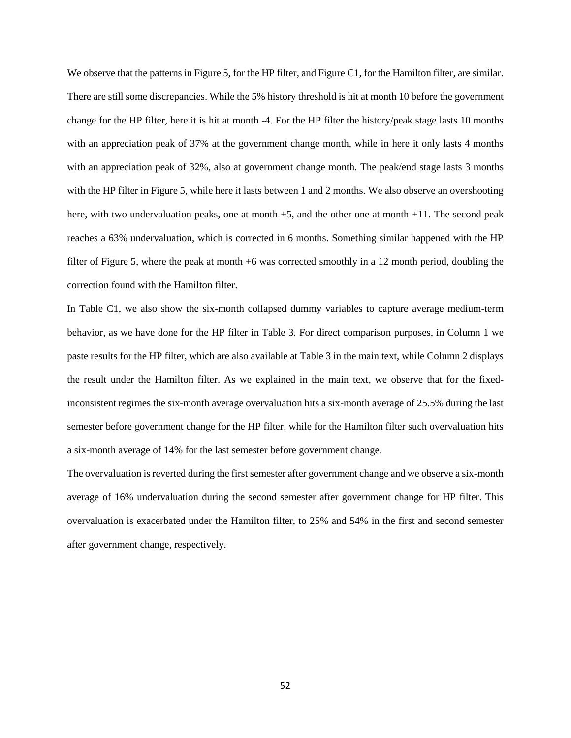We observe that the patterns in Figure 5, for the HP filter, and Figure C1, for the Hamilton filter, are similar. There are still some discrepancies. While the 5% history threshold is hit at month 10 before the government change for the HP filter, here it is hit at month -4. For the HP filter the history/peak stage lasts 10 months with an appreciation peak of 37% at the government change month, while in here it only lasts 4 months with an appreciation peak of 32%, also at government change month. The peak/end stage lasts 3 months with the HP filter in Figure 5, while here it lasts between 1 and 2 months. We also observe an overshooting here, with two undervaluation peaks, one at month +5, and the other one at month +11. The second peak reaches a 63% undervaluation, which is corrected in 6 months. Something similar happened with the HP filter of Figure 5, where the peak at month +6 was corrected smoothly in a 12 month period, doubling the correction found with the Hamilton filter.

In Table C1, we also show the six-month collapsed dummy variables to capture average medium-term behavior, as we have done for the HP filter in Table 3. For direct comparison purposes, in Column 1 we paste results for the HP filter, which are also available at Table 3 in the main text, while Column 2 displays the result under the Hamilton filter. As we explained in the main text, we observe that for the fixed-inconsistent regimes the six-month average overvaluation hits a six-month average of 25.5% during the last semester before government change for the HP filter, while for the Hamilton filter such overvaluation hits a six-month average of 14% for the last semester before government change.

The overvaluation is reverted during the first semester after government change and we observe a six-month average of 16% undervaluation during the second semester after government change for HP filter. This overvaluation is exacerbated under the Hamilton filter, to 25% and 54% in the first and second semester after government change, respectively.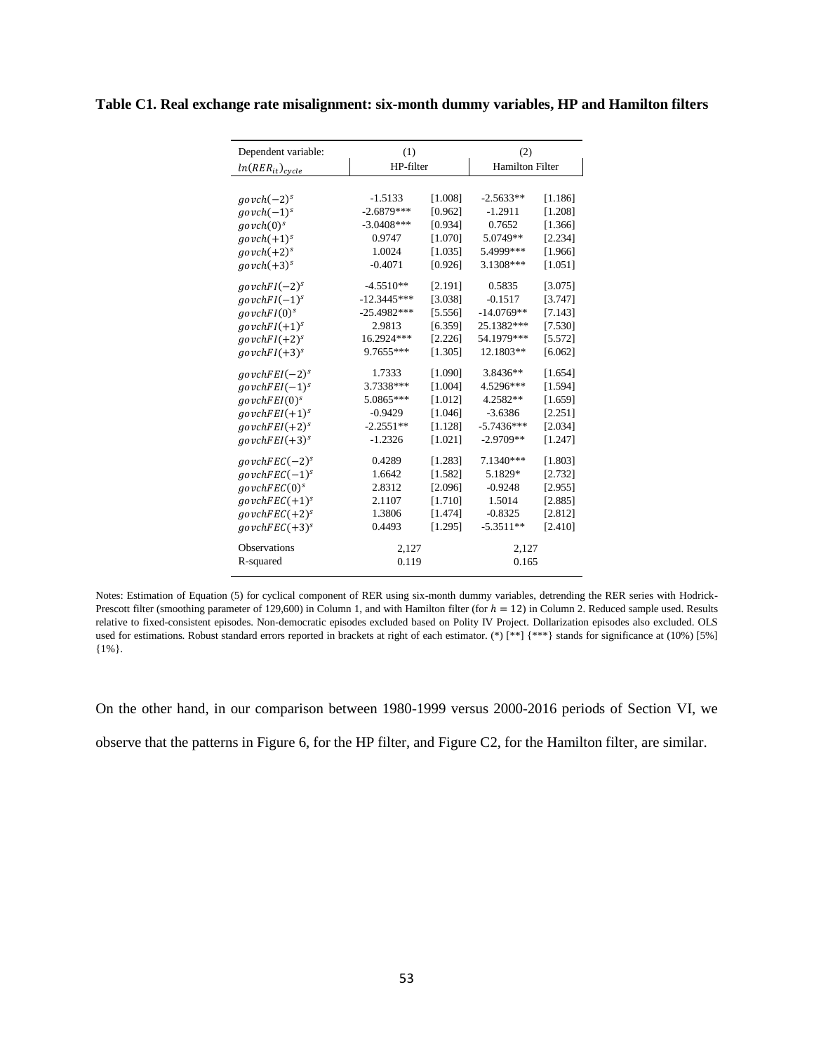**Table C1. Real exchange rate misalignment: six-month dummy variables, HP and Hamilton filters**

| Dependent variable: $ln(RER_{it})_{cycle}$ | (1) HP-filter | | (2) Hamilton Filter | |
|---|---|---|---|---|
| $govch(-2)^s$ | -1.5133 | [1.008] | -2.5633** | [1.186] |
| $govch(-1)^s$ | -2.6879*** | [0.962] | -1.2911 | [1.208] |
| $govch(0)^s$ | -3.0408*** | [0.934] | 0.7652 | [1.366] |
| $govch(+1)^s$ | 0.9747 | [1.070] | 5.0749** | [2.234] |
| $govch(+2)^s$ | 1.0024 | [1.035] | 5.4999*** | [1.966] |
| $govch(+3)^s$ | -0.4071 | [0.926] | 3.1308*** | [1.051] |
| $govchFI(-2)^s$ | -4.5510** | [2.191] | 0.5835 | [3.075] |
| $govchFI(-1)^s$ | -12.3445*** | [3.038] | -0.1517 | [3.747] |
| $govchFI(0)^s$ | -25.4982*** | [5.556] | -14.0769** | [7.143] |
| $govchFI(+1)^s$ | 2.9813 | [6.359] | 25.1382*** | [7.530] |
| $govchFI(+2)^s$ | 16.2924*** | [2.226] | 54.1979*** | [5.572] |
| $govchFI(+3)^s$ | 9.7655*** | [1.305] | 12.1803** | [6.062] |
| $govchFEI(-2)^s$ | 1.7333 | [1.090] | 3.8436** | [1.654] |
| $govchFEI(-1)^s$ | 3.7338*** | [1.004] | 4.5296*** | [1.594] |
| $govchFEI(0)^s$ | 5.0865*** | [1.012] | 4.2582** | [1.659] |
| $govchFEI(+1)^s$ | -0.9429 | [1.046] | -3.6386 | [2.251] |
| $govchFEI(+2)^s$ | -2.2551** | [1.128] | -5.7436*** | [2.034] |
| $govchFEI(+3)^s$ | -1.2326 | [1.021] | -2.9709** | [1.247] |
| $govchFEC(-2)^s$ | 0.4289 | [1.283] | 7.1340*** | [1.803] |
| $govchFEC(-1)^s$ | 1.6642 | [1.582] | 5.1829* | [2.732] |
| $govchFEC(0)^s$ | 2.8312 | [2.096] | -0.9248 | [2.955] |
| $govchFEC(+1)^s$ | 2.1107 | [1.710] | 1.5014 | [2.885] |
| $govchFEC(+2)^s$ | 1.3806 | [1.474] | -0.8325 | [2.812] |
| $govchFEC(+3)^s$ | 0.4493 | [1.295] | -5.3511** | [2.410] |
| Observations | 2,127 | | 2,127 | |
| R-squared | 0.119 | | 0.165 | |

Notes: Estimation of Equation (5) for cyclical component of RER using six-month dummy variables, detrending the RER series with Hodrick-Prescott filter (smoothing parameter of 129,600) in Column 1, and with Hamilton filter (for $h = 12$) in Column 2. Reduced sample used. Results relative to fixed-consistent episodes. Non-democratic episodes excluded based on Polity IV Project. Dollarization episodes also excluded. OLS used for estimations. Robust standard errors reported in brackets at right of each estimator. (*) [**] {***} stands for significance at (10%) [5%] {1%}.

On the other hand, in our comparison between 1980-1999 versus 2000-2016 periods of Section VI, we observe that the patterns in Figure 6, for the HP filter, and Figure C2, for the Hamilton filter, are similar.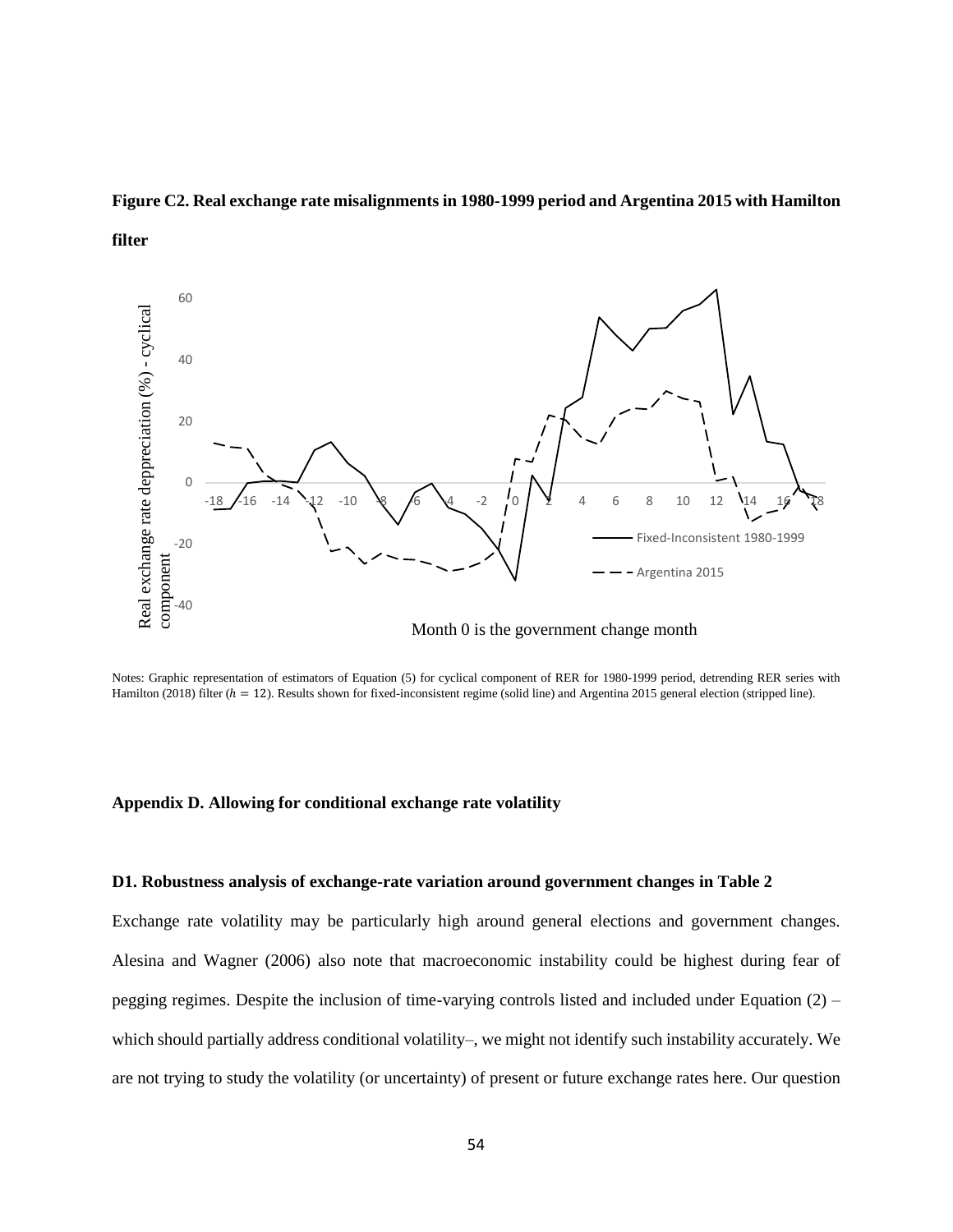**Figure C2. Real exchange rate misalignments in 1980-1999 period and Argentina 2015 with Hamilton filter**

Notes: Graphic representation of estimators of Equation (5) for cyclical component of RER for 1980-1999 period, detrending RER series with Hamilton (2018) filter ($h = 12$). Results shown for fixed-inconsistent regime (solid line) and Argentina 2015 general election (stripped line).

## Appendix D. Allowing for conditional exchange rate volatility

### D1. Robustness analysis of exchange-rate variation around government changes in Table 2

Exchange rate volatility may be particularly high around general elections and government changes. Alesina and Wagner (2006) also note that macroeconomic instability could be highest during fear of pegging regimes. Despite the inclusion of time-varying controls listed and included under Equation (2) – which should partially address conditional volatility–, we might not identify such instability accurately. We are not trying to study the volatility (or uncertainty) of present or future exchange rates here. Our question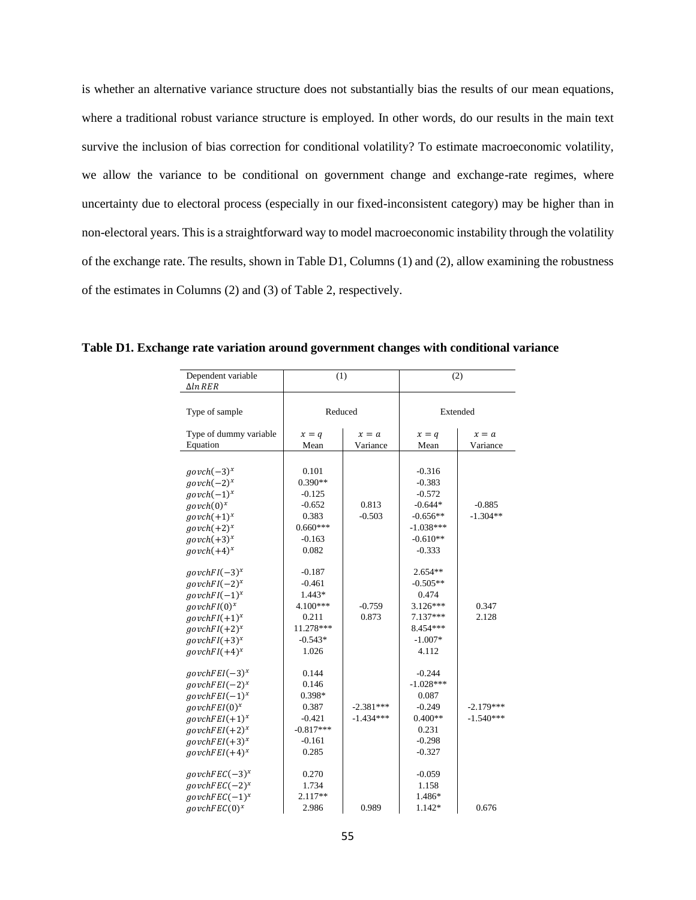is whether an alternative variance structure does not substantially bias the results of our mean equations, where a traditional robust variance structure is employed. In other words, do our results in the main text survive the inclusion of bias correction for conditional volatility? To estimate macroeconomic volatility, we allow the variance to be conditional on government change and exchange-rate regimes, where uncertainty due to electoral process (especially in our fixed-inconsistent category) may be higher than in non-electoral years. This is a straightforward way to model macroeconomic instability through the volatility of the exchange rate. The results, shown in Table D1, Columns (1) and (2), allow examining the robustness of the estimates in Columns (2) and (3) of Table 2, respectively.

**Table D1. Exchange rate variation around government changes with conditional variance**

| Dependent variable $\Delta ln\, RER$ | (1) | | (2) | |
|---|---|---|---|---|
| Type of sample | Reduced | | Extended | |
| Type of dummy variable | $x = q$ | $x = a$ | $x = q$ | $x = a$ |
| Equation | Mean | Variance | Mean | Variance |
| $govch(-3)^x$ | 0.101 | | -0.316 | |
| $govch(-2)^x$ | 0.390** | | -0.383 | |
| $govch(-1)^x$ | -0.125 | | -0.572 | |
| $govch(0)^x$ | -0.652 | 0.813 | -0.644* | -0.885 |
| $govch(+1)^x$ | 0.383 | -0.503 | -0.656** | -1.304** |
| $govch(+2)^x$ | 0.660*** | | -1.038*** | |
| $govch(+3)^x$ | -0.163 | | -0.610** | |
| $govch(+4)^x$ | 0.082 | | -0.333 | |
| $govchFI(-3)^x$ | -0.187 | | 2.654** | |
| $govchFI(-2)^x$ | -0.461 | | -0.505** | |
| $govchFI(-1)^x$ | 1.443* | | 0.474 | |
| $govchFI(0)^x$ | 4.100*** | -0.759 | 3.126*** | 0.347 |
| $govchFI(+1)^x$ | 0.211 | 0.873 | 7.137*** | 2.128 |
| $govchFI(+2)^x$ | 11.278*** | | 8.454*** | |
| $govchFI(+3)^x$ | -0.543* | | -1.007* | |
| $govchFI(+4)^x$ | 1.026 | | 4.112 | |
| $govchFEI(-3)^x$ | 0.144 | | -0.244 | |
| $govchFEI(-2)^x$ | 0.146 | | -1.028*** | |
| $govchFEI(-1)^x$ | 0.398* | | 0.087 | |
| $govchFEI(0)^x$ | 0.387 | -2.381*** | -0.249 | -2.179*** |
| $govchFEI(+1)^x$ | -0.421 | -1.434*** | 0.400** | -1.540*** |
| $govchFEI(+2)^x$ | -0.817*** | | 0.231 | |
| $govchFEI(+3)^x$ | -0.161 | | -0.298 | |
| $govchFEI(+4)^x$ | 0.285 | | -0.327 | |
| $govchFEC(-3)^x$ | 0.270 | | -0.059 | |
| $govchFEC(-2)^x$ | 1.734 | | 1.158 | |
| $govchFEC(-1)^x$ | 2.117** | | 1.486* | |
| $govchFEC(0)^x$ | 2.986 | 0.989 | 1.142* | 0.676 |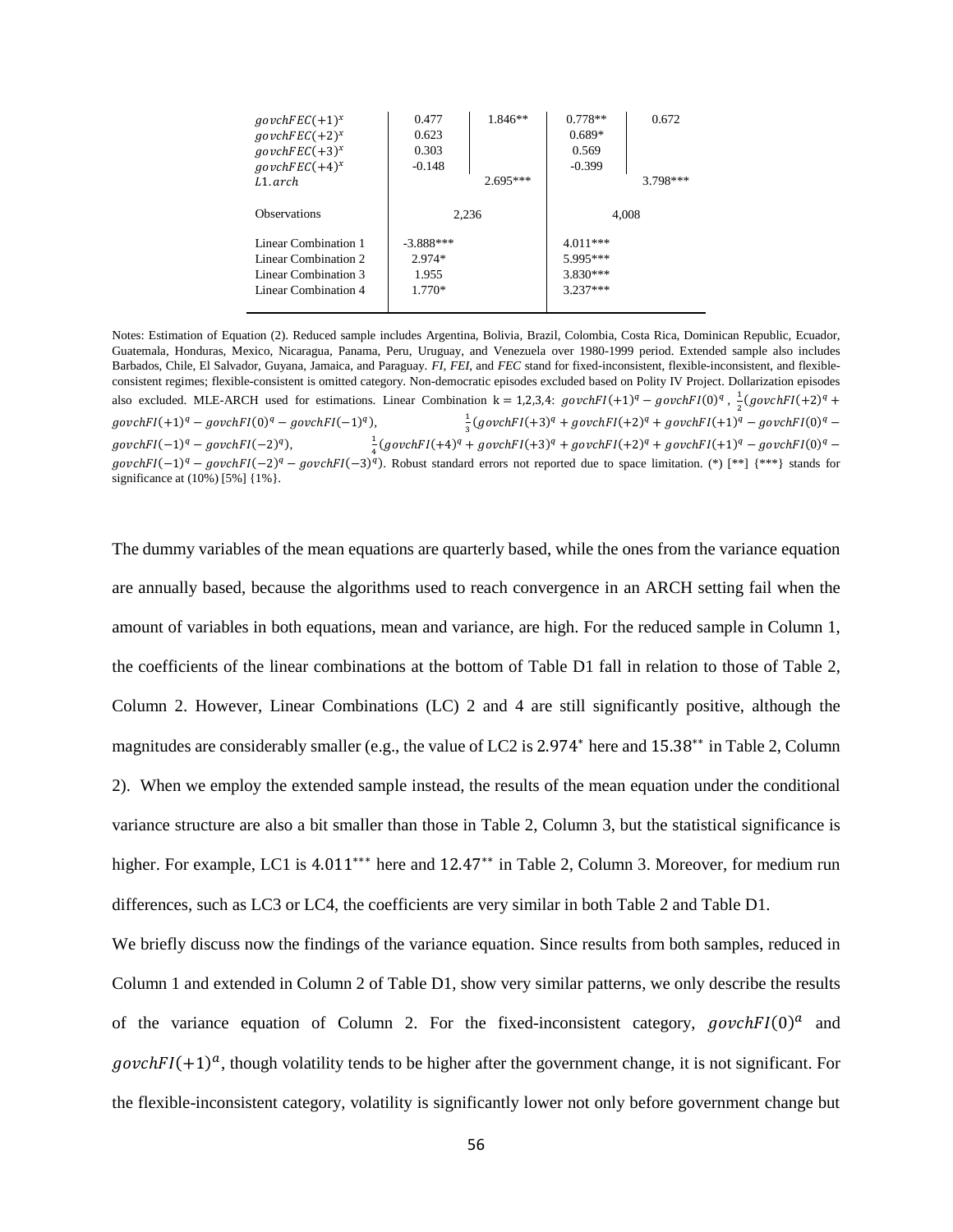| | | | | |
|---|---|---|---|---|
| $govchFEC(+1)^x$ | 0.477 | 1.846** | 0.778** | 0.672 |
| $govchFEC(+2)^x$ | 0.623 | | 0.689* | |
| $govchFEC(+3)^x$ | 0.303 | | 0.569 | |
| $govchFEC(+4)^x$ | -0.148 | | -0.399 | |
| $L1.arch$ | | 2.695*** | | 3.798*** |
| Observations | 2,236 | | 4,008 | |
| Linear Combination 1 | -3.888*** | | 4.011*** | |
| Linear Combination 2 | 2.974* | | 5.995*** | |
| Linear Combination 3 | 1.955 | | 3.830*** | |
| Linear Combination 4 | 1.770* | | 3.237*** | |

Notes: Estimation of Equation (2). Reduced sample includes Argentina, Bolivia, Brazil, Colombia, Costa Rica, Dominican Republic, Ecuador, Guatemala, Honduras, Mexico, Nicaragua, Panama, Peru, Uruguay, and Venezuela over 1980-1999 period. Extended sample also includes Barbados, Chile, El Salvador, Guyana, Jamaica, and Paraguay. *FI*, *FEI*, and *FEC* stand for fixed-inconsistent, flexible-inconsistent, and flexible-consistent regimes; flexible-consistent is omitted category. Non-democratic episodes excluded based on Polity IV Project. Dollarization episodes also excluded. MLE-ARCH used for estimations. Linear Combination k = 1,2,3,4: $govchFI(+1)^q - govchFI(0)^q$, $\frac{1}{2}(govchFI(+2)^q + govchFI(+1)^q - govchFI(0)^q - govchFI(-1)^q)$, $\frac{1}{3}(govchFI(+3)^q + govchFI(+2)^q + govchFI(+1)^q - govchFI(0)^q - govchFI(-1)^q - govchFI(-2)^q)$, $\frac{1}{4}(govchFI(+4)^q + govchFI(+3)^q + govchFI(+2)^q + govchFI(+1)^q - govchFI(0)^q - govchFI(-1)^q - govchFI(-2)^q - govchFI(-3)^q)$. Robust standard errors not reported due to space limitation. (*) [**] {***} stands for significance at (10%) [5%] {1%}.

The dummy variables of the mean equations are quarterly based, while the ones from the variance equation are annually based, because the algorithms used to reach convergence in an ARCH setting fail when the amount of variables in both equations, mean and variance, are high. For the reduced sample in Column 1, the coefficients of the linear combinations at the bottom of Table D1 fall in relation to those of Table 2, Column 2. However, Linear Combinations (LC) 2 and 4 are still significantly positive, although the magnitudes are considerably smaller (e.g., the value of LC2 is $2.974^{*}$ here and $15.38^{**}$ in Table 2, Column 2). When we employ the extended sample instead, the results of the mean equation under the conditional variance structure are also a bit smaller than those in Table 2, Column 3, but the statistical significance is higher. For example, LC1 is $4.011^{***}$ here and $12.47^{**}$ in Table 2, Column 3. Moreover, for medium run differences, such as LC3 or LC4, the coefficients are very similar in both Table 2 and Table D1.

We briefly discuss now the findings of the variance equation. Since results from both samples, reduced in Column 1 and extended in Column 2 of Table D1, show very similar patterns, we only describe the results of the variance equation of Column 2. For the fixed-inconsistent category, $govchFI(0)^a$ and $govchFI(+1)^a$, though volatility tends to be higher after the government change, it is not significant. For the flexible-inconsistent category, volatility is significantly lower not only before government change but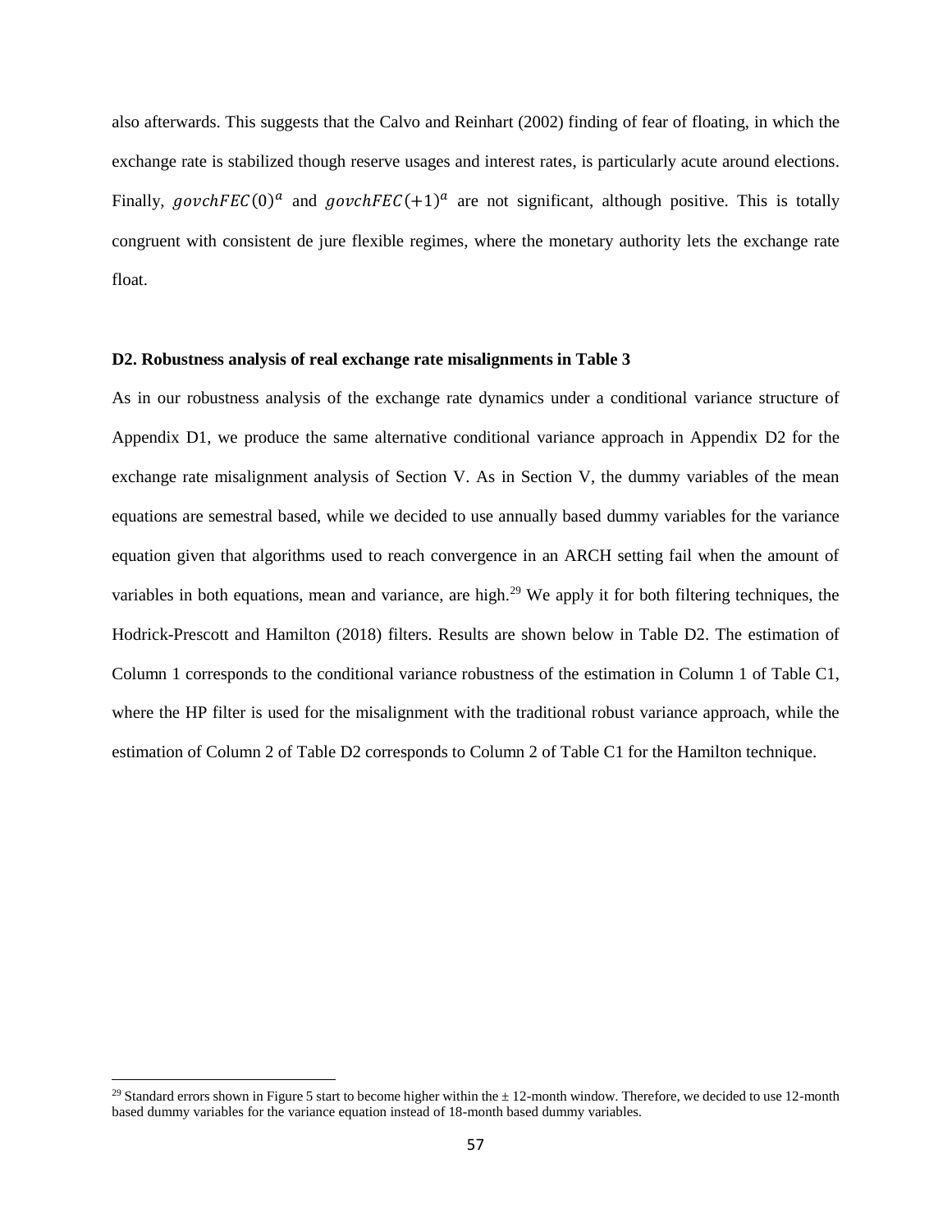also afterwards. This suggests that the Calvo and Reinhart (2002) finding of fear of floating, in which the exchange rate is stabilized though reserve usages and interest rates, is particularly acute around elections. Finally, $govchFEC(0)^a$ and $govchFEC(+1)^a$ are not significant, although positive. This is totally congruent with consistent de jure flexible regimes, where the monetary authority lets the exchange rate float.

**D2. Robustness analysis of real exchange rate misalignments in Table 3**

As in our robustness analysis of the exchange rate dynamics under a conditional variance structure of Appendix D1, we produce the same alternative conditional variance approach in Appendix D2 for the exchange rate misalignment analysis of Section V. As in Section V, the dummy variables of the mean equations are semestral based, while we decided to use annually based dummy variables for the variance equation given that algorithms used to reach convergence in an ARCH setting fail when the amount of variables in both equations, mean and variance, are high.[29] We apply it for both filtering techniques, the Hodrick-Prescott and Hamilton (2018) filters. Results are shown below in Table D2. The estimation of Column 1 corresponds to the conditional variance robustness of the estimation in Column 1 of Table C1, where the HP filter is used for the misalignment with the traditional robust variance approach, while the estimation of Column 2 of Table D2 corresponds to Column 2 of Table C1 for the Hamilton technique.

[29] Standard errors shown in Figure 5 start to become higher within the ± 12-month window. Therefore, we decided to use 12-month based dummy variables for the variance equation instead of 18-month based dummy variables.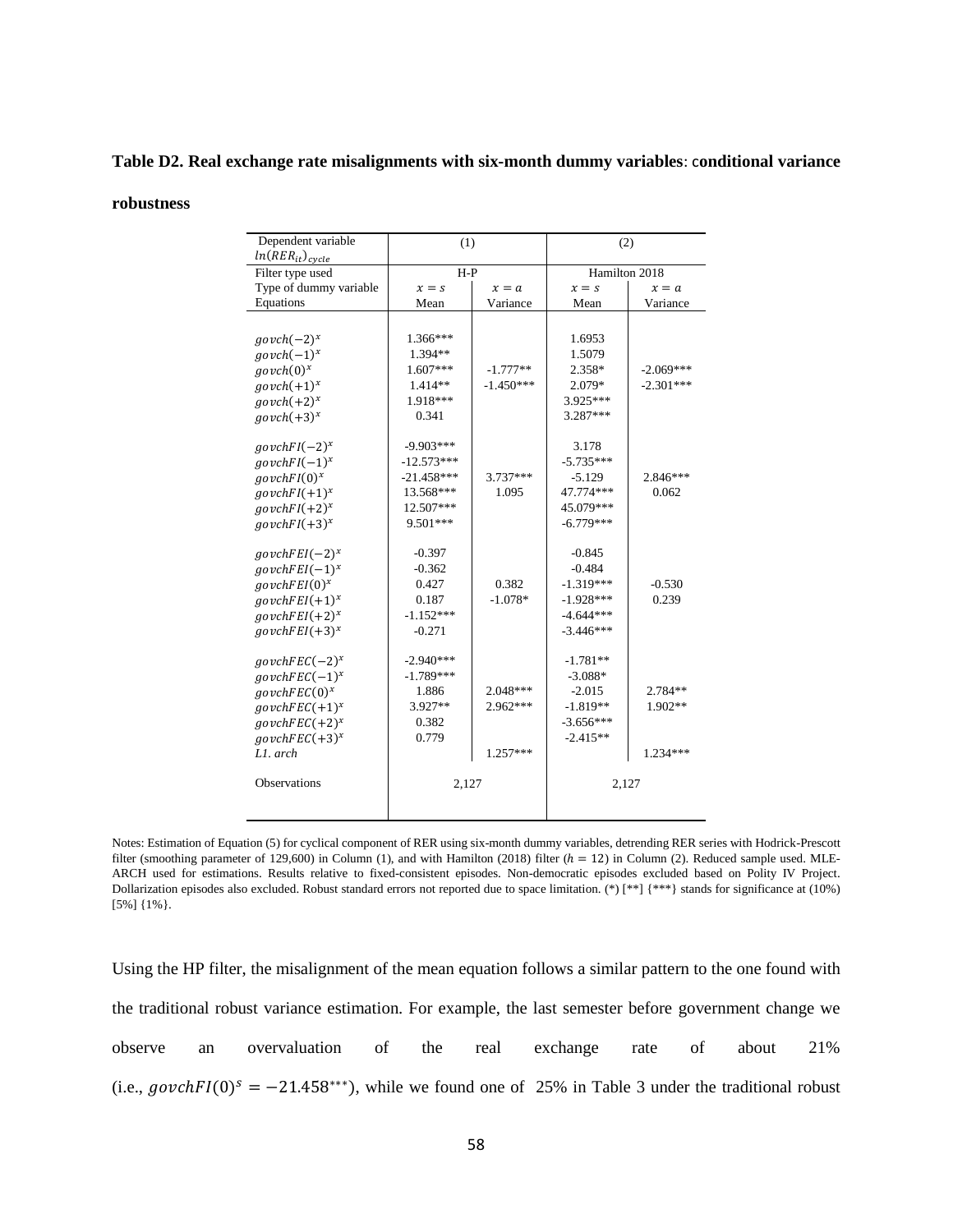**Table D2. Real exchange rate misalignments with six-month dummy variables: conditional variance robustness**

| Dependent variable $ln(RER_{it})_{cycle}$ | (1) | | (2) | |
|---|---|---|---|---|
| Filter type used | H-P | | Hamilton 2018 | |
| Type of dummy variable | $x = s$ | $x = a$ | $x = s$ | $x = a$ |
| Equations | Mean | Variance | Mean | Variance |
| $govch(-2)^x$ | 1.366*** | | 1.6953 | |
| $govch(-1)^x$ | 1.394** | | 1.5079 | |
| $govch(0)^x$ | 1.607*** | -1.777** | 2.358* | -2.069*** |
| $govch(+1)^x$ | 1.414** | -1.450*** | 2.079* | -2.301*** |
| $govch(+2)^x$ | 1.918*** | | 3.925*** | |
| $govch(+3)^x$ | 0.341 | | 3.287*** | |
| $govchFI(-2)^x$ | -9.903*** | | 3.178 | |
| $govchFI(-1)^x$ | -12.573*** | | -5.735*** | |
| $govchFI(0)^x$ | -21.458*** | 3.737*** | -5.129 | 2.846*** |
| $govchFI(+1)^x$ | 13.568*** | 1.095 | 47.774*** | 0.062 |
| $govchFI(+2)^x$ | 12.507*** | | 45.079*** | |
| $govchFI(+3)^x$ | 9.501*** | | -6.779*** | |
| $govchFEI(-2)^x$ | -0.397 | | -0.845 | |
| $govchFEI(-1)^x$ | -0.362 | | -0.484 | |
| $govchFEI(0)^x$ | 0.427 | 0.382 | -1.319*** | -0.530 |
| $govchFEI(+1)^x$ | 0.187 | -1.078* | -1.928*** | 0.239 |
| $govchFEI(+2)^x$ | -1.152*** | | -4.644*** | |
| $govchFEI(+3)^x$ | -0.271 | | -3.446*** | |
| $govchFEC(-2)^x$ | -2.940*** | | -1.781** | |
| $govchFEC(-1)^x$ | -1.789*** | | -3.088* | |
| $govchFEC(0)^x$ | 1.886 | 2.048*** | -2.015 | 2.784** |
| $govchFEC(+1)^x$ | 3.927** | 2.962*** | -1.819** | 1.902** |
| $govchFEC(+2)^x$ | 0.382 | | -3.656*** | |
| $govchFEC(+3)^x$ | 0.779 | | -2.415** | |
| *L1. arch* | | 1.257*** | | 1.234*** |
| Observations | 2,127 | | 2,127 | |

Notes: Estimation of Equation (5) for cyclical component of RER using six-month dummy variables, detrending RER series with Hodrick-Prescott filter (smoothing parameter of 129,600) in Column (1), and with Hamilton (2018) filter ($h = 12$) in Column (2). Reduced sample used. MLE-ARCH used for estimations. Results relative to fixed-consistent episodes. Non-democratic episodes excluded based on Polity IV Project. Dollarization episodes also excluded. Robust standard errors not reported due to space limitation. (*) [**] {***} stands for significance at (10%) [5%] {1%}.

Using the HP filter, the misalignment of the mean equation follows a similar pattern to the one found with the traditional robust variance estimation. For example, the last semester before government change we observe an overvaluation of the real exchange rate of about 21% (i.e., $govchFI(0)^s = -21.458^{***}$), while we found one of 25% in Table 3 under the traditional robust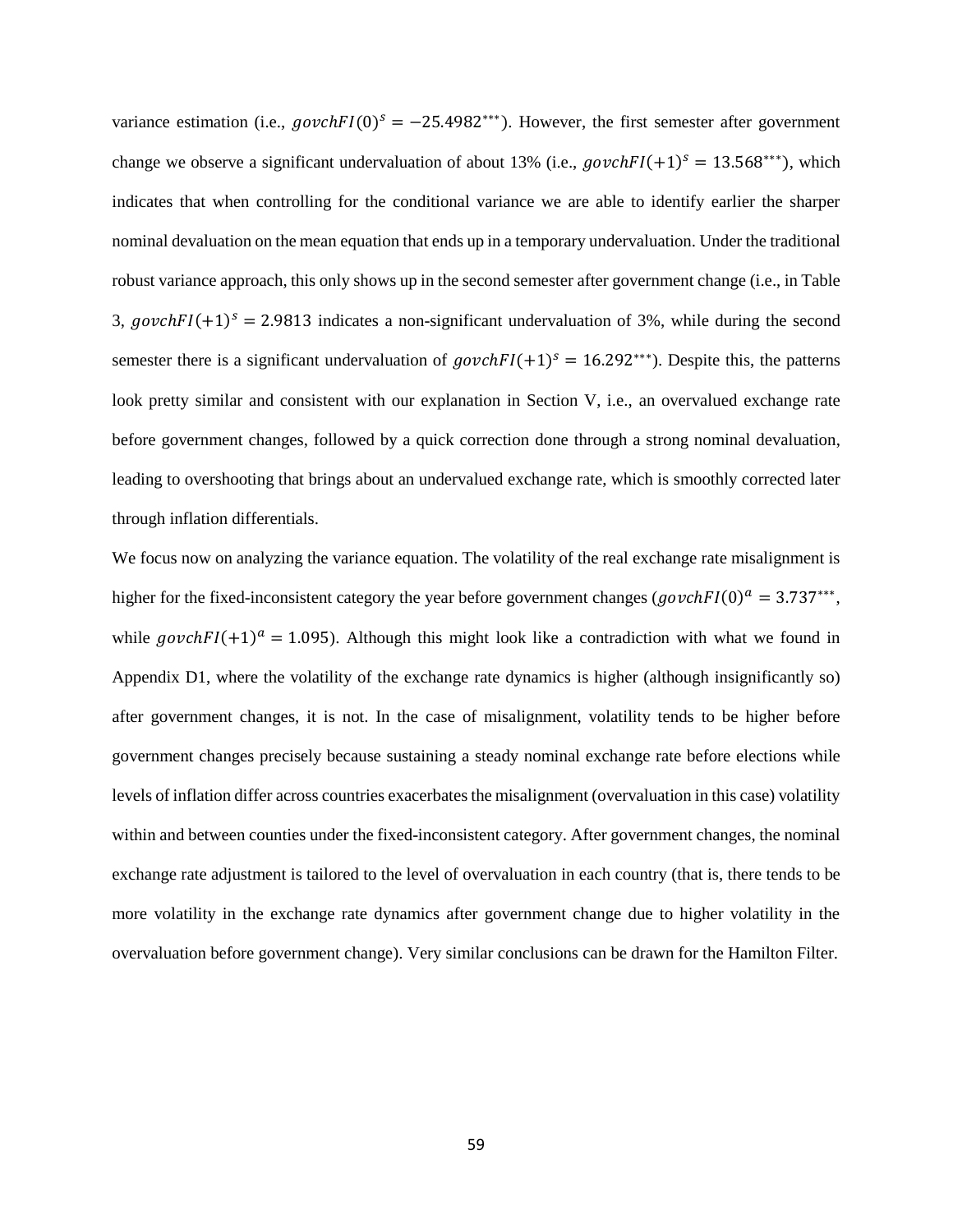variance estimation (i.e., $govchFI(0)^s = -25.4982^{***}$). However, the first semester after government change we observe a significant undervaluation of about 13% (i.e., $govchFI(+1)^s = 13.568^{***}$), which indicates that when controlling for the conditional variance we are able to identify earlier the sharper nominal devaluation on the mean equation that ends up in a temporary undervaluation. Under the traditional robust variance approach, this only shows up in the second semester after government change (i.e., in Table 3, $govchFI(+1)^s = 2.9813$ indicates a non-significant undervaluation of 3%, while during the second semester there is a significant undervaluation of $govchFI(+1)^s = 16.292^{***}$). Despite this, the patterns look pretty similar and consistent with our explanation in Section V, i.e., an overvalued exchange rate before government changes, followed by a quick correction done through a strong nominal devaluation, leading to overshooting that brings about an undervalued exchange rate, which is smoothly corrected later through inflation differentials.

We focus now on analyzing the variance equation. The volatility of the real exchange rate misalignment is higher for the fixed-inconsistent category the year before government changes ($govchFI(0)^a = 3.737^{***}$, while $govchFI(+1)^a = 1.095$). Although this might look like a contradiction with what we found in Appendix D1, where the volatility of the exchange rate dynamics is higher (although insignificantly so) after government changes, it is not. In the case of misalignment, volatility tends to be higher before government changes precisely because sustaining a steady nominal exchange rate before elections while levels of inflation differ across countries exacerbates the misalignment (overvaluation in this case) volatility within and between counties under the fixed-inconsistent category. After government changes, the nominal exchange rate adjustment is tailored to the level of overvaluation in each country (that is, there tends to be more volatility in the exchange rate dynamics after government change due to higher volatility in the overvaluation before government change). Very similar conclusions can be drawn for the Hamilton Filter.